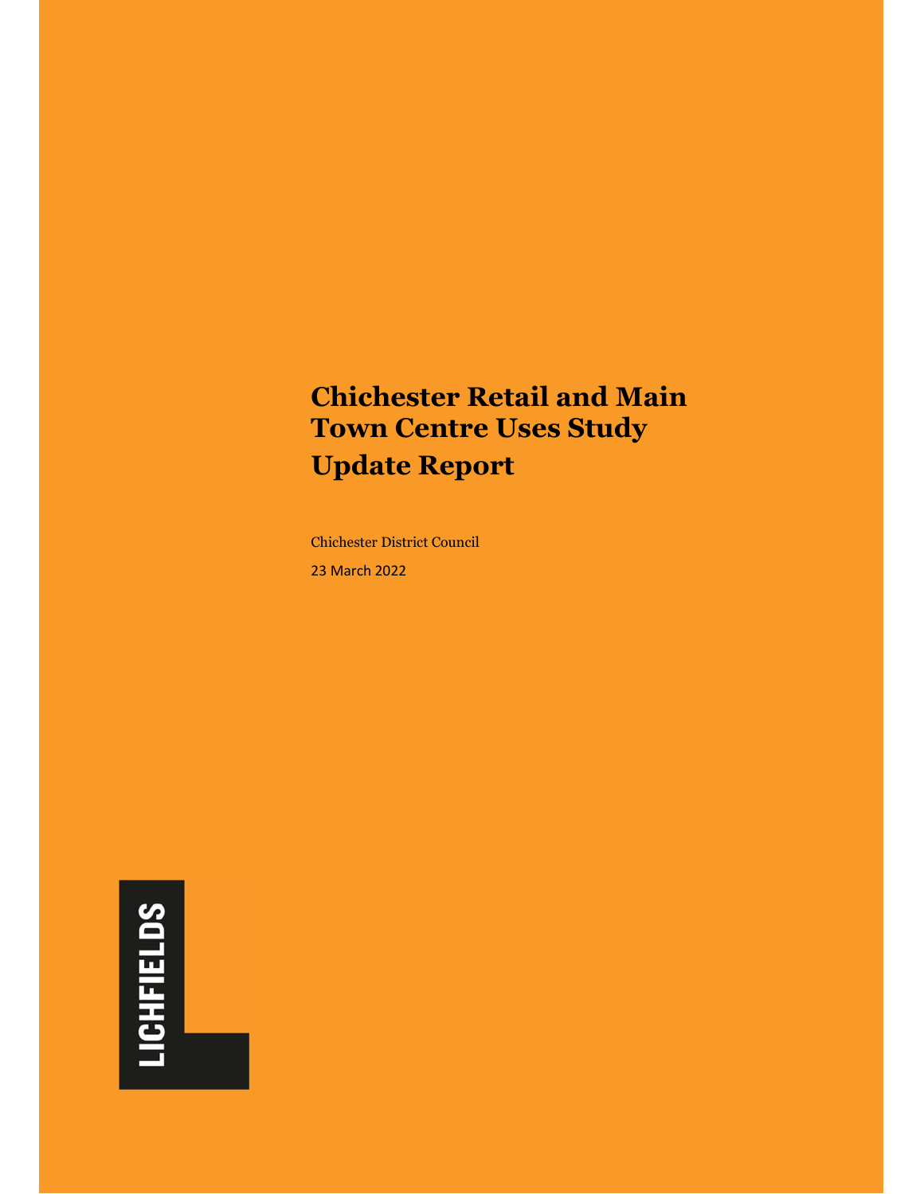# Chichester Retail and Main Town Centre Uses Study

## Update Report

Chichester District Council

23 March 2022

LICHFIELDS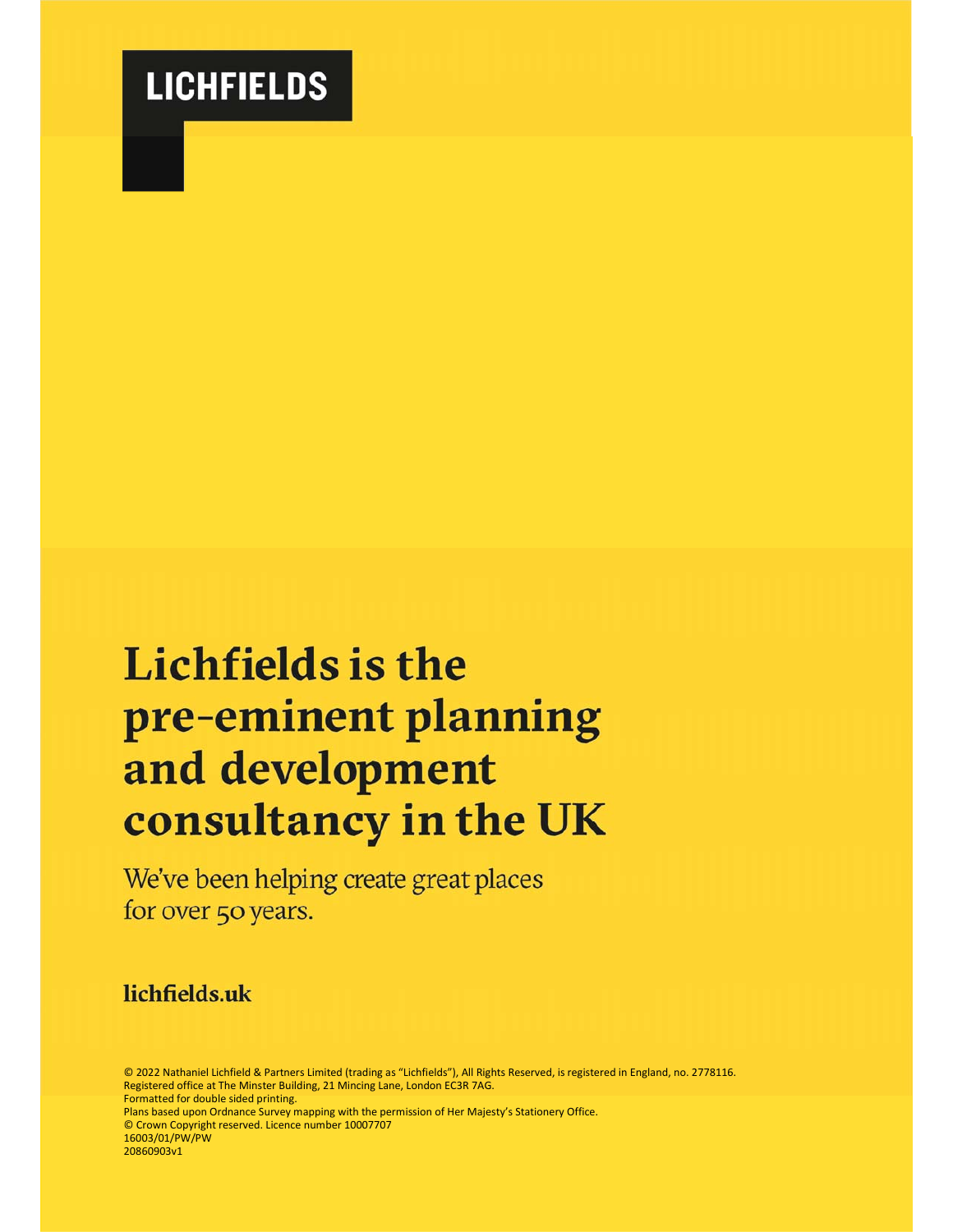**LICHFIELDS**

# Lichfields is the pre-eminent planning and development consultancy in the UK

We've been helping create great places for over 50 years.

**lichfields.uk**

© 2022 Nathaniel Lichfield & Partners Limited (trading as "Lichfields"), All Rights Reserved, is registered in England, no. 2778116.
Registered office at The Minster Building, 21 Mincing Lane, London EC3R 7AG.
Formatted for double sided printing.
Plans based upon Ordnance Survey mapping with the permission of Her Majesty's Stationery Office.
© Crown Copyright reserved. Licence number 10007707
16003/01/PW/PW
20860903v1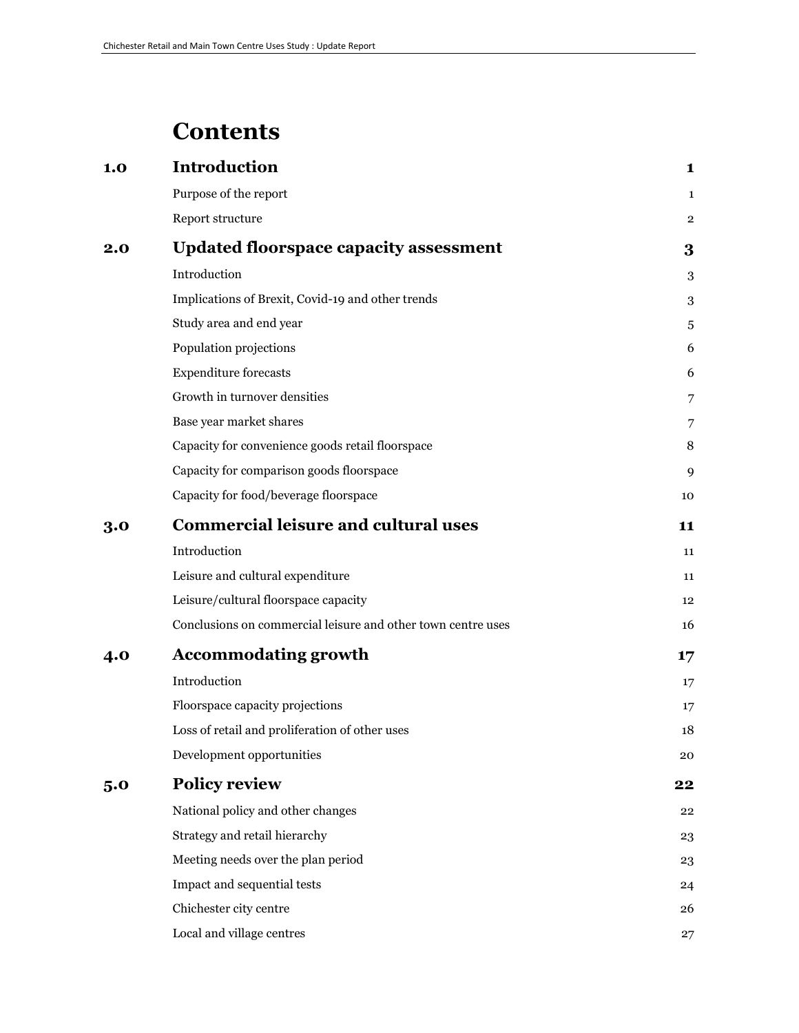# Contents

| | | |
|---|---|---|
| **1.0** | **Introduction** | **1** |
| | Purpose of the report | 1 |
| | Report structure | 2 |
| **2.0** | **Updated floorspace capacity assessment** | **3** |
| | Introduction | 3 |
| | Implications of Brexit, Covid-19 and other trends | 3 |
| | Study area and end year | 5 |
| | Population projections | 6 |
| | Expenditure forecasts | 6 |
| | Growth in turnover densities | 7 |
| | Base year market shares | 7 |
| | Capacity for convenience goods retail floorspace | 8 |
| | Capacity for comparison goods floorspace | 9 |
| | Capacity for food/beverage floorspace | 10 |
| **3.0** | **Commercial leisure and cultural uses** | **11** |
| | Introduction | 11 |
| | Leisure and cultural expenditure | 11 |
| | Leisure/cultural floorspace capacity | 12 |
| | Conclusions on commercial leisure and other town centre uses | 16 |
| **4.0** | **Accommodating growth** | **17** |
| | Introduction | 17 |
| | Floorspace capacity projections | 17 |
| | Loss of retail and proliferation of other uses | 18 |
| | Development opportunities | 20 |
| **5.0** | **Policy review** | **22** |
| | National policy and other changes | 22 |
| | Strategy and retail hierarchy | 23 |
| | Meeting needs over the plan period | 23 |
| | Impact and sequential tests | 24 |
| | Chichester city centre | 26 |
| | Local and village centres | 27 |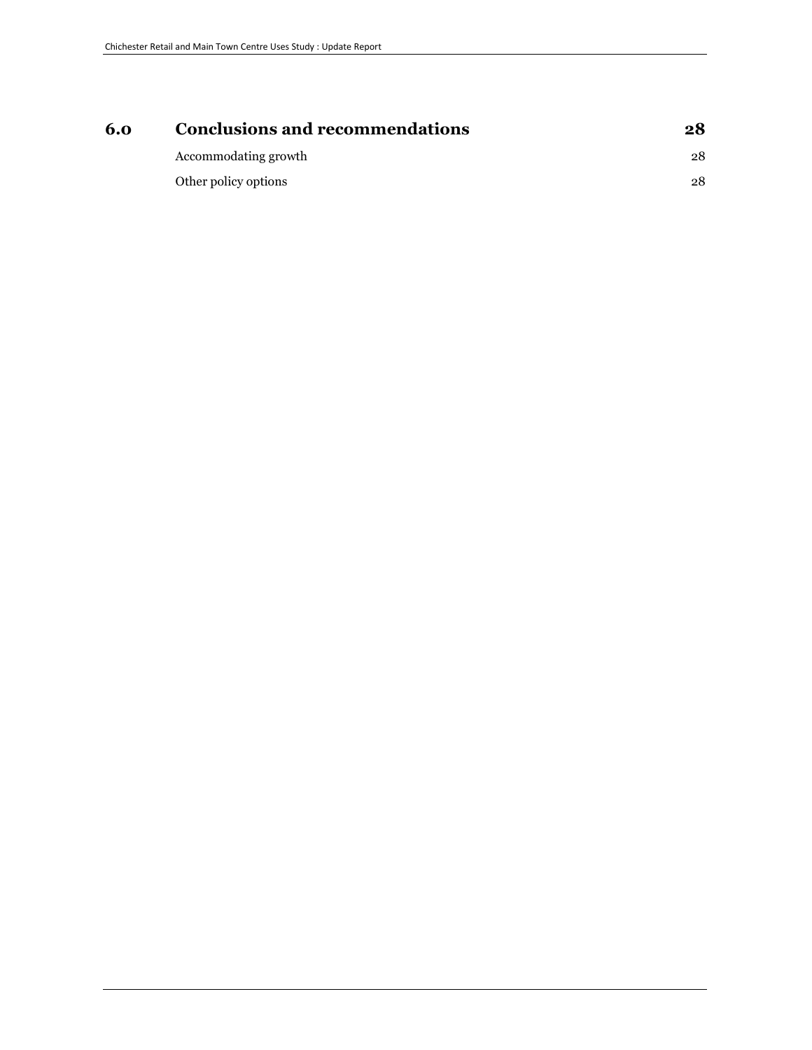| | | |
|---|---|---|
| **6.0** | **Conclusions and recommendations** | **28** |
| | Accommodating growth | 28 |
| | Other policy options | 28 |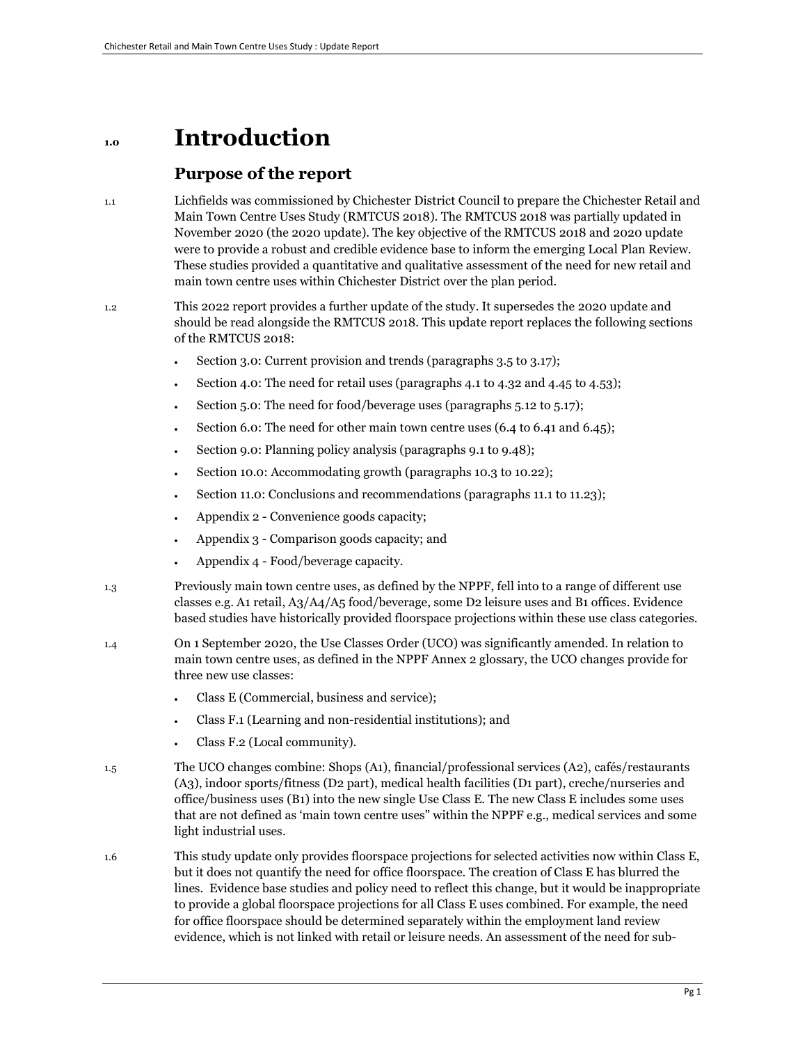# 1.0 Introduction

## Purpose of the report

1.1 Lichfields was commissioned by Chichester District Council to prepare the Chichester Retail and Main Town Centre Uses Study (RMTCUS 2018). The RMTCUS 2018 was partially updated in November 2020 (the 2020 update). The key objective of the RMTCUS 2018 and 2020 update were to provide a robust and credible evidence base to inform the emerging Local Plan Review. These studies provided a quantitative and qualitative assessment of the need for new retail and main town centre uses within Chichester District over the plan period.

1.2 This 2022 report provides a further update of the study. It supersedes the 2020 update and should be read alongside the RMTCUS 2018. This update report replaces the following sections of the RMTCUS 2018:

- Section 3.0: Current provision and trends (paragraphs 3.5 to 3.17);
- Section 4.0: The need for retail uses (paragraphs 4.1 to 4.32 and 4.45 to 4.53);
- Section 5.0: The need for food/beverage uses (paragraphs 5.12 to 5.17);
- Section 6.0: The need for other main town centre uses (6.4 to 6.41 and 6.45);
- Section 9.0: Planning policy analysis (paragraphs 9.1 to 9.48);
- Section 10.0: Accommodating growth (paragraphs 10.3 to 10.22);
- Section 11.0: Conclusions and recommendations (paragraphs 11.1 to 11.23);
- Appendix 2 - Convenience goods capacity;
- Appendix 3 - Comparison goods capacity; and
- Appendix 4 - Food/beverage capacity.

1.3 Previously main town centre uses, as defined by the NPPF, fell into to a range of different use classes e.g. A1 retail, A3/A4/A5 food/beverage, some D2 leisure uses and B1 offices. Evidence based studies have historically provided floorspace projections within these use class categories.

1.4 On 1 September 2020, the Use Classes Order (UCO) was significantly amended. In relation to main town centre uses, as defined in the NPPF Annex 2 glossary, the UCO changes provide for three new use classes:

- Class E (Commercial, business and service);
- Class F.1 (Learning and non-residential institutions); and
- Class F.2 (Local community).

1.5 The UCO changes combine: Shops (A1), financial/professional services (A2), cafés/restaurants (A3), indoor sports/fitness (D2 part), medical health facilities (D1 part), creche/nurseries and office/business uses (B1) into the new single Use Class E. The new Class E includes some uses that are not defined as 'main town centre uses" within the NPPF e.g., medical services and some light industrial uses.

1.6 This study update only provides floorspace projections for selected activities now within Class E, but it does not quantify the need for office floorspace. The creation of Class E has blurred the lines. Evidence base studies and policy need to reflect this change, but it would be inappropriate to provide a global floorspace projections for all Class E uses combined. For example, the need for office floorspace should be determined separately within the employment land review evidence, which is not linked with retail or leisure needs. An assessment of the need for sub-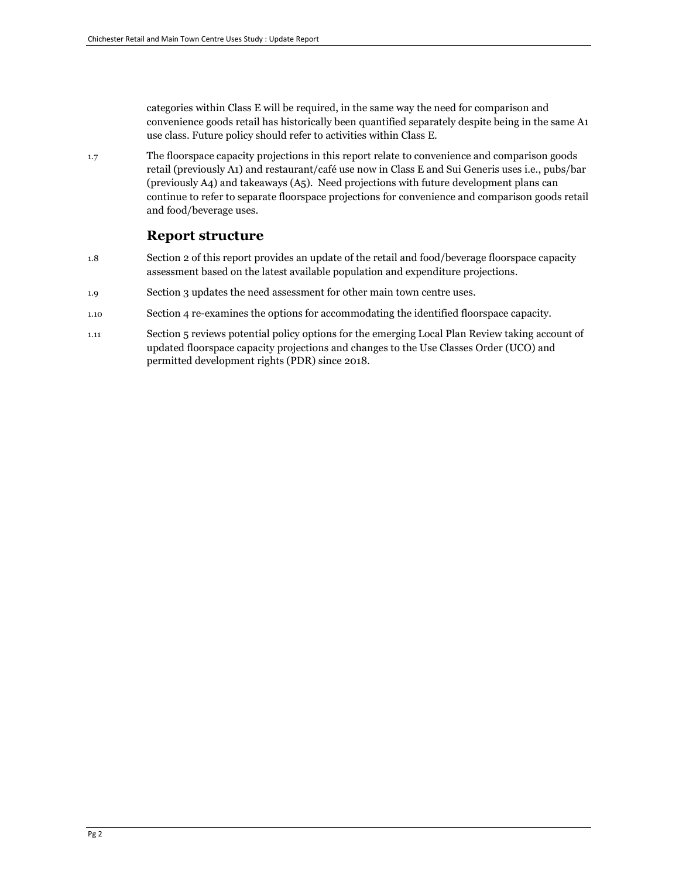categories within Class E will be required, in the same way the need for comparison and convenience goods retail has historically been quantified separately despite being in the same A1 use class. Future policy should refer to activities within Class E.

1.7 The floorspace capacity projections in this report relate to convenience and comparison goods retail (previously A1) and restaurant/café use now in Class E and Sui Generis uses i.e., pubs/bar (previously A4) and takeaways (A5). Need projections with future development plans can continue to refer to separate floorspace projections for convenience and comparison goods retail and food/beverage uses.

## Report structure

1.8 Section 2 of this report provides an update of the retail and food/beverage floorspace capacity assessment based on the latest available population and expenditure projections.

1.9 Section 3 updates the need assessment for other main town centre uses.

1.10 Section 4 re-examines the options for accommodating the identified floorspace capacity.

1.11 Section 5 reviews potential policy options for the emerging Local Plan Review taking account of updated floorspace capacity projections and changes to the Use Classes Order (UCO) and permitted development rights (PDR) since 2018.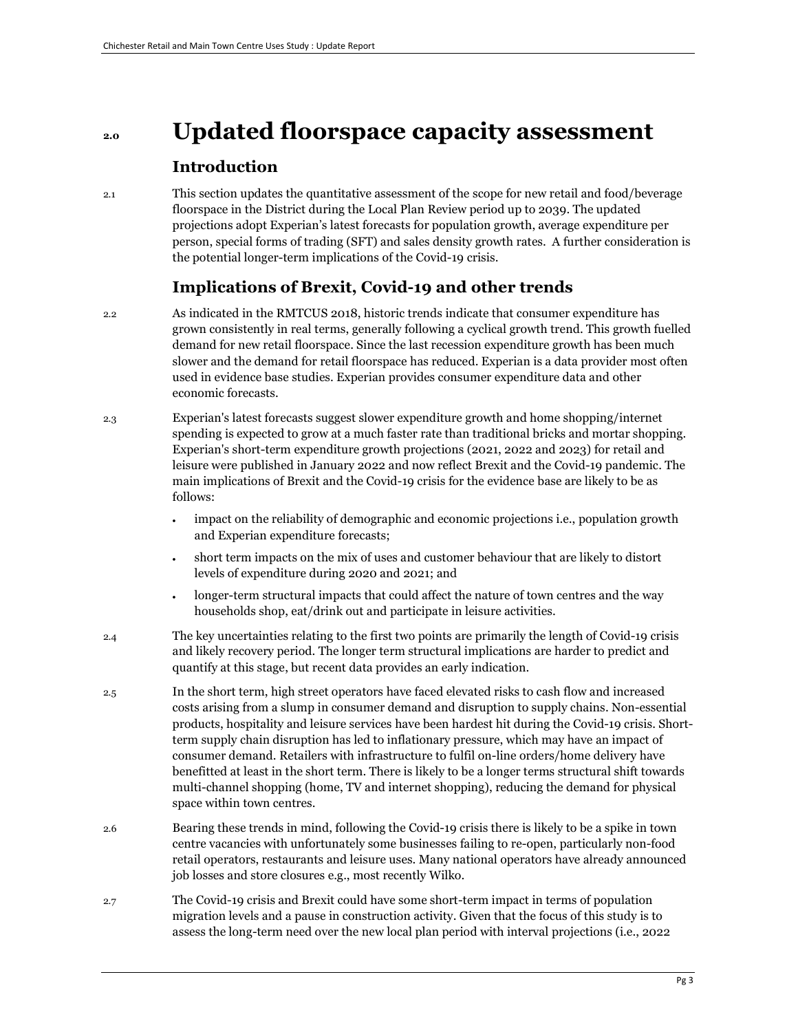# 2.0 Updated floorspace capacity assessment

## Introduction

2.1 This section updates the quantitative assessment of the scope for new retail and food/beverage floorspace in the District during the Local Plan Review period up to 2039. The updated projections adopt Experian's latest forecasts for population growth, average expenditure per person, special forms of trading (SFT) and sales density growth rates. A further consideration is the potential longer-term implications of the Covid-19 crisis.

## Implications of Brexit, Covid-19 and other trends

2.2 As indicated in the RMTCUS 2018, historic trends indicate that consumer expenditure has grown consistently in real terms, generally following a cyclical growth trend. This growth fuelled demand for new retail floorspace. Since the last recession expenditure growth has been much slower and the demand for retail floorspace has reduced. Experian is a data provider most often used in evidence base studies. Experian provides consumer expenditure data and other economic forecasts.

2.3 Experian's latest forecasts suggest slower expenditure growth and home shopping/internet spending is expected to grow at a much faster rate than traditional bricks and mortar shopping. Experian's short-term expenditure growth projections (2021, 2022 and 2023) for retail and leisure were published in January 2022 and now reflect Brexit and the Covid-19 pandemic. The main implications of Brexit and the Covid-19 crisis for the evidence base are likely to be as follows:

- impact on the reliability of demographic and economic projections i.e., population growth and Experian expenditure forecasts;
- short term impacts on the mix of uses and customer behaviour that are likely to distort levels of expenditure during 2020 and 2021; and
- longer-term structural impacts that could affect the nature of town centres and the way households shop, eat/drink out and participate in leisure activities.

2.4 The key uncertainties relating to the first two points are primarily the length of Covid-19 crisis and likely recovery period. The longer term structural implications are harder to predict and quantify at this stage, but recent data provides an early indication.

2.5 In the short term, high street operators have faced elevated risks to cash flow and increased costs arising from a slump in consumer demand and disruption to supply chains. Non-essential products, hospitality and leisure services have been hardest hit during the Covid-19 crisis. Short-term supply chain disruption has led to inflationary pressure, which may have an impact of consumer demand. Retailers with infrastructure to fulfil on-line orders/home delivery have benefitted at least in the short term. There is likely to be a longer terms structural shift towards multi-channel shopping (home, TV and internet shopping), reducing the demand for physical space within town centres.

2.6 Bearing these trends in mind, following the Covid-19 crisis there is likely to be a spike in town centre vacancies with unfortunately some businesses failing to re-open, particularly non-food retail operators, restaurants and leisure uses. Many national operators have already announced job losses and store closures e.g., most recently Wilko.

2.7 The Covid-19 crisis and Brexit could have some short-term impact in terms of population migration levels and a pause in construction activity. Given that the focus of this study is to assess the long-term need over the new local plan period with interval projections (i.e., 2022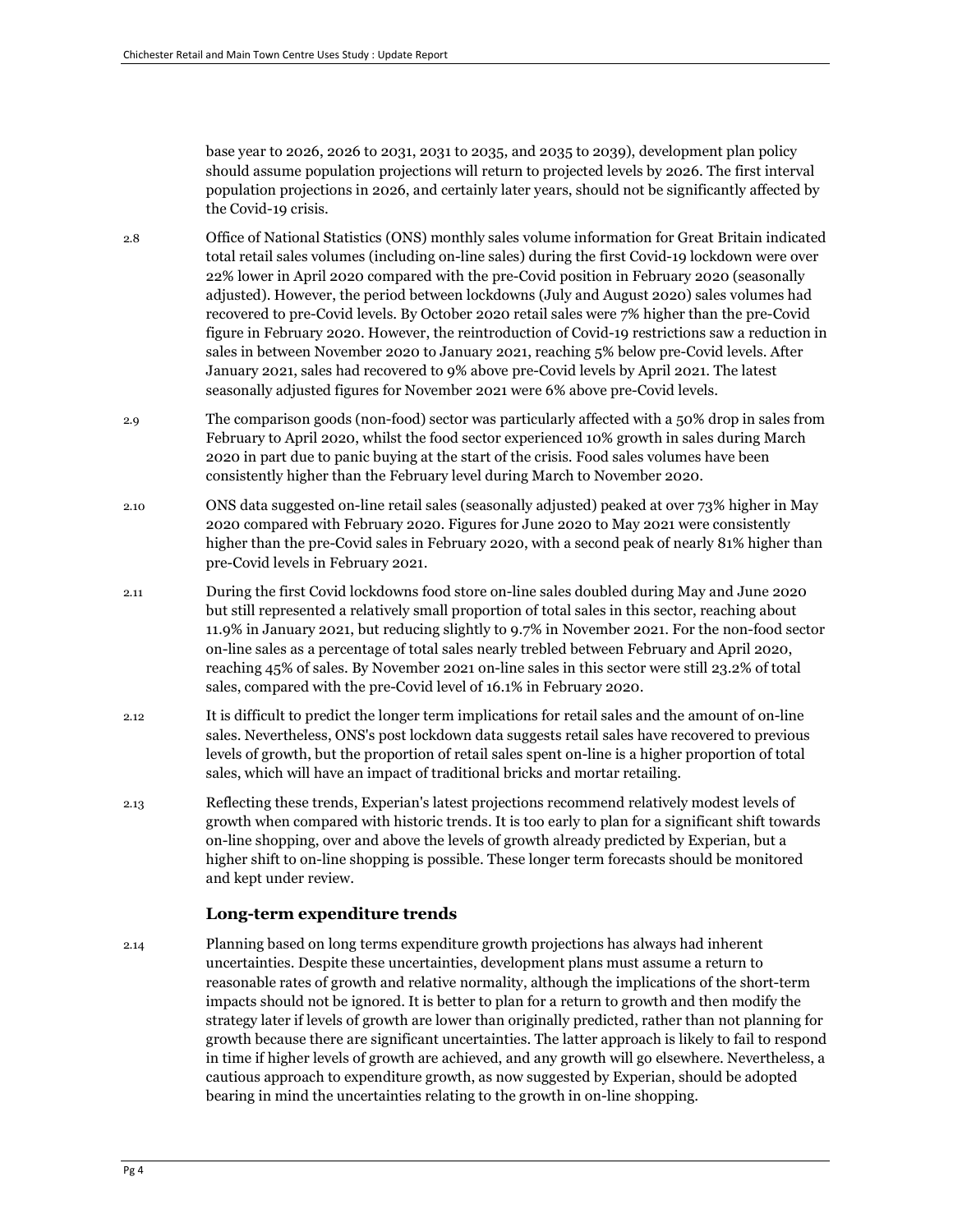base year to 2026, 2026 to 2031, 2031 to 2035, and 2035 to 2039), development plan policy should assume population projections will return to projected levels by 2026. The first interval population projections in 2026, and certainly later years, should not be significantly affected by the Covid-19 crisis.

2.8 Office of National Statistics (ONS) monthly sales volume information for Great Britain indicated total retail sales volumes (including on-line sales) during the first Covid-19 lockdown were over 22% lower in April 2020 compared with the pre-Covid position in February 2020 (seasonally adjusted). However, the period between lockdowns (July and August 2020) sales volumes had recovered to pre-Covid levels. By October 2020 retail sales were 7% higher than the pre-Covid figure in February 2020. However, the reintroduction of Covid-19 restrictions saw a reduction in sales in between November 2020 to January 2021, reaching 5% below pre-Covid levels. After January 2021, sales had recovered to 9% above pre-Covid levels by April 2021. The latest seasonally adjusted figures for November 2021 were 6% above pre-Covid levels.

2.9 The comparison goods (non-food) sector was particularly affected with a 50% drop in sales from February to April 2020, whilst the food sector experienced 10% growth in sales during March 2020 in part due to panic buying at the start of the crisis. Food sales volumes have been consistently higher than the February level during March to November 2020.

2.10 ONS data suggested on-line retail sales (seasonally adjusted) peaked at over 73% higher in May 2020 compared with February 2020. Figures for June 2020 to May 2021 were consistently higher than the pre-Covid sales in February 2020, with a second peak of nearly 81% higher than pre-Covid levels in February 2021.

2.11 During the first Covid lockdowns food store on-line sales doubled during May and June 2020 but still represented a relatively small proportion of total sales in this sector, reaching about 11.9% in January 2021, but reducing slightly to 9.7% in November 2021. For the non-food sector on-line sales as a percentage of total sales nearly trebled between February and April 2020, reaching 45% of sales. By November 2021 on-line sales in this sector were still 23.2% of total sales, compared with the pre-Covid level of 16.1% in February 2020.

2.12 It is difficult to predict the longer term implications for retail sales and the amount of on-line sales. Nevertheless, ONS's post lockdown data suggests retail sales have recovered to previous levels of growth, but the proportion of retail sales spent on-line is a higher proportion of total sales, which will have an impact of traditional bricks and mortar retailing.

2.13 Reflecting these trends, Experian's latest projections recommend relatively modest levels of growth when compared with historic trends. It is too early to plan for a significant shift towards on-line shopping, over and above the levels of growth already predicted by Experian, but a higher shift to on-line shopping is possible. These longer term forecasts should be monitored and kept under review.

### Long-term expenditure trends

2.14 Planning based on long terms expenditure growth projections has always had inherent uncertainties. Despite these uncertainties, development plans must assume a return to reasonable rates of growth and relative normality, although the implications of the short-term impacts should not be ignored. It is better to plan for a return to growth and then modify the strategy later if levels of growth are lower than originally predicted, rather than not planning for growth because there are significant uncertainties. The latter approach is likely to fail to respond in time if higher levels of growth are achieved, and any growth will go elsewhere. Nevertheless, a cautious approach to expenditure growth, as now suggested by Experian, should be adopted bearing in mind the uncertainties relating to the growth in on-line shopping.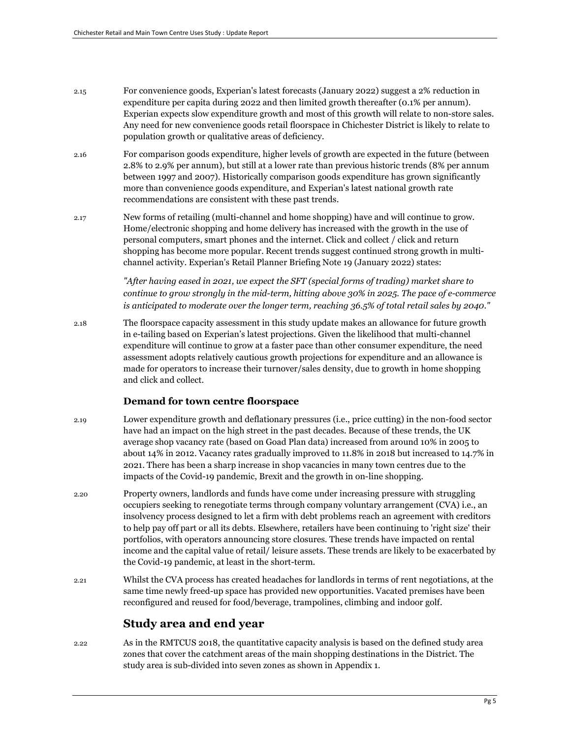2.15 For convenience goods, Experian's latest forecasts (January 2022) suggest a 2% reduction in expenditure per capita during 2022 and then limited growth thereafter (0.1% per annum). Experian expects slow expenditure growth and most of this growth will relate to non-store sales. Any need for new convenience goods retail floorspace in Chichester District is likely to relate to population growth or qualitative areas of deficiency.

2.16 For comparison goods expenditure, higher levels of growth are expected in the future (between 2.8% to 2.9% per annum), but still at a lower rate than previous historic trends (8% per annum between 1997 and 2007). Historically comparison goods expenditure has grown significantly more than convenience goods expenditure, and Experian's latest national growth rate recommendations are consistent with these past trends.

2.17 New forms of retailing (multi-channel and home shopping) have and will continue to grow. Home/electronic shopping and home delivery has increased with the growth in the use of personal computers, smart phones and the internet. Click and collect / click and return shopping has become more popular. Recent trends suggest continued strong growth in multi-channel activity. Experian's Retail Planner Briefing Note 19 (January 2022) states:

> *"After having eased in 2021, we expect the SFT (special forms of trading) market share to continue to grow strongly in the mid-term, hitting above 30% in 2025. The pace of e-commerce is anticipated to moderate over the longer term, reaching 36.5% of total retail sales by 2040."*

2.18 The floorspace capacity assessment in this study update makes an allowance for future growth in e-tailing based on Experian's latest projections. Given the likelihood that multi-channel expenditure will continue to grow at a faster pace than other consumer expenditure, the need assessment adopts relatively cautious growth projections for expenditure and an allowance is made for operators to increase their turnover/sales density, due to growth in home shopping and click and collect.

### Demand for town centre floorspace

2.19 Lower expenditure growth and deflationary pressures (i.e., price cutting) in the non-food sector have had an impact on the high street in the past decades. Because of these trends, the UK average shop vacancy rate (based on Goad Plan data) increased from around 10% in 2005 to about 14% in 2012. Vacancy rates gradually improved to 11.8% in 2018 but increased to 14.7% in 2021. There has been a sharp increase in shop vacancies in many town centres due to the impacts of the Covid-19 pandemic, Brexit and the growth in on-line shopping.

2.20 Property owners, landlords and funds have come under increasing pressure with struggling occupiers seeking to renegotiate terms through company voluntary arrangement (CVA) i.e., an insolvency process designed to let a firm with debt problems reach an agreement with creditors to help pay off part or all its debts. Elsewhere, retailers have been continuing to 'right size' their portfolios, with operators announcing store closures. These trends have impacted on rental income and the capital value of retail/ leisure assets. These trends are likely to be exacerbated by the Covid-19 pandemic, at least in the short-term.

2.21 Whilst the CVA process has created headaches for landlords in terms of rent negotiations, at the same time newly freed-up space has provided new opportunities. Vacated premises have been reconfigured and reused for food/beverage, trampolines, climbing and indoor golf.

## Study area and end year

2.22 As in the RMTCUS 2018, the quantitative capacity analysis is based on the defined study area zones that cover the catchment areas of the main shopping destinations in the District. The study area is sub-divided into seven zones as shown in Appendix 1.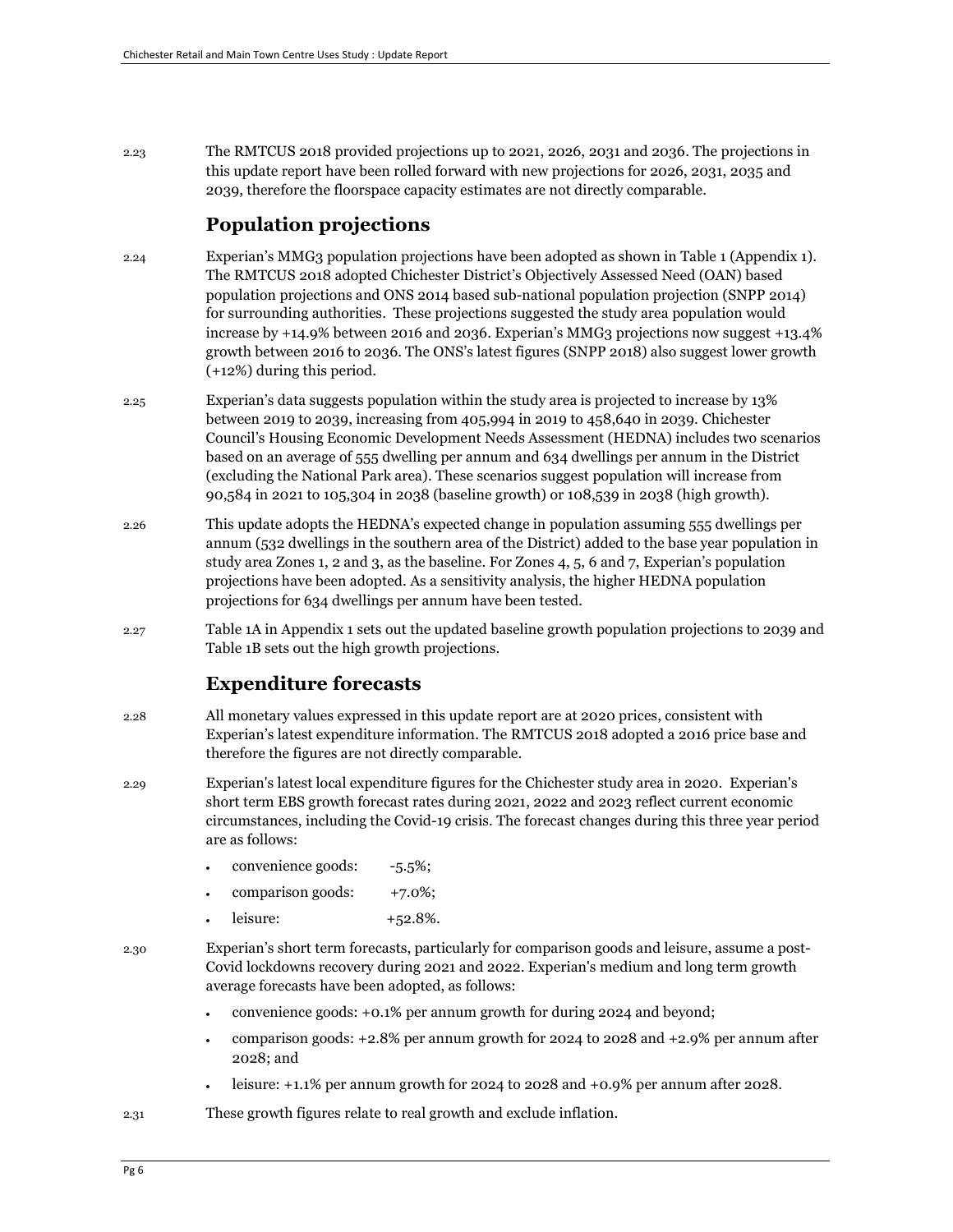2.23 The RMTCUS 2018 provided projections up to 2021, 2026, 2031 and 2036. The projections in this update report have been rolled forward with new projections for 2026, 2031, 2035 and 2039, therefore the floorspace capacity estimates are not directly comparable.

## Population projections

2.24 Experian's MMG3 population projections have been adopted as shown in Table 1 (Appendix 1). The RMTCUS 2018 adopted Chichester District's Objectively Assessed Need (OAN) based population projections and ONS 2014 based sub-national population projection (SNPP 2014) for surrounding authorities. These projections suggested the study area population would increase by +14.9% between 2016 and 2036. Experian's MMG3 projections now suggest +13.4% growth between 2016 to 2036. The ONS's latest figures (SNPP 2018) also suggest lower growth (+12%) during this period.

2.25 Experian's data suggests population within the study area is projected to increase by 13% between 2019 to 2039, increasing from 405,994 in 2019 to 458,640 in 2039. Chichester Council's Housing Economic Development Needs Assessment (HEDNA) includes two scenarios based on an average of 555 dwelling per annum and 634 dwellings per annum in the District (excluding the National Park area). These scenarios suggest population will increase from 90,584 in 2021 to 105,304 in 2038 (baseline growth) or 108,539 in 2038 (high growth).

2.26 This update adopts the HEDNA's expected change in population assuming 555 dwellings per annum (532 dwellings in the southern area of the District) added to the base year population in study area Zones 1, 2 and 3, as the baseline. For Zones 4, 5, 6 and 7, Experian's population projections have been adopted. As a sensitivity analysis, the higher HEDNA population projections for 634 dwellings per annum have been tested.

2.27 Table 1A in Appendix 1 sets out the updated baseline growth population projections to 2039 and Table 1B sets out the high growth projections.

## Expenditure forecasts

2.28 All monetary values expressed in this update report are at 2020 prices, consistent with Experian's latest expenditure information. The RMTCUS 2018 adopted a 2016 price base and therefore the figures are not directly comparable.

2.29 Experian's latest local expenditure figures for the Chichester study area in 2020. Experian's short term EBS growth forecast rates during 2021, 2022 and 2023 reflect current economic circumstances, including the Covid-19 crisis. The forecast changes during this three year period are as follows:

- convenience goods: -5.5%;
- comparison goods: +7.0%;
- leisure: +52.8%.

2.30 Experian's short term forecasts, particularly for comparison goods and leisure, assume a post-Covid lockdowns recovery during 2021 and 2022. Experian's medium and long term growth average forecasts have been adopted, as follows:

- convenience goods: +0.1% per annum growth for during 2024 and beyond;
- comparison goods: +2.8% per annum growth for 2024 to 2028 and +2.9% per annum after 2028; and
- leisure: +1.1% per annum growth for 2024 to 2028 and +0.9% per annum after 2028.

2.31 These growth figures relate to real growth and exclude inflation.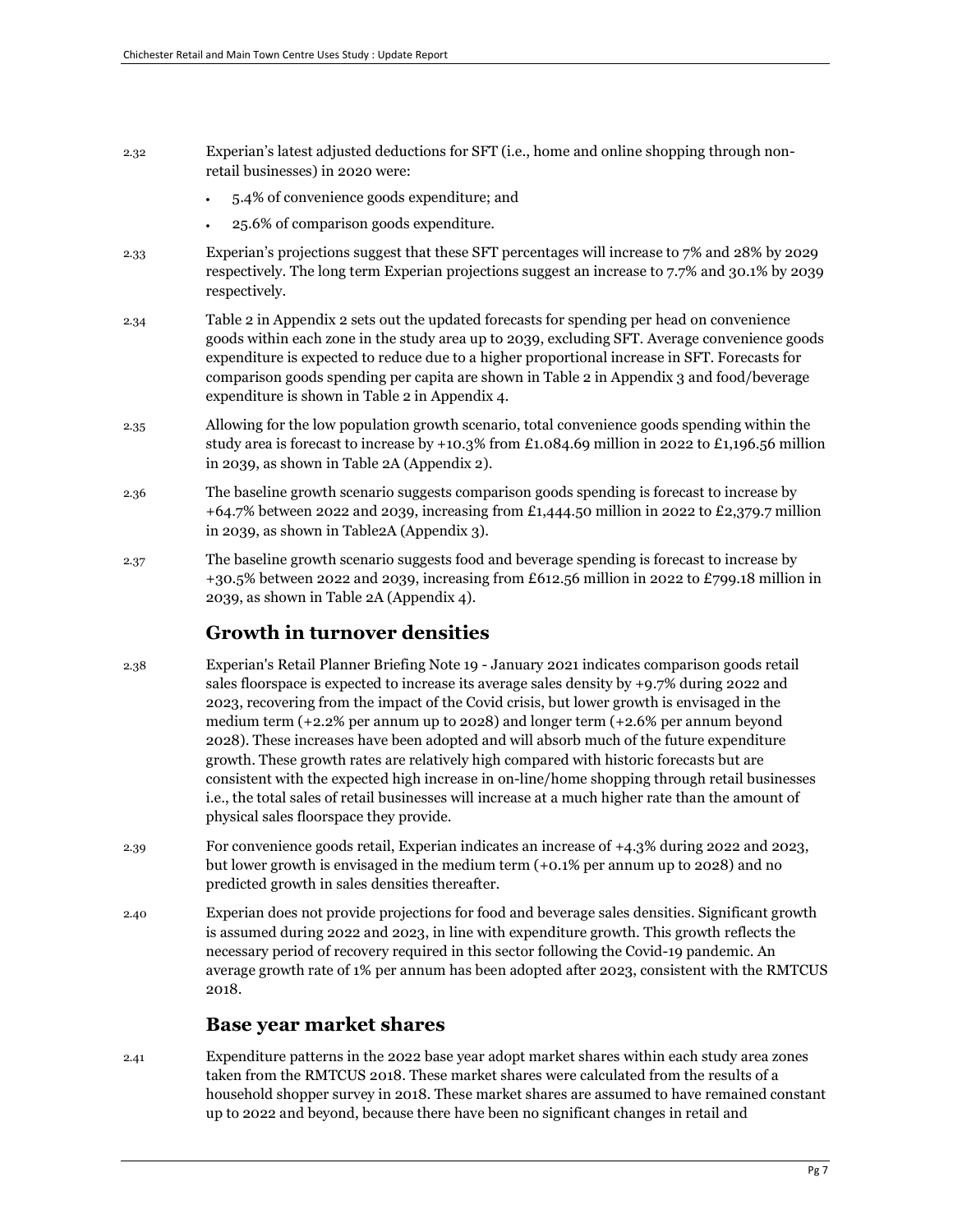2.32 Experian's latest adjusted deductions for SFT (i.e., home and online shopping through non-retail businesses) in 2020 were:

- 5.4% of convenience goods expenditure; and
- 25.6% of comparison goods expenditure.

2.33 Experian's projections suggest that these SFT percentages will increase to 7% and 28% by 2029 respectively. The long term Experian projections suggest an increase to 7.7% and 30.1% by 2039 respectively.

2.34 Table 2 in Appendix 2 sets out the updated forecasts for spending per head on convenience goods within each zone in the study area up to 2039, excluding SFT. Average convenience goods expenditure is expected to reduce due to a higher proportional increase in SFT. Forecasts for comparison goods spending per capita are shown in Table 2 in Appendix 3 and food/beverage expenditure is shown in Table 2 in Appendix 4.

2.35 Allowing for the low population growth scenario, total convenience goods spending within the study area is forecast to increase by +10.3% from £1.084.69 million in 2022 to £1,196.56 million in 2039, as shown in Table 2A (Appendix 2).

2.36 The baseline growth scenario suggests comparison goods spending is forecast to increase by +64.7% between 2022 and 2039, increasing from £1,444.50 million in 2022 to £2,379.7 million in 2039, as shown in Table2A (Appendix 3).

2.37 The baseline growth scenario suggests food and beverage spending is forecast to increase by +30.5% between 2022 and 2039, increasing from £612.56 million in 2022 to £799.18 million in 2039, as shown in Table 2A (Appendix 4).

## Growth in turnover densities

2.38 Experian's Retail Planner Briefing Note 19 - January 2021 indicates comparison goods retail sales floorspace is expected to increase its average sales density by +9.7% during 2022 and 2023, recovering from the impact of the Covid crisis, but lower growth is envisaged in the medium term (+2.2% per annum up to 2028) and longer term (+2.6% per annum beyond 2028). These increases have been adopted and will absorb much of the future expenditure growth. These growth rates are relatively high compared with historic forecasts but are consistent with the expected high increase in on-line/home shopping through retail businesses i.e., the total sales of retail businesses will increase at a much higher rate than the amount of physical sales floorspace they provide.

2.39 For convenience goods retail, Experian indicates an increase of +4.3% during 2022 and 2023, but lower growth is envisaged in the medium term (+0.1% per annum up to 2028) and no predicted growth in sales densities thereafter.

2.40 Experian does not provide projections for food and beverage sales densities. Significant growth is assumed during 2022 and 2023, in line with expenditure growth. This growth reflects the necessary period of recovery required in this sector following the Covid-19 pandemic. An average growth rate of 1% per annum has been adopted after 2023, consistent with the RMTCUS 2018.

## Base year market shares

2.41 Expenditure patterns in the 2022 base year adopt market shares within each study area zones taken from the RMTCUS 2018. These market shares were calculated from the results of a household shopper survey in 2018. These market shares are assumed to have remained constant up to 2022 and beyond, because there have been no significant changes in retail and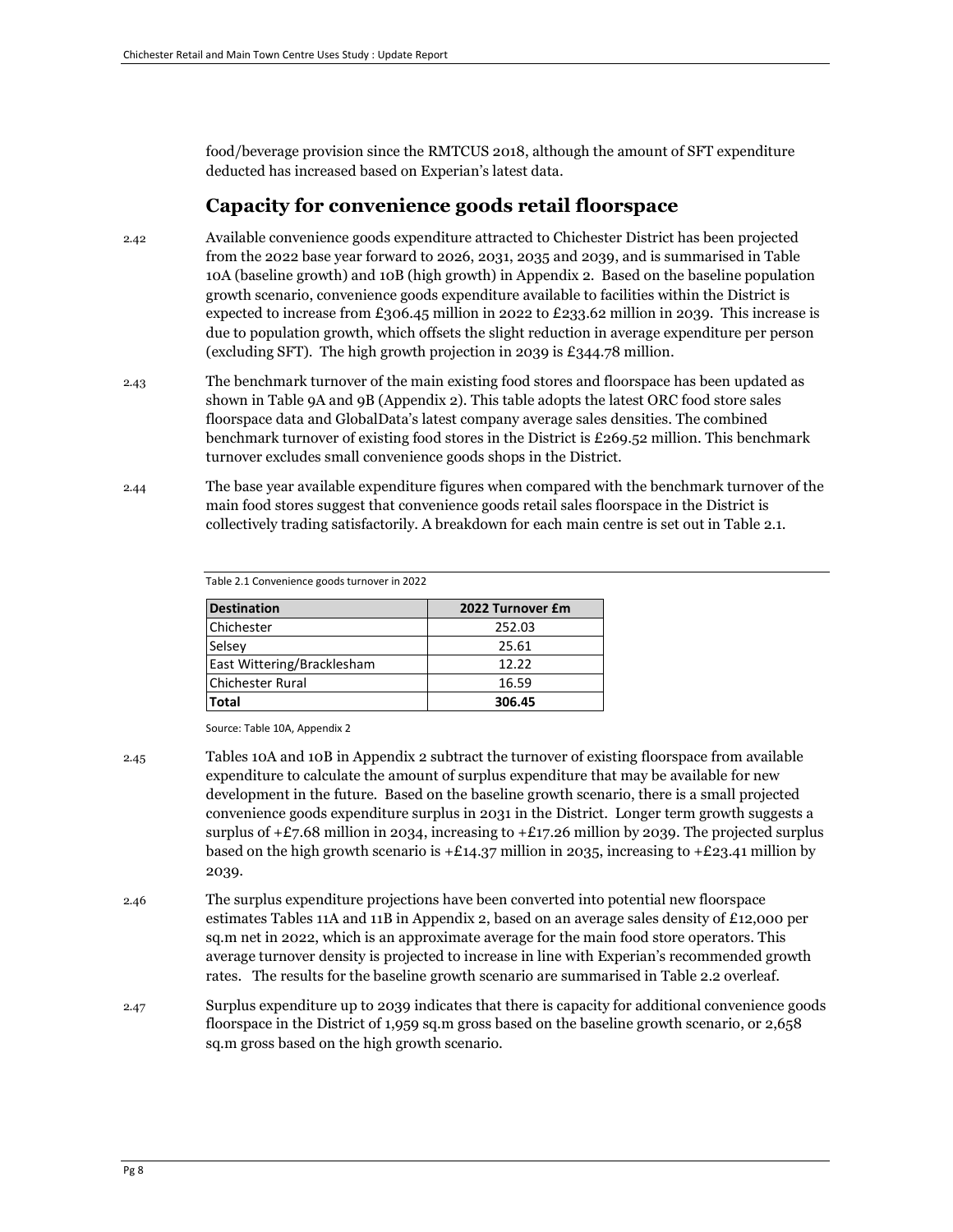food/beverage provision since the RMTCUS 2018, although the amount of SFT expenditure deducted has increased based on Experian's latest data.

## Capacity for convenience goods retail floorspace

2.42 Available convenience goods expenditure attracted to Chichester District has been projected from the 2022 base year forward to 2026, 2031, 2035 and 2039, and is summarised in Table 10A (baseline growth) and 10B (high growth) in Appendix 2. Based on the baseline population growth scenario, convenience goods expenditure available to facilities within the District is expected to increase from £306.45 million in 2022 to £233.62 million in 2039. This increase is due to population growth, which offsets the slight reduction in average expenditure per person (excluding SFT). The high growth projection in 2039 is £344.78 million.

2.43 The benchmark turnover of the main existing food stores and floorspace has been updated as shown in Table 9A and 9B (Appendix 2). This table adopts the latest ORC food store sales floorspace data and GlobalData's latest company average sales densities. The combined benchmark turnover of existing food stores in the District is £269.52 million. This benchmark turnover excludes small convenience goods shops in the District.

2.44 The base year available expenditure figures when compared with the benchmark turnover of the main food stores suggest that convenience goods retail sales floorspace in the District is collectively trading satisfactorily. A breakdown for each main centre is set out in Table 2.1.

Table 2.1 Convenience goods turnover in 2022

| Destination | 2022 Turnover £m |
|---|---|
| Chichester | 252.03 |
| Selsey | 25.61 |
| East Wittering/Bracklesham | 12.22 |
| Chichester Rural | 16.59 |
| **Total** | **306.45** |

Source: Table 10A, Appendix 2

2.45 Tables 10A and 10B in Appendix 2 subtract the turnover of existing floorspace from available expenditure to calculate the amount of surplus expenditure that may be available for new development in the future. Based on the baseline growth scenario, there is a small projected convenience goods expenditure surplus in 2031 in the District. Longer term growth suggests a surplus of +£7.68 million in 2034, increasing to +£17.26 million by 2039. The projected surplus based on the high growth scenario is +£14.37 million in 2035, increasing to +£23.41 million by 2039.

2.46 The surplus expenditure projections have been converted into potential new floorspace estimates Tables 11A and 11B in Appendix 2, based on an average sales density of £12,000 per sq.m net in 2022, which is an approximate average for the main food store operators. This average turnover density is projected to increase in line with Experian's recommended growth rates. The results for the baseline growth scenario are summarised in Table 2.2 overleaf.

2.47 Surplus expenditure up to 2039 indicates that there is capacity for additional convenience goods floorspace in the District of 1,959 sq.m gross based on the baseline growth scenario, or 2,658 sq.m gross based on the high growth scenario.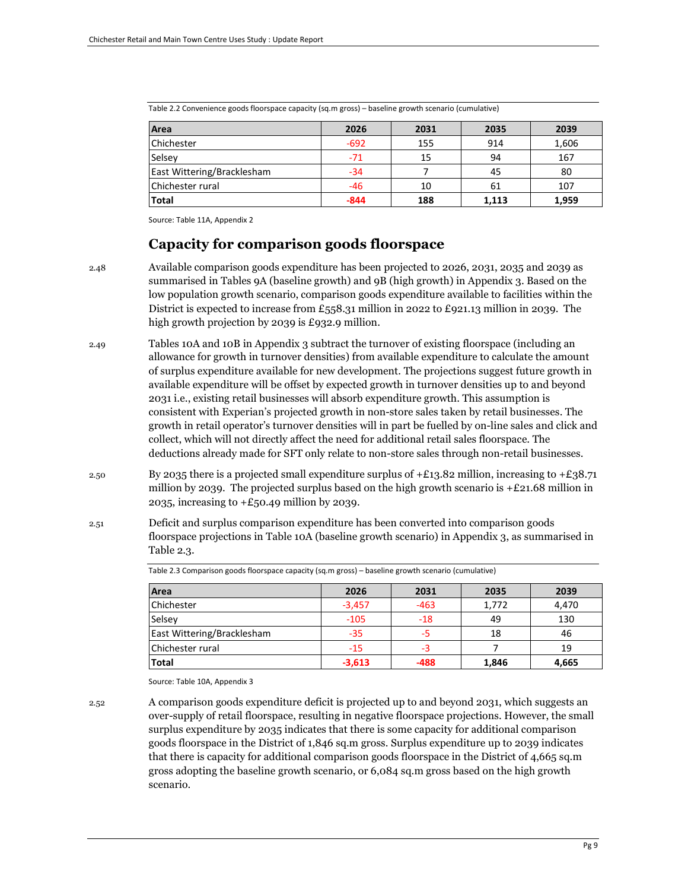Table 2.2 Convenience goods floorspace capacity (sq.m gross) – baseline growth scenario (cumulative)

| Area | 2026 | 2031 | 2035 | 2039 |
|---|---|---|---|---|
| Chichester | -692 | 155 | 914 | 1,606 |
| Selsey | -71 | 15 | 94 | 167 |
| East Wittering/Bracklesham | -34 | 7 | 45 | 80 |
| Chichester rural | -46 | 10 | 61 | 107 |
| **Total** | **-844** | **188** | **1,113** | **1,959** |

Source: Table 11A, Appendix 2

## Capacity for comparison goods floorspace

2.48 Available comparison goods expenditure has been projected to 2026, 2031, 2035 and 2039 as summarised in Tables 9A (baseline growth) and 9B (high growth) in Appendix 3. Based on the low population growth scenario, comparison goods expenditure available to facilities within the District is expected to increase from £558.31 million in 2022 to £921.13 million in 2039. The high growth projection by 2039 is £932.9 million.

2.49 Tables 10A and 10B in Appendix 3 subtract the turnover of existing floorspace (including an allowance for growth in turnover densities) from available expenditure to calculate the amount of surplus expenditure available for new development. The projections suggest future growth in available expenditure will be offset by expected growth in turnover densities up to and beyond 2031 i.e., existing retail businesses will absorb expenditure growth. This assumption is consistent with Experian's projected growth in non-store sales taken by retail businesses. The growth in retail operator's turnover densities will in part be fuelled by on-line sales and click and collect, which will not directly affect the need for additional retail sales floorspace. The deductions already made for SFT only relate to non-store sales through non-retail businesses.

2.50 By 2035 there is a projected small expenditure surplus of +£13.82 million, increasing to +£38.71 million by 2039. The projected surplus based on the high growth scenario is +£21.68 million in 2035, increasing to +£50.49 million by 2039.

2.51 Deficit and surplus comparison expenditure has been converted into comparison goods floorspace projections in Table 10A (baseline growth scenario) in Appendix 3, as summarised in Table 2.3.

Table 2.3 Comparison goods floorspace capacity (sq.m gross) – baseline growth scenario (cumulative)

| Area | 2026 | 2031 | 2035 | 2039 |
|---|---|---|---|---|
| Chichester | -3,457 | -463 | 1,772 | 4,470 |
| Selsey | -105 | -18 | 49 | 130 |
| East Wittering/Bracklesham | -35 | -5 | 18 | 46 |
| Chichester rural | -15 | -3 | 7 | 19 |
| **Total** | **-3,613** | **-488** | **1,846** | **4,665** |

Source: Table 10A, Appendix 3

2.52 A comparison goods expenditure deficit is projected up to and beyond 2031, which suggests an over-supply of retail floorspace, resulting in negative floorspace projections. However, the small surplus expenditure by 2035 indicates that there is some capacity for additional comparison goods floorspace in the District of 1,846 sq.m gross. Surplus expenditure up to 2039 indicates that there is capacity for additional comparison goods floorspace in the District of 4,665 sq.m gross adopting the baseline growth scenario, or 6,084 sq.m gross based on the high growth scenario.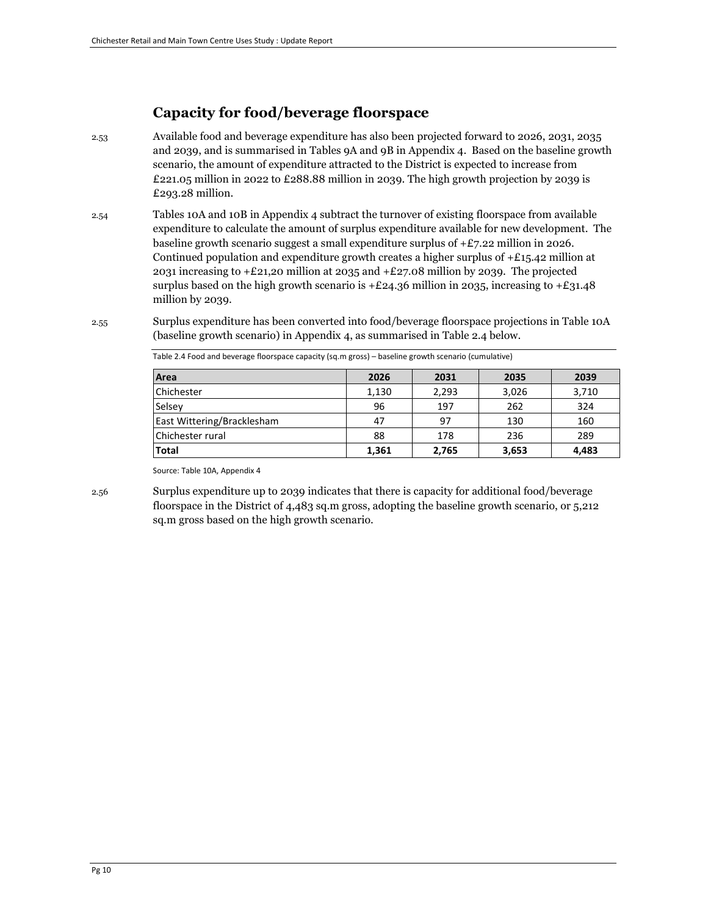## Capacity for food/beverage floorspace

2.53 Available food and beverage expenditure has also been projected forward to 2026, 2031, 2035 and 2039, and is summarised in Tables 9A and 9B in Appendix 4. Based on the baseline growth scenario, the amount of expenditure attracted to the District is expected to increase from £221.05 million in 2022 to £288.88 million in 2039. The high growth projection by 2039 is £293.28 million.

2.54 Tables 10A and 10B in Appendix 4 subtract the turnover of existing floorspace from available expenditure to calculate the amount of surplus expenditure available for new development. The baseline growth scenario suggest a small expenditure surplus of +£7.22 million in 2026. Continued population and expenditure growth creates a higher surplus of +£15.42 million at 2031 increasing to +£21,20 million at 2035 and +£27.08 million by 2039. The projected surplus based on the high growth scenario is +£24.36 million in 2035, increasing to +£31.48 million by 2039.

2.55 Surplus expenditure has been converted into food/beverage floorspace projections in Table 10A (baseline growth scenario) in Appendix 4, as summarised in Table 2.4 below.

Table 2.4 Food and beverage floorspace capacity (sq.m gross) – baseline growth scenario (cumulative)

| Area | 2026 | 2031 | 2035 | 2039 |
|---|---|---|---|---|
| Chichester | 1,130 | 2,293 | 3,026 | 3,710 |
| Selsey | 96 | 197 | 262 | 324 |
| East Wittering/Bracklesham | 47 | 97 | 130 | 160 |
| Chichester rural | 88 | 178 | 236 | 289 |
| **Total** | **1,361** | **2,765** | **3,653** | **4,483** |

Source: Table 10A, Appendix 4

2.56 Surplus expenditure up to 2039 indicates that there is capacity for additional food/beverage floorspace in the District of 4,483 sq.m gross, adopting the baseline growth scenario, or 5,212 sq.m gross based on the high growth scenario.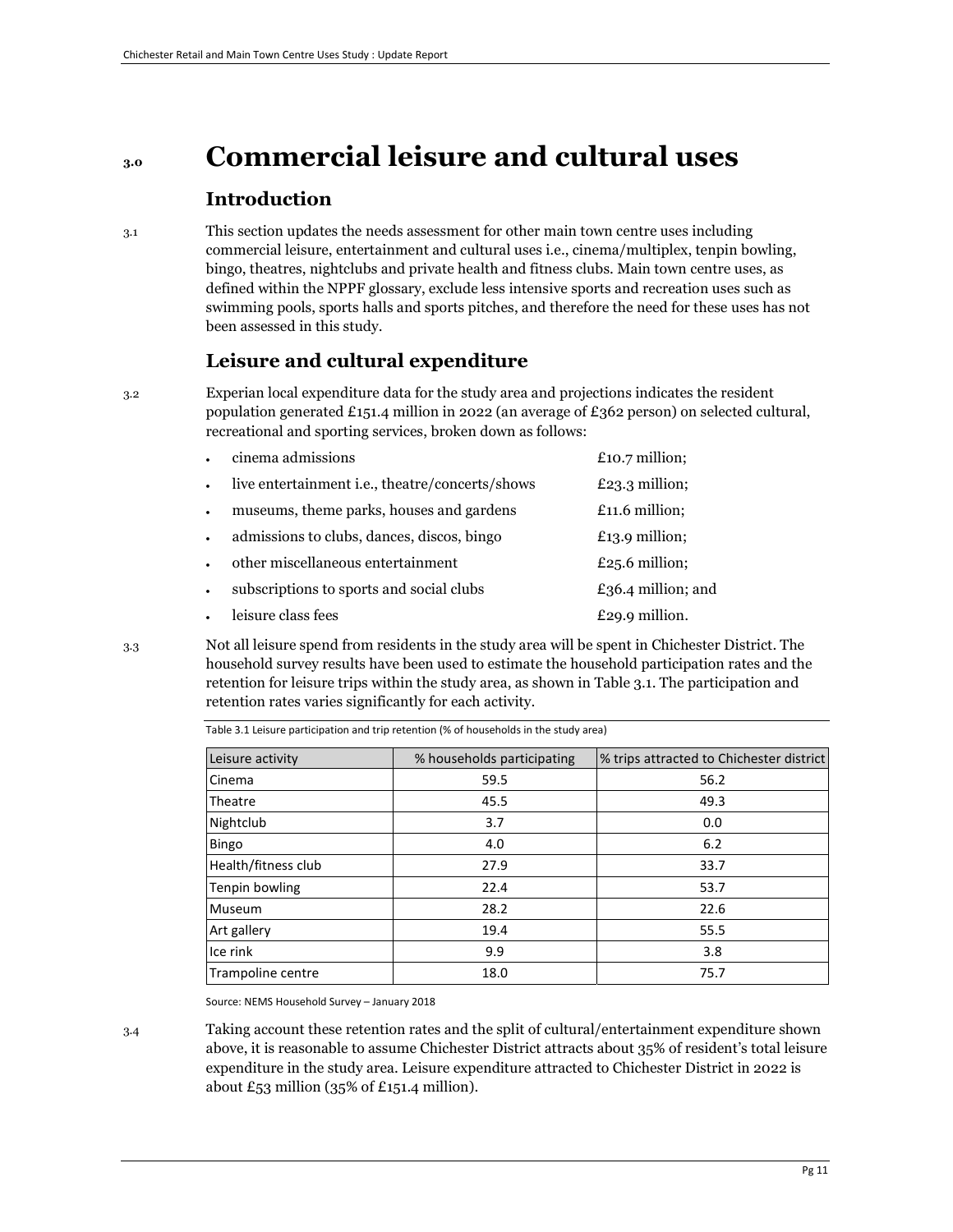# 3.0 Commercial leisure and cultural uses

## Introduction

3.1 This section updates the needs assessment for other main town centre uses including commercial leisure, entertainment and cultural uses i.e., cinema/multiplex, tenpin bowling, bingo, theatres, nightclubs and private health and fitness clubs. Main town centre uses, as defined within the NPPF glossary, exclude less intensive sports and recreation uses such as swimming pools, sports halls and sports pitches, and therefore the need for these uses has not been assessed in this study.

## Leisure and cultural expenditure

3.2 Experian local expenditure data for the study area and projections indicates the resident population generated £151.4 million in 2022 (an average of £362 person) on selected cultural, recreational and sporting services, broken down as follows:

- cinema admissions £10.7 million;
- live entertainment i.e., theatre/concerts/shows £23.3 million;
- museums, theme parks, houses and gardens £11.6 million;
- admissions to clubs, dances, discos, bingo £13.9 million;
- other miscellaneous entertainment £25.6 million;
- subscriptions to sports and social clubs £36.4 million; and
- leisure class fees £29.9 million.

3.3 Not all leisure spend from residents in the study area will be spent in Chichester District. The household survey results have been used to estimate the household participation rates and the retention for leisure trips within the study area, as shown in Table 3.1. The participation and retention rates varies significantly for each activity.

Table 3.1 Leisure participation and trip retention (% of households in the study area)

| Leisure activity | % households participating | % trips attracted to Chichester district |
|---|---|---|
| Cinema | 59.5 | 56.2 |
| Theatre | 45.5 | 49.3 |
| Nightclub | 3.7 | 0.0 |
| Bingo | 4.0 | 6.2 |
| Health/fitness club | 27.9 | 33.7 |
| Tenpin bowling | 22.4 | 53.7 |
| Museum | 28.2 | 22.6 |
| Art gallery | 19.4 | 55.5 |
| Ice rink | 9.9 | 3.8 |
| Trampoline centre | 18.0 | 75.7 |

Source: NEMS Household Survey – January 2018

3.4 Taking account these retention rates and the split of cultural/entertainment expenditure shown above, it is reasonable to assume Chichester District attracts about 35% of resident's total leisure expenditure in the study area. Leisure expenditure attracted to Chichester District in 2022 is about £53 million (35% of £151.4 million).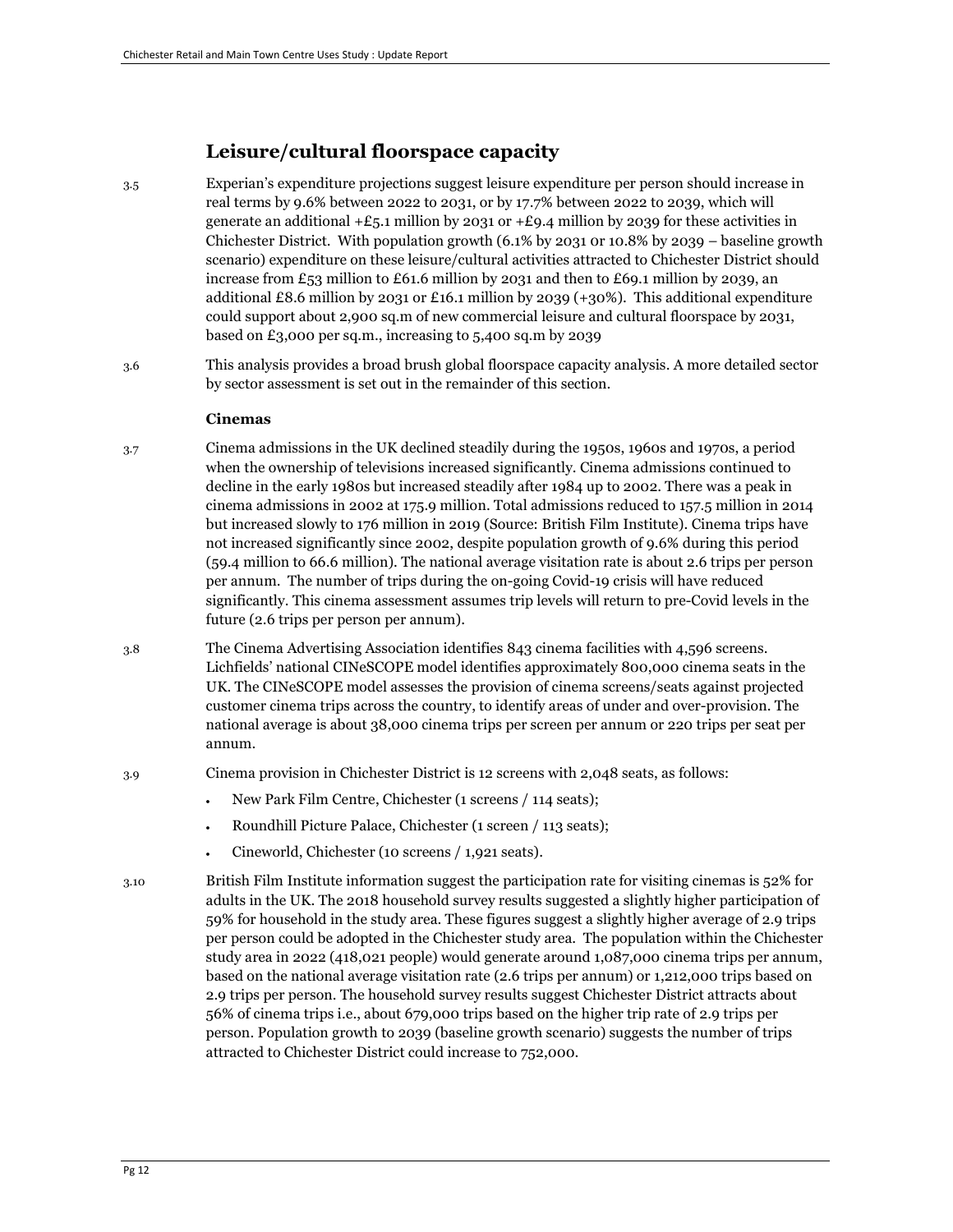## Leisure/cultural floorspace capacity

3.5 Experian's expenditure projections suggest leisure expenditure per person should increase in real terms by 9.6% between 2022 to 2031, or by 17.7% between 2022 to 2039, which will generate an additional +£5.1 million by 2031 or +£9.4 million by 2039 for these activities in Chichester District. With population growth (6.1% by 2031 or 10.8% by 2039 – baseline growth scenario) expenditure on these leisure/cultural activities attracted to Chichester District should increase from £53 million to £61.6 million by 2031 and then to £69.1 million by 2039, an additional £8.6 million by 2031 or £16.1 million by 2039 (+30%). This additional expenditure could support about 2,900 sq.m of new commercial leisure and cultural floorspace by 2031, based on £3,000 per sq.m., increasing to 5,400 sq.m by 2039

3.6 This analysis provides a broad brush global floorspace capacity analysis. A more detailed sector by sector assessment is set out in the remainder of this section.

### Cinemas

3.7 Cinema admissions in the UK declined steadily during the 1950s, 1960s and 1970s, a period when the ownership of televisions increased significantly. Cinema admissions continued to decline in the early 1980s but increased steadily after 1984 up to 2002. There was a peak in cinema admissions in 2002 at 175.9 million. Total admissions reduced to 157.5 million in 2014 but increased slowly to 176 million in 2019 (Source: British Film Institute). Cinema trips have not increased significantly since 2002, despite population growth of 9.6% during this period (59.4 million to 66.6 million). The national average visitation rate is about 2.6 trips per person per annum. The number of trips during the on-going Covid-19 crisis will have reduced significantly. This cinema assessment assumes trip levels will return to pre-Covid levels in the future (2.6 trips per person per annum).

3.8 The Cinema Advertising Association identifies 843 cinema facilities with 4,596 screens. Lichfields' national CINeSCOPE model identifies approximately 800,000 cinema seats in the UK. The CINeSCOPE model assesses the provision of cinema screens/seats against projected customer cinema trips across the country, to identify areas of under and over-provision. The national average is about 38,000 cinema trips per screen per annum or 220 trips per seat per annum.

3.9 Cinema provision in Chichester District is 12 screens with 2,048 seats, as follows:

- New Park Film Centre, Chichester (1 screens / 114 seats);
- Roundhill Picture Palace, Chichester (1 screen / 113 seats);
- Cineworld, Chichester (10 screens / 1,921 seats).

3.10 British Film Institute information suggest the participation rate for visiting cinemas is 52% for adults in the UK. The 2018 household survey results suggested a slightly higher participation of 59% for household in the study area. These figures suggest a slightly higher average of 2.9 trips per person could be adopted in the Chichester study area. The population within the Chichester study area in 2022 (418,021 people) would generate around 1,087,000 cinema trips per annum, based on the national average visitation rate (2.6 trips per annum) or 1,212,000 trips based on 2.9 trips per person. The household survey results suggest Chichester District attracts about 56% of cinema trips i.e., about 679,000 trips based on the higher trip rate of 2.9 trips per person. Population growth to 2039 (baseline growth scenario) suggests the number of trips attracted to Chichester District could increase to 752,000.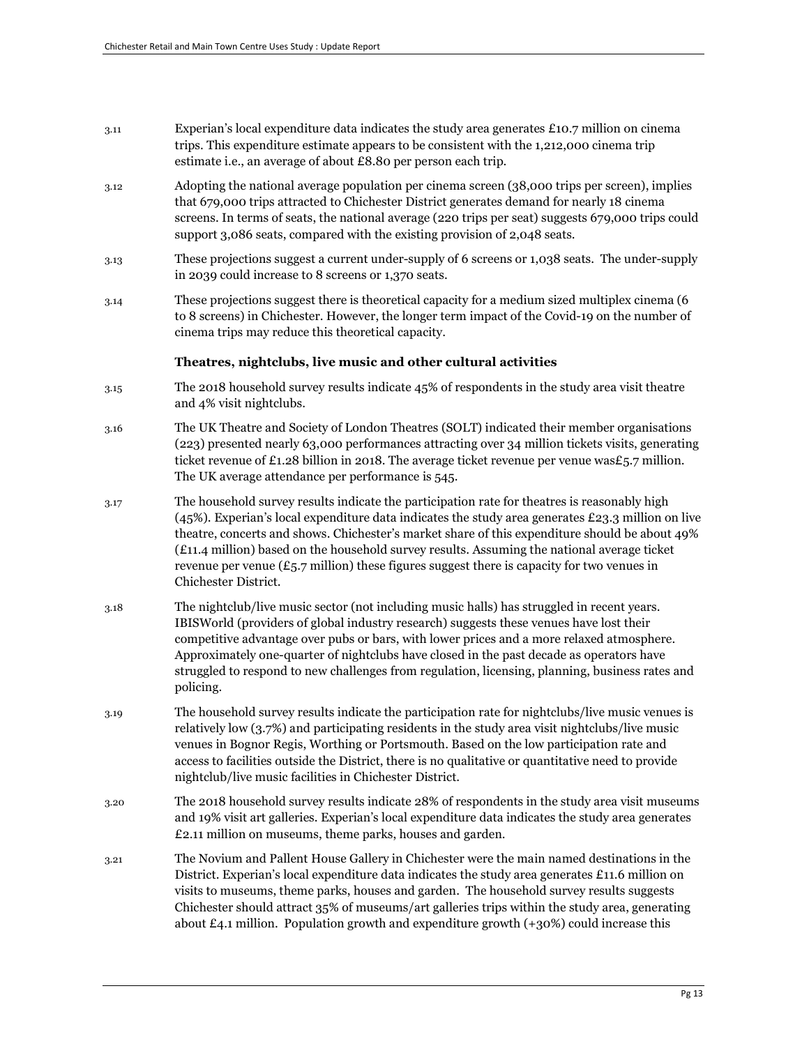3.11 Experian's local expenditure data indicates the study area generates £10.7 million on cinema trips. This expenditure estimate appears to be consistent with the 1,212,000 cinema trip estimate i.e., an average of about £8.80 per person each trip.

3.12 Adopting the national average population per cinema screen (38,000 trips per screen), implies that 679,000 trips attracted to Chichester District generates demand for nearly 18 cinema screens. In terms of seats, the national average (220 trips per seat) suggests 679,000 trips could support 3,086 seats, compared with the existing provision of 2,048 seats.

3.13 These projections suggest a current under-supply of 6 screens or 1,038 seats. The under-supply in 2039 could increase to 8 screens or 1,370 seats.

3.14 These projections suggest there is theoretical capacity for a medium sized multiplex cinema (6 to 8 screens) in Chichester. However, the longer term impact of the Covid-19 on the number of cinema trips may reduce this theoretical capacity.

### Theatres, nightclubs, live music and other cultural activities

3.15 The 2018 household survey results indicate 45% of respondents in the study area visit theatre and 4% visit nightclubs.

3.16 The UK Theatre and Society of London Theatres (SOLT) indicated their member organisations (223) presented nearly 63,000 performances attracting over 34 million tickets visits, generating ticket revenue of £1.28 billion in 2018. The average ticket revenue per venue was£5.7 million. The UK average attendance per performance is 545.

3.17 The household survey results indicate the participation rate for theatres is reasonably high (45%). Experian's local expenditure data indicates the study area generates £23.3 million on live theatre, concerts and shows. Chichester's market share of this expenditure should be about 49% (£11.4 million) based on the household survey results. Assuming the national average ticket revenue per venue (£5.7 million) these figures suggest there is capacity for two venues in Chichester District.

3.18 The nightclub/live music sector (not including music halls) has struggled in recent years. IBISWorld (providers of global industry research) suggests these venues have lost their competitive advantage over pubs or bars, with lower prices and a more relaxed atmosphere. Approximately one-quarter of nightclubs have closed in the past decade as operators have struggled to respond to new challenges from regulation, licensing, planning, business rates and policing.

3.19 The household survey results indicate the participation rate for nightclubs/live music venues is relatively low (3.7%) and participating residents in the study area visit nightclubs/live music venues in Bognor Regis, Worthing or Portsmouth. Based on the low participation rate and access to facilities outside the District, there is no qualitative or quantitative need to provide nightclub/live music facilities in Chichester District.

3.20 The 2018 household survey results indicate 28% of respondents in the study area visit museums and 19% visit art galleries. Experian's local expenditure data indicates the study area generates £2.11 million on museums, theme parks, houses and garden.

3.21 The Novium and Pallent House Gallery in Chichester were the main named destinations in the District. Experian's local expenditure data indicates the study area generates £11.6 million on visits to museums, theme parks, houses and garden. The household survey results suggests Chichester should attract 35% of museums/art galleries trips within the study area, generating about £4.1 million. Population growth and expenditure growth (+30%) could increase this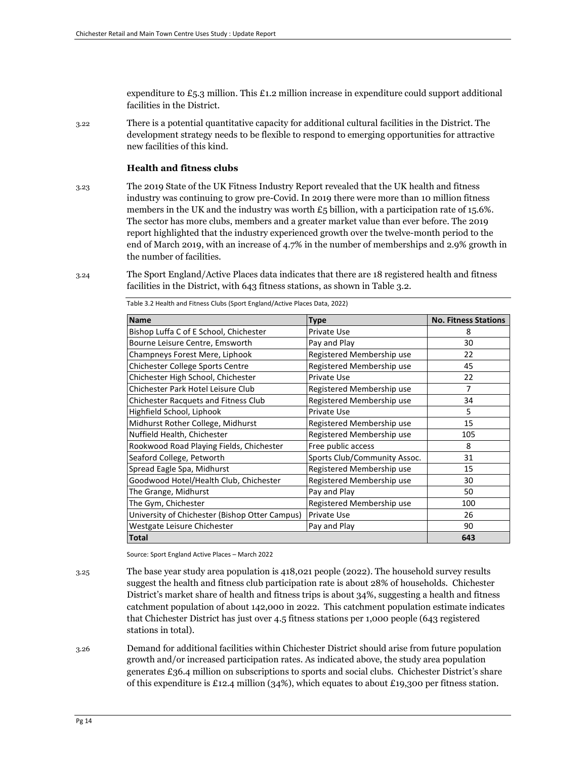expenditure to £5.3 million. This £1.2 million increase in expenditure could support additional facilities in the District.

3.22 There is a potential quantitative capacity for additional cultural facilities in the District. The development strategy needs to be flexible to respond to emerging opportunities for attractive new facilities of this kind.

### Health and fitness clubs

3.23 The 2019 State of the UK Fitness Industry Report revealed that the UK health and fitness industry was continuing to grow pre-Covid. In 2019 there were more than 10 million fitness members in the UK and the industry was worth £5 billion, with a participation rate of 15.6%. The sector has more clubs, members and a greater market value than ever before. The 2019 report highlighted that the industry experienced growth over the twelve-month period to the end of March 2019, with an increase of 4.7% in the number of memberships and 2.9% growth in the number of facilities.

3.24 The Sport England/Active Places data indicates that there are 18 registered health and fitness facilities in the District, with 643 fitness stations, as shown in Table 3.2.

Table 3.2 Health and Fitness Clubs (Sport England/Active Places Data, 2022)

| Name | Type | No. Fitness Stations |
|---|---|---|
| Bishop Luffa C of E School, Chichester | Private Use | 8 |
| Bourne Leisure Centre, Emsworth | Pay and Play | 30 |
| Champneys Forest Mere, Liphook | Registered Membership use | 22 |
| Chichester College Sports Centre | Registered Membership use | 45 |
| Chichester High School, Chichester | Private Use | 22 |
| Chichester Park Hotel Leisure Club | Registered Membership use | 7 |
| Chichester Racquets and Fitness Club | Registered Membership use | 34 |
| Highfield School, Liphook | Private Use | 5 |
| Midhurst Rother College, Midhurst | Registered Membership use | 15 |
| Nuffield Health, Chichester | Registered Membership use | 105 |
| Rookwood Road Playing Fields, Chichester | Free public access | 8 |
| Seaford College, Petworth | Sports Club/Community Assoc. | 31 |
| Spread Eagle Spa, Midhurst | Registered Membership use | 15 |
| Goodwood Hotel/Health Club, Chichester | Registered Membership use | 30 |
| The Grange, Midhurst | Pay and Play | 50 |
| The Gym, Chichester | Registered Membership use | 100 |
| University of Chichester (Bishop Otter Campus) | Private Use | 26 |
| Westgate Leisure Chichester | Pay and Play | 90 |
| **Total** | | **643** |

Source: Sport England Active Places – March 2022

3.25 The base year study area population is 418,021 people (2022). The household survey results suggest the health and fitness club participation rate is about 28% of households. Chichester District's market share of health and fitness trips is about 34%, suggesting a health and fitness catchment population of about 142,000 in 2022. This catchment population estimate indicates that Chichester District has just over 4.5 fitness stations per 1,000 people (643 registered stations in total).

3.26 Demand for additional facilities within Chichester District should arise from future population growth and/or increased participation rates. As indicated above, the study area population generates £36.4 million on subscriptions to sports and social clubs. Chichester District's share of this expenditure is £12.4 million (34%), which equates to about £19,300 per fitness station.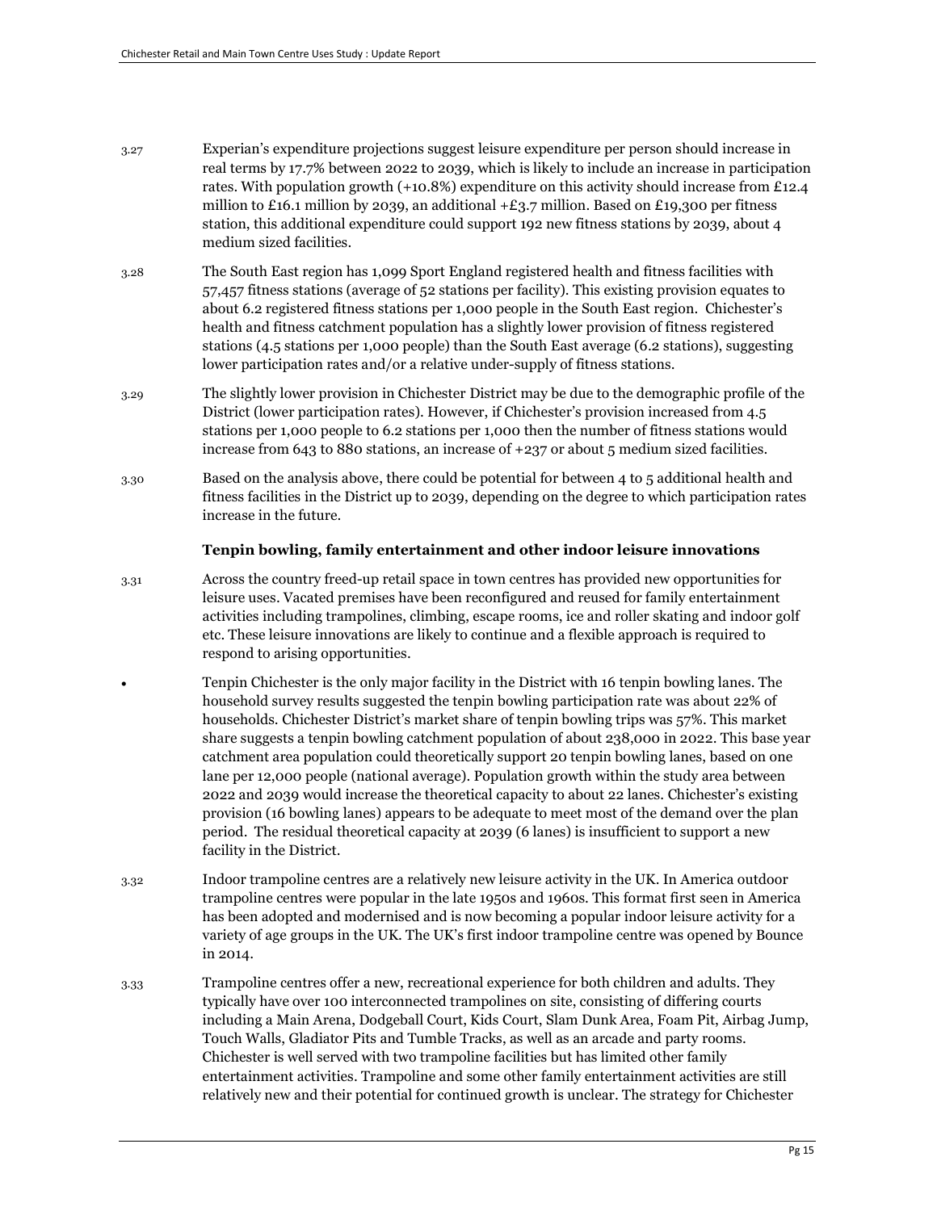3.27 Experian's expenditure projections suggest leisure expenditure per person should increase in real terms by 17.7% between 2022 to 2039, which is likely to include an increase in participation rates. With population growth (+10.8%) expenditure on this activity should increase from £12.4 million to £16.1 million by 2039, an additional +£3.7 million. Based on £19,300 per fitness station, this additional expenditure could support 192 new fitness stations by 2039, about 4 medium sized facilities.

3.28 The South East region has 1,099 Sport England registered health and fitness facilities with 57,457 fitness stations (average of 52 stations per facility). This existing provision equates to about 6.2 registered fitness stations per 1,000 people in the South East region. Chichester's health and fitness catchment population has a slightly lower provision of fitness registered stations (4.5 stations per 1,000 people) than the South East average (6.2 stations), suggesting lower participation rates and/or a relative under-supply of fitness stations.

3.29 The slightly lower provision in Chichester District may be due to the demographic profile of the District (lower participation rates). However, if Chichester's provision increased from 4.5 stations per 1,000 people to 6.2 stations per 1,000 then the number of fitness stations would increase from 643 to 880 stations, an increase of +237 or about 5 medium sized facilities.

3.30 Based on the analysis above, there could be potential for between 4 to 5 additional health and fitness facilities in the District up to 2039, depending on the degree to which participation rates increase in the future.

**Tenpin bowling, family entertainment and other indoor leisure innovations**

3.31 Across the country freed-up retail space in town centres has provided new opportunities for leisure uses. Vacated premises have been reconfigured and reused for family entertainment activities including trampolines, climbing, escape rooms, ice and roller skating and indoor golf etc. These leisure innovations are likely to continue and a flexible approach is required to respond to arising opportunities.

- Tenpin Chichester is the only major facility in the District with 16 tenpin bowling lanes. The household survey results suggested the tenpin bowling participation rate was about 22% of households. Chichester District's market share of tenpin bowling trips was 57%. This market share suggests a tenpin bowling catchment population of about 238,000 in 2022. This base year catchment area population could theoretically support 20 tenpin bowling lanes, based on one lane per 12,000 people (national average). Population growth within the study area between 2022 and 2039 would increase the theoretical capacity to about 22 lanes. Chichester's existing provision (16 bowling lanes) appears to be adequate to meet most of the demand over the plan period. The residual theoretical capacity at 2039 (6 lanes) is insufficient to support a new facility in the District.

3.32 Indoor trampoline centres are a relatively new leisure activity in the UK. In America outdoor trampoline centres were popular in the late 1950s and 1960s. This format first seen in America has been adopted and modernised and is now becoming a popular indoor leisure activity for a variety of age groups in the UK. The UK's first indoor trampoline centre was opened by Bounce in 2014.

3.33 Trampoline centres offer a new, recreational experience for both children and adults. They typically have over 100 interconnected trampolines on site, consisting of differing courts including a Main Arena, Dodgeball Court, Kids Court, Slam Dunk Area, Foam Pit, Airbag Jump, Touch Walls, Gladiator Pits and Tumble Tracks, as well as an arcade and party rooms. Chichester is well served with two trampoline facilities but has limited other family entertainment activities. Trampoline and some other family entertainment activities are still relatively new and their potential for continued growth is unclear. The strategy for Chichester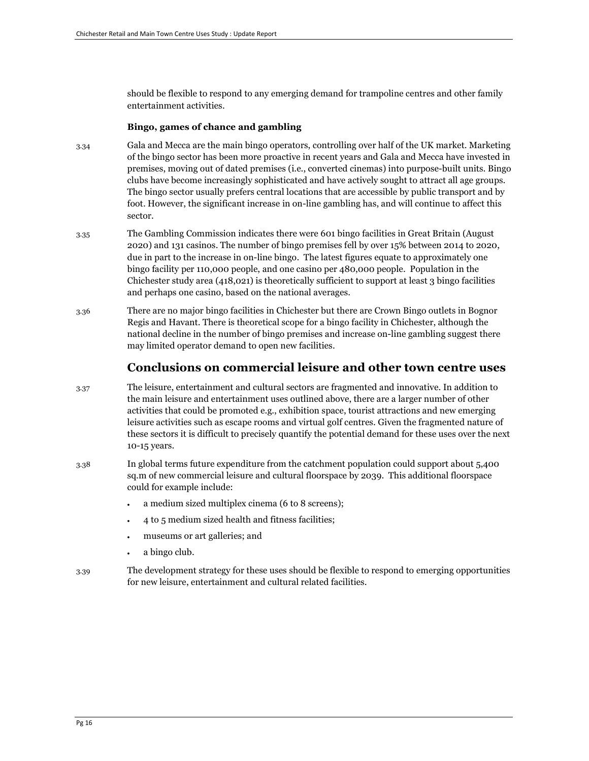should be flexible to respond to any emerging demand for trampoline centres and other family entertainment activities.

**Bingo, games of chance and gambling**

3.34 Gala and Mecca are the main bingo operators, controlling over half of the UK market. Marketing of the bingo sector has been more proactive in recent years and Gala and Mecca have invested in premises, moving out of dated premises (i.e., converted cinemas) into purpose-built units. Bingo clubs have become increasingly sophisticated and have actively sought to attract all age groups. The bingo sector usually prefers central locations that are accessible by public transport and by foot. However, the significant increase in on-line gambling has, and will continue to affect this sector.

3.35 The Gambling Commission indicates there were 601 bingo facilities in Great Britain (August 2020) and 131 casinos. The number of bingo premises fell by over 15% between 2014 to 2020, due in part to the increase in on-line bingo. The latest figures equate to approximately one bingo facility per 110,000 people, and one casino per 480,000 people. Population in the Chichester study area (418,021) is theoretically sufficient to support at least 3 bingo facilities and perhaps one casino, based on the national averages.

3.36 There are no major bingo facilities in Chichester but there are Crown Bingo outlets in Bognor Regis and Havant. There is theoretical scope for a bingo facility in Chichester, although the national decline in the number of bingo premises and increase on-line gambling suggest there may limited operator demand to open new facilities.

## Conclusions on commercial leisure and other town centre uses

3.37 The leisure, entertainment and cultural sectors are fragmented and innovative. In addition to the main leisure and entertainment uses outlined above, there are a larger number of other activities that could be promoted e.g., exhibition space, tourist attractions and new emerging leisure activities such as escape rooms and virtual golf centres. Given the fragmented nature of these sectors it is difficult to precisely quantify the potential demand for these uses over the next 10-15 years.

3.38 In global terms future expenditure from the catchment population could support about 5,400 sq.m of new commercial leisure and cultural floorspace by 2039. This additional floorspace could for example include:

- a medium sized multiplex cinema (6 to 8 screens);
- 4 to 5 medium sized health and fitness facilities;
- museums or art galleries; and
- a bingo club.

3.39 The development strategy for these uses should be flexible to respond to emerging opportunities for new leisure, entertainment and cultural related facilities.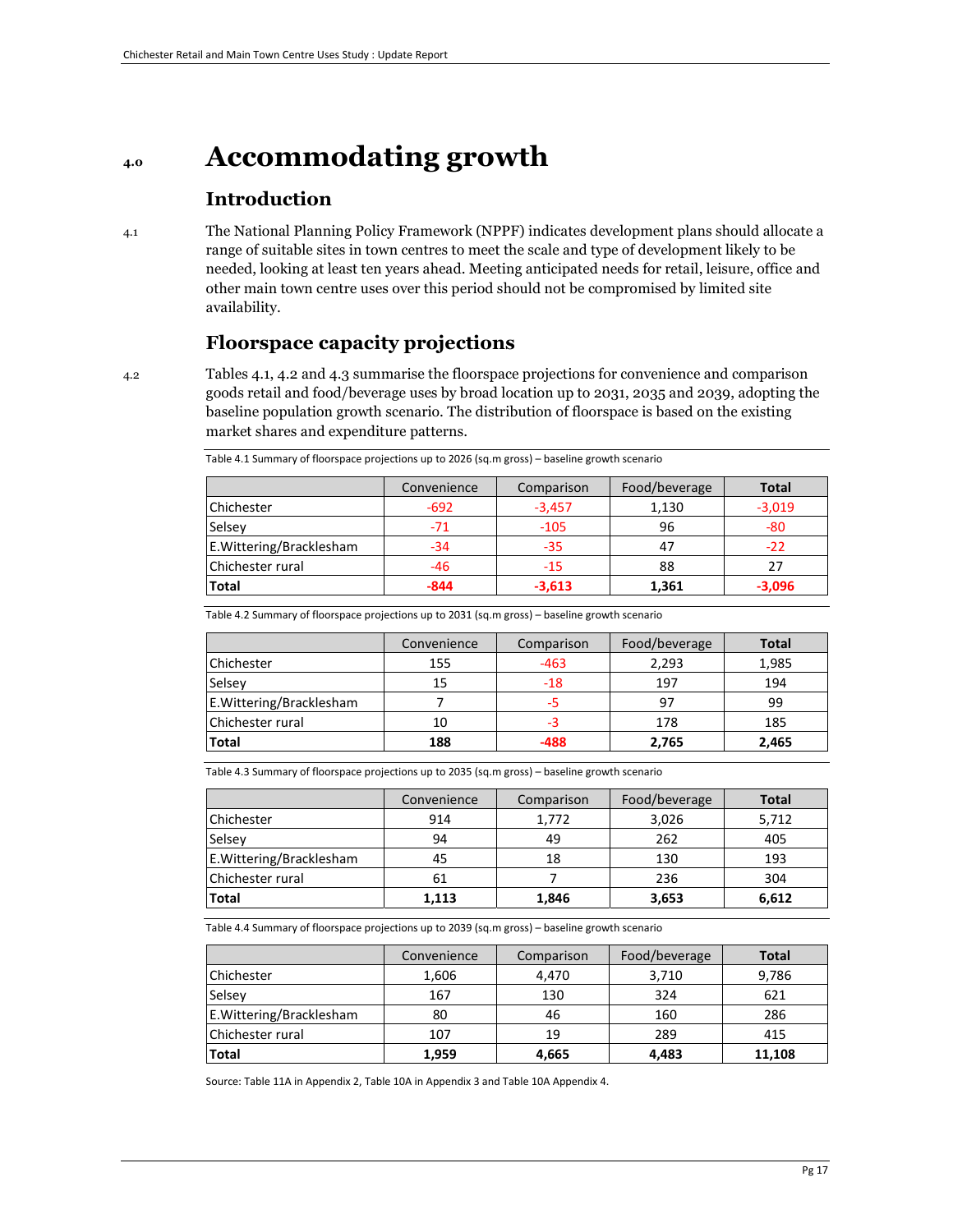# 4.0 Accommodating growth

## Introduction

4.1 The National Planning Policy Framework (NPPF) indicates development plans should allocate a range of suitable sites in town centres to meet the scale and type of development likely to be needed, looking at least ten years ahead. Meeting anticipated needs for retail, leisure, office and other main town centre uses over this period should not be compromised by limited site availability.

## Floorspace capacity projections

4.2 Tables 4.1, 4.2 and 4.3 summarise the floorspace projections for convenience and comparison goods retail and food/beverage uses by broad location up to 2031, 2035 and 2039, adopting the baseline population growth scenario. The distribution of floorspace is based on the existing market shares and expenditure patterns.

Table 4.1 Summary of floorspace projections up to 2026 (sq.m gross) – baseline growth scenario

| | Convenience | Comparison | Food/beverage | Total |
|---|---|---|---|---|
| Chichester | -692 | -3,457 | 1,130 | -3,019 |
| Selsey | -71 | -105 | 96 | -80 |
| E.Wittering/Bracklesham | -34 | -35 | 47 | -22 |
| Chichester rural | -46 | -15 | 88 | 27 |
| **Total** | **-844** | **-3,613** | **1,361** | **-3,096** |

Table 4.2 Summary of floorspace projections up to 2031 (sq.m gross) – baseline growth scenario

| | Convenience | Comparison | Food/beverage | Total |
|---|---|---|---|---|
| Chichester | 155 | -463 | 2,293 | 1,985 |
| Selsey | 15 | -18 | 197 | 194 |
| E.Wittering/Bracklesham | 7 | -5 | 97 | 99 |
| Chichester rural | 10 | -3 | 178 | 185 |
| **Total** | **188** | **-488** | **2,765** | **2,465** |

Table 4.3 Summary of floorspace projections up to 2035 (sq.m gross) – baseline growth scenario

| | Convenience | Comparison | Food/beverage | Total |
|---|---|---|---|---|
| Chichester | 914 | 1,772 | 3,026 | 5,712 |
| Selsey | 94 | 49 | 262 | 405 |
| E.Wittering/Bracklesham | 45 | 18 | 130 | 193 |
| Chichester rural | 61 | 7 | 236 | 304 |
| **Total** | **1,113** | **1,846** | **3,653** | **6,612** |

Table 4.4 Summary of floorspace projections up to 2039 (sq.m gross) – baseline growth scenario

| | Convenience | Comparison | Food/beverage | Total |
|---|---|---|---|---|
| Chichester | 1,606 | 4,470 | 3,710 | 9,786 |
| Selsey | 167 | 130 | 324 | 621 |
| E.Wittering/Bracklesham | 80 | 46 | 160 | 286 |
| Chichester rural | 107 | 19 | 289 | 415 |
| **Total** | **1,959** | **4,665** | **4,483** | **11,108** |

Source: Table 11A in Appendix 2, Table 10A in Appendix 3 and Table 10A Appendix 4.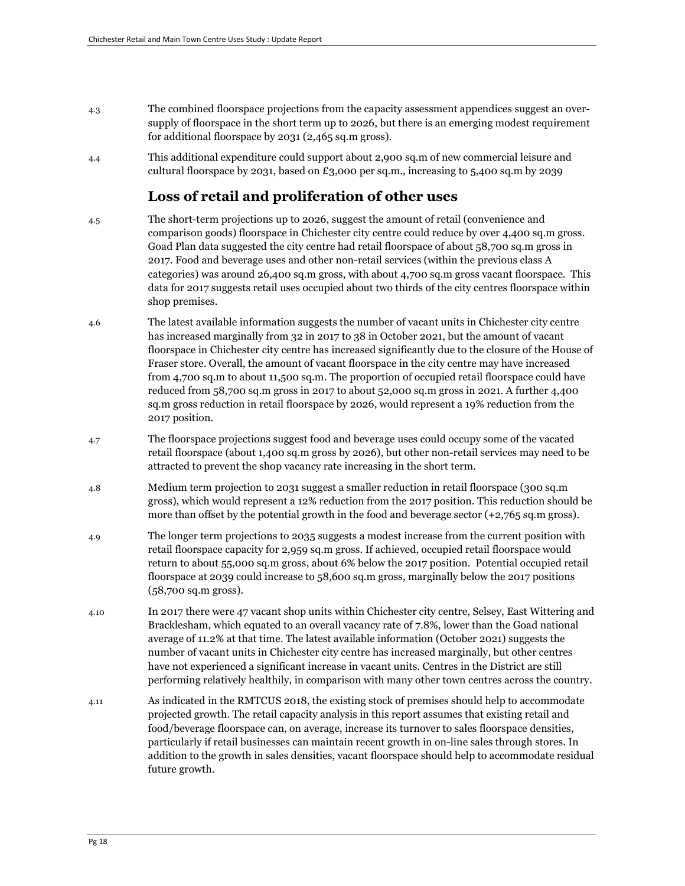4.3 The combined floorspace projections from the capacity assessment appendices suggest an over-supply of floorspace in the short term up to 2026, but there is an emerging modest requirement for additional floorspace by 2031 (2,465 sq.m gross).

4.4 This additional expenditure could support about 2,900 sq.m of new commercial leisure and cultural floorspace by 2031, based on £3,000 per sq.m., increasing to 5,400 sq.m by 2039

## Loss of retail and proliferation of other uses

4.5 The short-term projections up to 2026, suggest the amount of retail (convenience and comparison goods) floorspace in Chichester city centre could reduce by over 4,400 sq.m gross. Goad Plan data suggested the city centre had retail floorspace of about 58,700 sq.m gross in 2017. Food and beverage uses and other non-retail services (within the previous class A categories) was around 26,400 sq.m gross, with about 4,700 sq.m gross vacant floorspace. This data for 2017 suggests retail uses occupied about two thirds of the city centres floorspace within shop premises.

4.6 The latest available information suggests the number of vacant units in Chichester city centre has increased marginally from 32 in 2017 to 38 in October 2021, but the amount of vacant floorspace in Chichester city centre has increased significantly due to the closure of the House of Fraser store. Overall, the amount of vacant floorspace in the city centre may have increased from 4,700 sq.m to about 11,500 sq.m. The proportion of occupied retail floorspace could have reduced from 58,700 sq.m gross in 2017 to about 52,000 sq.m gross in 2021. A further 4,400 sq.m gross reduction in retail floorspace by 2026, would represent a 19% reduction from the 2017 position.

4.7 The floorspace projections suggest food and beverage uses could occupy some of the vacated retail floorspace (about 1,400 sq.m gross by 2026), but other non-retail services may need to be attracted to prevent the shop vacancy rate increasing in the short term.

4.8 Medium term projection to 2031 suggest a smaller reduction in retail floorspace (300 sq.m gross), which would represent a 12% reduction from the 2017 position. This reduction should be more than offset by the potential growth in the food and beverage sector (+2,765 sq.m gross).

4.9 The longer term projections to 2035 suggests a modest increase from the current position with retail floorspace capacity for 2,959 sq.m gross. If achieved, occupied retail floorspace would return to about 55,000 sq.m gross, about 6% below the 2017 position. Potential occupied retail floorspace at 2039 could increase to 58,600 sq.m gross, marginally below the 2017 positions (58,700 sq.m gross).

4.10 In 2017 there were 47 vacant shop units within Chichester city centre, Selsey, East Wittering and Bracklesham, which equated to an overall vacancy rate of 7.8%, lower than the Goad national average of 11.2% at that time. The latest available information (October 2021) suggests the number of vacant units in Chichester city centre has increased marginally, but other centres have not experienced a significant increase in vacant units. Centres in the District are still performing relatively healthily, in comparison with many other town centres across the country.

4.11 As indicated in the RMTCUS 2018, the existing stock of premises should help to accommodate projected growth. The retail capacity analysis in this report assumes that existing retail and food/beverage floorspace can, on average, increase its turnover to sales floorspace densities, particularly if retail businesses can maintain recent growth in on-line sales through stores. In addition to the growth in sales densities, vacant floorspace should help to accommodate residual future growth.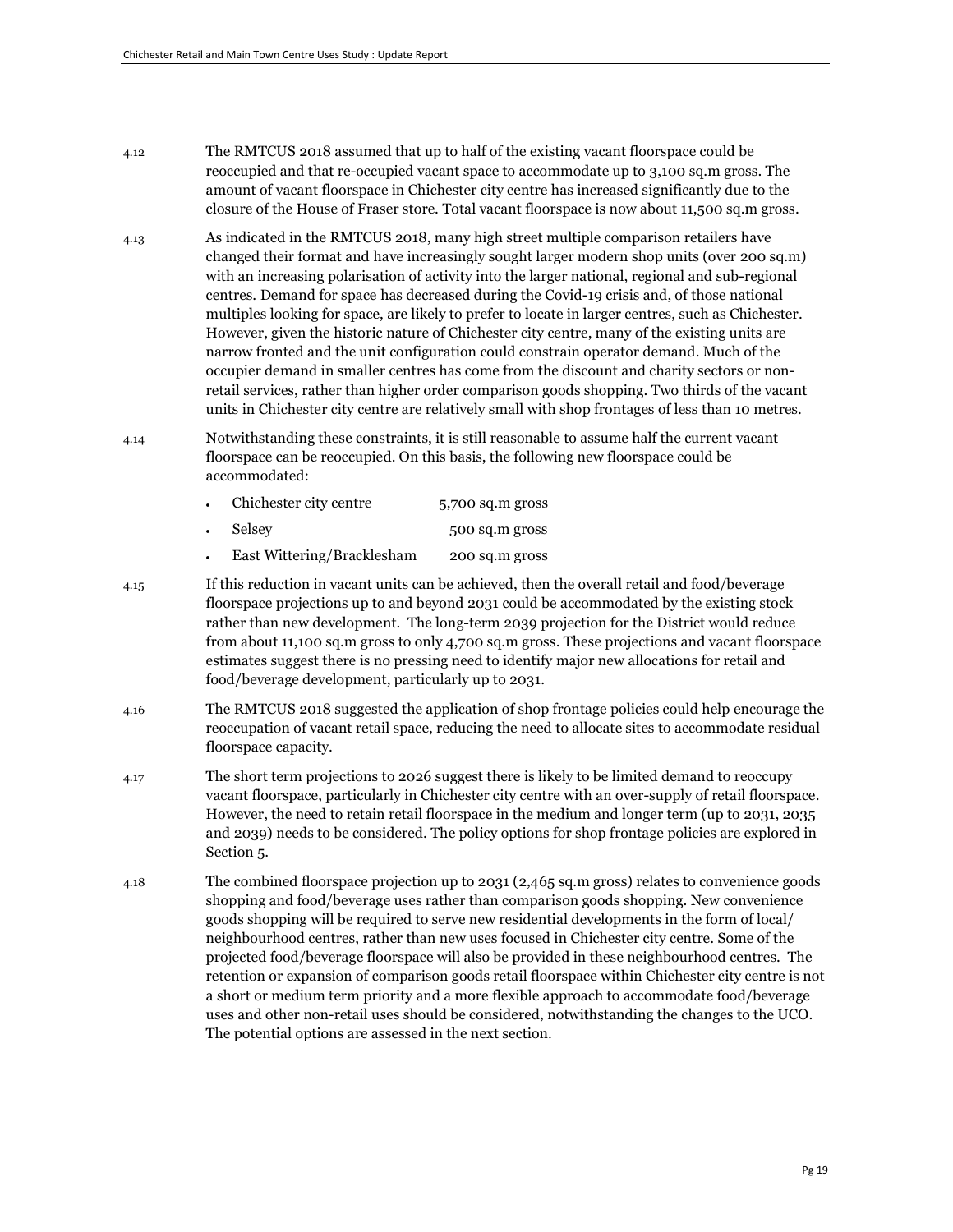4.12 The RMTCUS 2018 assumed that up to half of the existing vacant floorspace could be reoccupied and that re-occupied vacant space to accommodate up to 3,100 sq.m gross. The amount of vacant floorspace in Chichester city centre has increased significantly due to the closure of the House of Fraser store. Total vacant floorspace is now about 11,500 sq.m gross.

4.13 As indicated in the RMTCUS 2018, many high street multiple comparison retailers have changed their format and have increasingly sought larger modern shop units (over 200 sq.m) with an increasing polarisation of activity into the larger national, regional and sub-regional centres. Demand for space has decreased during the Covid-19 crisis and, of those national multiples looking for space, are likely to prefer to locate in larger centres, such as Chichester. However, given the historic nature of Chichester city centre, many of the existing units are narrow fronted and the unit configuration could constrain operator demand. Much of the occupier demand in smaller centres has come from the discount and charity sectors or non-retail services, rather than higher order comparison goods shopping. Two thirds of the vacant units in Chichester city centre are relatively small with shop frontages of less than 10 metres.

4.14 Notwithstanding these constraints, it is still reasonable to assume half the current vacant floorspace can be reoccupied. On this basis, the following new floorspace could be accommodated:

- Chichester city centre 5,700 sq.m gross
- Selsey 500 sq.m gross
- East Wittering/Bracklesham 200 sq.m gross

4.15 If this reduction in vacant units can be achieved, then the overall retail and food/beverage floorspace projections up to and beyond 2031 could be accommodated by the existing stock rather than new development. The long-term 2039 projection for the District would reduce from about 11,100 sq.m gross to only 4,700 sq.m gross. These projections and vacant floorspace estimates suggest there is no pressing need to identify major new allocations for retail and food/beverage development, particularly up to 2031.

4.16 The RMTCUS 2018 suggested the application of shop frontage policies could help encourage the reoccupation of vacant retail space, reducing the need to allocate sites to accommodate residual floorspace capacity.

4.17 The short term projections to 2026 suggest there is likely to be limited demand to reoccupy vacant floorspace, particularly in Chichester city centre with an over-supply of retail floorspace. However, the need to retain retail floorspace in the medium and longer term (up to 2031, 2035 and 2039) needs to be considered. The policy options for shop frontage policies are explored in Section 5.

4.18 The combined floorspace projection up to 2031 (2,465 sq.m gross) relates to convenience goods shopping and food/beverage uses rather than comparison goods shopping. New convenience goods shopping will be required to serve new residential developments in the form of local/ neighbourhood centres, rather than new uses focused in Chichester city centre. Some of the projected food/beverage floorspace will also be provided in these neighbourhood centres. The retention or expansion of comparison goods retail floorspace within Chichester city centre is not a short or medium term priority and a more flexible approach to accommodate food/beverage uses and other non-retail uses should be considered, notwithstanding the changes to the UCO. The potential options are assessed in the next section.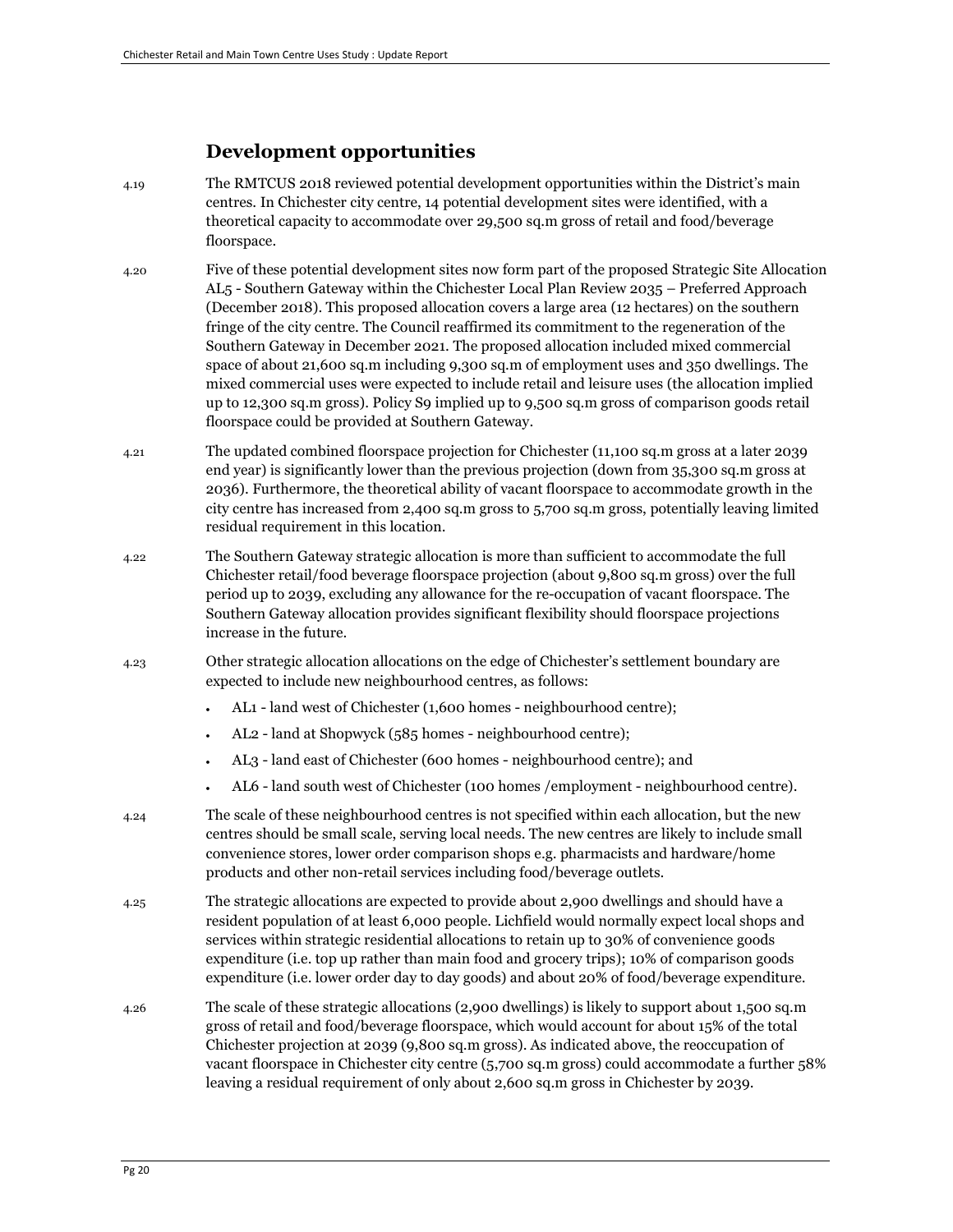## Development opportunities

4.19 The RMTCUS 2018 reviewed potential development opportunities within the District's main centres. In Chichester city centre, 14 potential development sites were identified, with a theoretical capacity to accommodate over 29,500 sq.m gross of retail and food/beverage floorspace.

4.20 Five of these potential development sites now form part of the proposed Strategic Site Allocation AL5 - Southern Gateway within the Chichester Local Plan Review 2035 – Preferred Approach (December 2018). This proposed allocation covers a large area (12 hectares) on the southern fringe of the city centre. The Council reaffirmed its commitment to the regeneration of the Southern Gateway in December 2021. The proposed allocation included mixed commercial space of about 21,600 sq.m including 9,300 sq.m of employment uses and 350 dwellings. The mixed commercial uses were expected to include retail and leisure uses (the allocation implied up to 12,300 sq.m gross). Policy S9 implied up to 9,500 sq.m gross of comparison goods retail floorspace could be provided at Southern Gateway.

4.21 The updated combined floorspace projection for Chichester (11,100 sq.m gross at a later 2039 end year) is significantly lower than the previous projection (down from 35,300 sq.m gross at 2036). Furthermore, the theoretical ability of vacant floorspace to accommodate growth in the city centre has increased from 2,400 sq.m gross to 5,700 sq.m gross, potentially leaving limited residual requirement in this location.

4.22 The Southern Gateway strategic allocation is more than sufficient to accommodate the full Chichester retail/food beverage floorspace projection (about 9,800 sq.m gross) over the full period up to 2039, excluding any allowance for the re-occupation of vacant floorspace. The Southern Gateway allocation provides significant flexibility should floorspace projections increase in the future.

4.23 Other strategic allocation allocations on the edge of Chichester's settlement boundary are expected to include new neighbourhood centres, as follows:

- AL1 - land west of Chichester (1,600 homes - neighbourhood centre);
- AL2 - land at Shopwyck (585 homes - neighbourhood centre);
- AL3 - land east of Chichester (600 homes - neighbourhood centre); and
- AL6 - land south west of Chichester (100 homes /employment - neighbourhood centre).

4.24 The scale of these neighbourhood centres is not specified within each allocation, but the new centres should be small scale, serving local needs. The new centres are likely to include small convenience stores, lower order comparison shops e.g. pharmacists and hardware/home products and other non-retail services including food/beverage outlets.

4.25 The strategic allocations are expected to provide about 2,900 dwellings and should have a resident population of at least 6,000 people. Lichfield would normally expect local shops and services within strategic residential allocations to retain up to 30% of convenience goods expenditure (i.e. top up rather than main food and grocery trips); 10% of comparison goods expenditure (i.e. lower order day to day goods) and about 20% of food/beverage expenditure.

4.26 The scale of these strategic allocations (2,900 dwellings) is likely to support about 1,500 sq.m gross of retail and food/beverage floorspace, which would account for about 15% of the total Chichester projection at 2039 (9,800 sq.m gross). As indicated above, the reoccupation of vacant floorspace in Chichester city centre (5,700 sq.m gross) could accommodate a further 58% leaving a residual requirement of only about 2,600 sq.m gross in Chichester by 2039.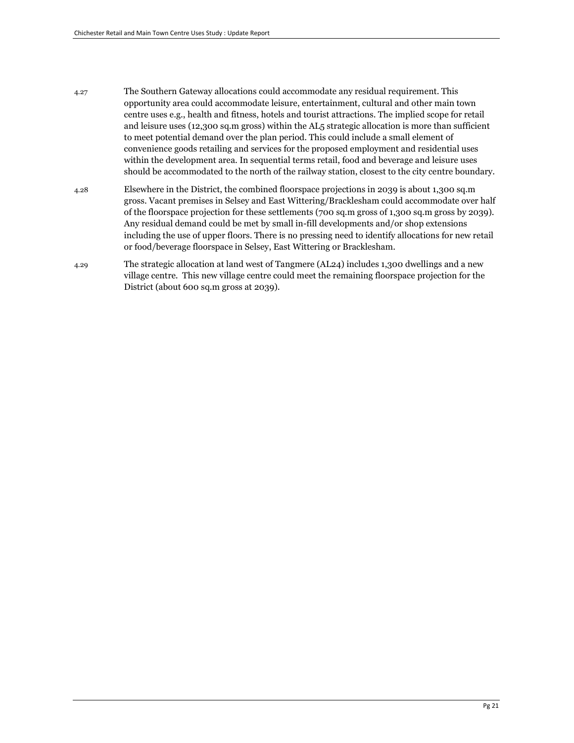4.27 The Southern Gateway allocations could accommodate any residual requirement. This opportunity area could accommodate leisure, entertainment, cultural and other main town centre uses e.g., health and fitness, hotels and tourist attractions. The implied scope for retail and leisure uses (12,300 sq.m gross) within the AL5 strategic allocation is more than sufficient to meet potential demand over the plan period. This could include a small element of convenience goods retailing and services for the proposed employment and residential uses within the development area. In sequential terms retail, food and beverage and leisure uses should be accommodated to the north of the railway station, closest to the city centre boundary.

4.28 Elsewhere in the District, the combined floorspace projections in 2039 is about 1,300 sq.m gross. Vacant premises in Selsey and East Wittering/Bracklesham could accommodate over half of the floorspace projection for these settlements (700 sq.m gross of 1,300 sq.m gross by 2039). Any residual demand could be met by small in-fill developments and/or shop extensions including the use of upper floors. There is no pressing need to identify allocations for new retail or food/beverage floorspace in Selsey, East Wittering or Bracklesham.

4.29 The strategic allocation at land west of Tangmere (AL24) includes 1,300 dwellings and a new village centre. This new village centre could meet the remaining floorspace projection for the District (about 600 sq.m gross at 2039).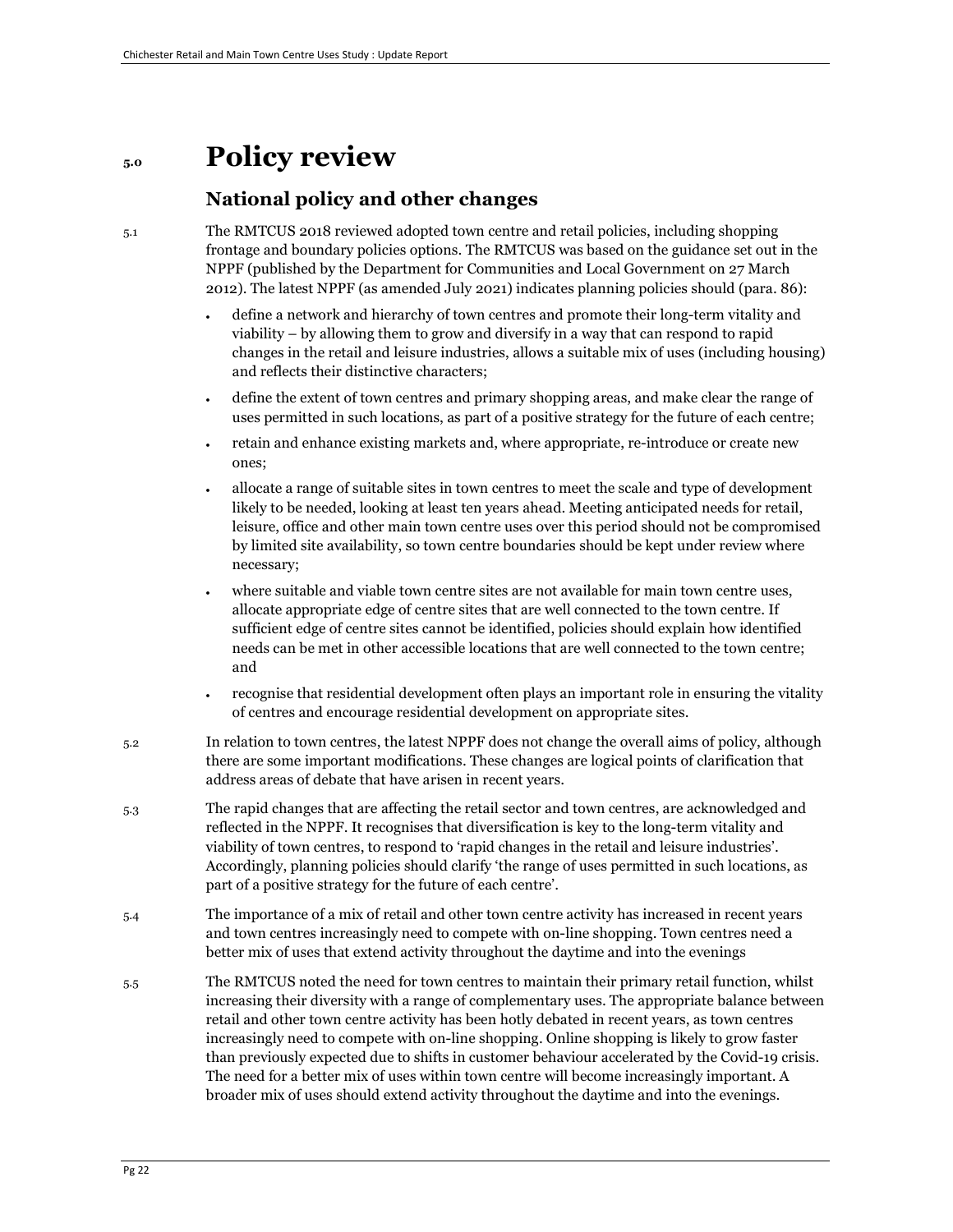# 5.0 Policy review

## National policy and other changes

5.1 The RMTCUS 2018 reviewed adopted town centre and retail policies, including shopping frontage and boundary policies options. The RMTCUS was based on the guidance set out in the NPPF (published by the Department for Communities and Local Government on 27 March 2012). The latest NPPF (as amended July 2021) indicates planning policies should (para. 86):

- define a network and hierarchy of town centres and promote their long-term vitality and viability – by allowing them to grow and diversify in a way that can respond to rapid changes in the retail and leisure industries, allows a suitable mix of uses (including housing) and reflects their distinctive characters;
- define the extent of town centres and primary shopping areas, and make clear the range of uses permitted in such locations, as part of a positive strategy for the future of each centre;
- retain and enhance existing markets and, where appropriate, re-introduce or create new ones;
- allocate a range of suitable sites in town centres to meet the scale and type of development likely to be needed, looking at least ten years ahead. Meeting anticipated needs for retail, leisure, office and other main town centre uses over this period should not be compromised by limited site availability, so town centre boundaries should be kept under review where necessary;
- where suitable and viable town centre sites are not available for main town centre uses, allocate appropriate edge of centre sites that are well connected to the town centre. If sufficient edge of centre sites cannot be identified, policies should explain how identified needs can be met in other accessible locations that are well connected to the town centre; and
- recognise that residential development often plays an important role in ensuring the vitality of centres and encourage residential development on appropriate sites.

5.2 In relation to town centres, the latest NPPF does not change the overall aims of policy, although there are some important modifications. These changes are logical points of clarification that address areas of debate that have arisen in recent years.

5.3 The rapid changes that are affecting the retail sector and town centres, are acknowledged and reflected in the NPPF. It recognises that diversification is key to the long-term vitality and viability of town centres, to respond to 'rapid changes in the retail and leisure industries'. Accordingly, planning policies should clarify 'the range of uses permitted in such locations, as part of a positive strategy for the future of each centre'.

5.4 The importance of a mix of retail and other town centre activity has increased in recent years and town centres increasingly need to compete with on-line shopping. Town centres need a better mix of uses that extend activity throughout the daytime and into the evenings

5.5 The RMTCUS noted the need for town centres to maintain their primary retail function, whilst increasing their diversity with a range of complementary uses. The appropriate balance between retail and other town centre activity has been hotly debated in recent years, as town centres increasingly need to compete with on-line shopping. Online shopping is likely to grow faster than previously expected due to shifts in customer behaviour accelerated by the Covid-19 crisis. The need for a better mix of uses within town centre will become increasingly important. A broader mix of uses should extend activity throughout the daytime and into the evenings.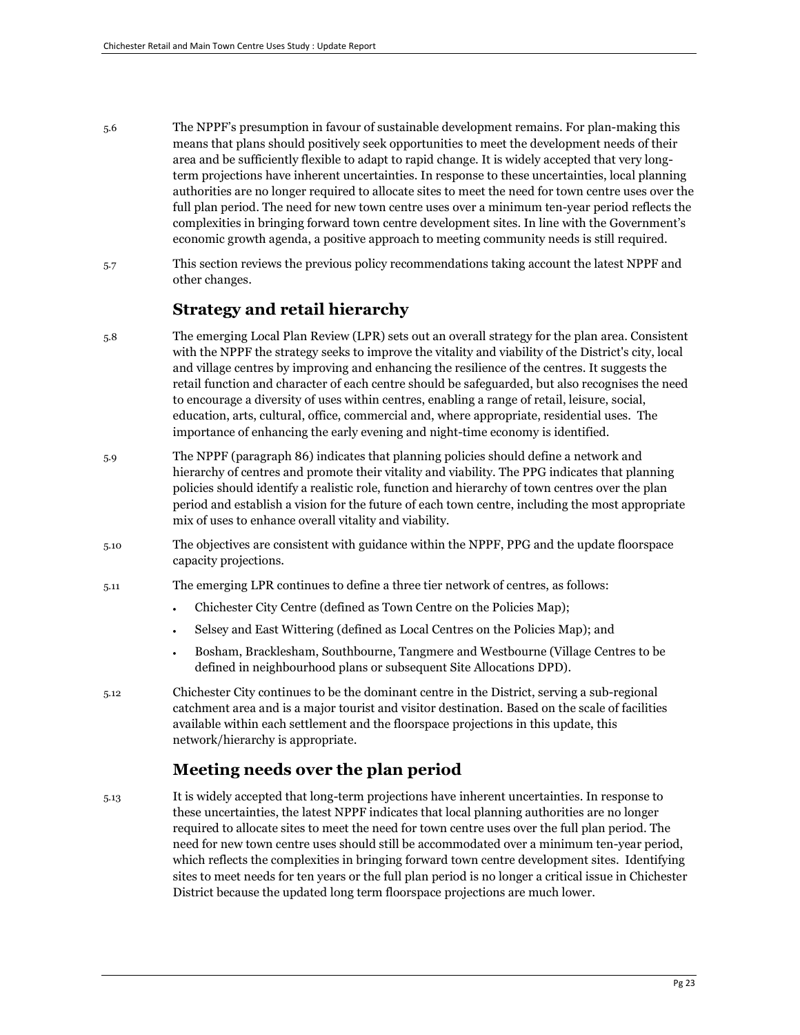5.6 The NPPF's presumption in favour of sustainable development remains. For plan-making this means that plans should positively seek opportunities to meet the development needs of their area and be sufficiently flexible to adapt to rapid change. It is widely accepted that very long-term projections have inherent uncertainties. In response to these uncertainties, local planning authorities are no longer required to allocate sites to meet the need for town centre uses over the full plan period. The need for new town centre uses over a minimum ten-year period reflects the complexities in bringing forward town centre development sites. In line with the Government's economic growth agenda, a positive approach to meeting community needs is still required.

5.7 This section reviews the previous policy recommendations taking account the latest NPPF and other changes.

## Strategy and retail hierarchy

5.8 The emerging Local Plan Review (LPR) sets out an overall strategy for the plan area. Consistent with the NPPF the strategy seeks to improve the vitality and viability of the District's city, local and village centres by improving and enhancing the resilience of the centres. It suggests the retail function and character of each centre should be safeguarded, but also recognises the need to encourage a diversity of uses within centres, enabling a range of retail, leisure, social, education, arts, cultural, office, commercial and, where appropriate, residential uses. The importance of enhancing the early evening and night-time economy is identified.

5.9 The NPPF (paragraph 86) indicates that planning policies should define a network and hierarchy of centres and promote their vitality and viability. The PPG indicates that planning policies should identify a realistic role, function and hierarchy of town centres over the plan period and establish a vision for the future of each town centre, including the most appropriate mix of uses to enhance overall vitality and viability.

5.10 The objectives are consistent with guidance within the NPPF, PPG and the update floorspace capacity projections.

5.11 The emerging LPR continues to define a three tier network of centres, as follows:

- Chichester City Centre (defined as Town Centre on the Policies Map);
- Selsey and East Wittering (defined as Local Centres on the Policies Map); and
- Bosham, Bracklesham, Southbourne, Tangmere and Westbourne (Village Centres to be defined in neighbourhood plans or subsequent Site Allocations DPD).

5.12 Chichester City continues to be the dominant centre in the District, serving a sub-regional catchment area and is a major tourist and visitor destination. Based on the scale of facilities available within each settlement and the floorspace projections in this update, this network/hierarchy is appropriate.

## Meeting needs over the plan period

5.13 It is widely accepted that long-term projections have inherent uncertainties. In response to these uncertainties, the latest NPPF indicates that local planning authorities are no longer required to allocate sites to meet the need for town centre uses over the full plan period. The need for new town centre uses should still be accommodated over a minimum ten-year period, which reflects the complexities in bringing forward town centre development sites. Identifying sites to meet needs for ten years or the full plan period is no longer a critical issue in Chichester District because the updated long term floorspace projections are much lower.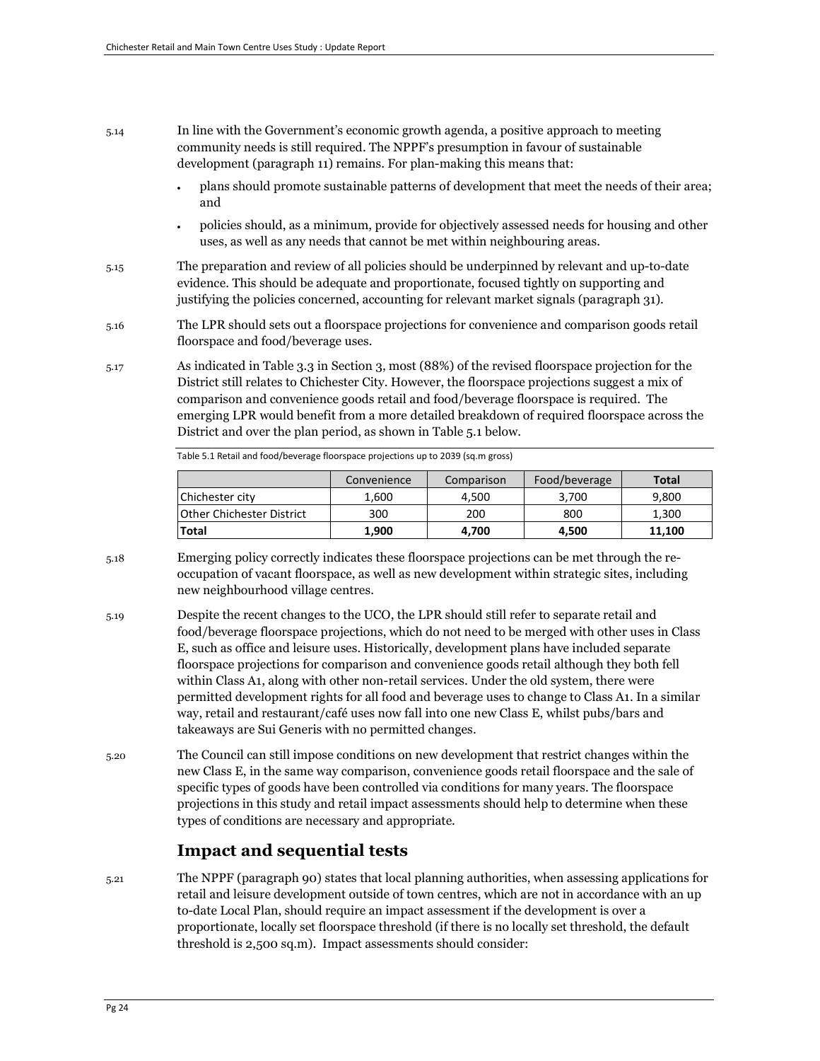5.14 In line with the Government's economic growth agenda, a positive approach to meeting community needs is still required. The NPPF's presumption in favour of sustainable development (paragraph 11) remains. For plan-making this means that:

- plans should promote sustainable patterns of development that meet the needs of their area; and
- policies should, as a minimum, provide for objectively assessed needs for housing and other uses, as well as any needs that cannot be met within neighbouring areas.

5.15 The preparation and review of all policies should be underpinned by relevant and up-to-date evidence. This should be adequate and proportionate, focused tightly on supporting and justifying the policies concerned, accounting for relevant market signals (paragraph 31).

5.16 The LPR should sets out a floorspace projections for convenience and comparison goods retail floorspace and food/beverage uses.

5.17 As indicated in Table 3.3 in Section 3, most (88%) of the revised floorspace projection for the District still relates to Chichester City. However, the floorspace projections suggest a mix of comparison and convenience goods retail and food/beverage floorspace is required. The emerging LPR would benefit from a more detailed breakdown of required floorspace across the District and over the plan period, as shown in Table 5.1 below.

Table 5.1 Retail and food/beverage floorspace projections up to 2039 (sq.m gross)

| | Convenience | Comparison | Food/beverage | **Total** |
|---|---|---|---|---|
| Chichester city | 1,600 | 4,500 | 3,700 | 9,800 |
| Other Chichester District | 300 | 200 | 800 | 1,300 |
| **Total** | **1,900** | **4,700** | **4,500** | **11,100** |

5.18 Emerging policy correctly indicates these floorspace projections can be met through the re-occupation of vacant floorspace, as well as new development within strategic sites, including new neighbourhood village centres.

5.19 Despite the recent changes to the UCO, the LPR should still refer to separate retail and food/beverage floorspace projections, which do not need to be merged with other uses in Class E, such as office and leisure uses. Historically, development plans have included separate floorspace projections for comparison and convenience goods retail although they both fell within Class A1, along with other non-retail services. Under the old system, there were permitted development rights for all food and beverage uses to change to Class A1. In a similar way, retail and restaurant/café uses now fall into one new Class E, whilst pubs/bars and takeaways are Sui Generis with no permitted changes.

5.20 The Council can still impose conditions on new development that restrict changes within the new Class E, in the same way comparison, convenience goods retail floorspace and the sale of specific types of goods have been controlled via conditions for many years. The floorspace projections in this study and retail impact assessments should help to determine when these types of conditions are necessary and appropriate.

## Impact and sequential tests

5.21 The NPPF (paragraph 90) states that local planning authorities, when assessing applications for retail and leisure development outside of town centres, which are not in accordance with an up to-date Local Plan, should require an impact assessment if the development is over a proportionate, locally set floorspace threshold (if there is no locally set threshold, the default threshold is 2,500 sq.m). Impact assessments should consider: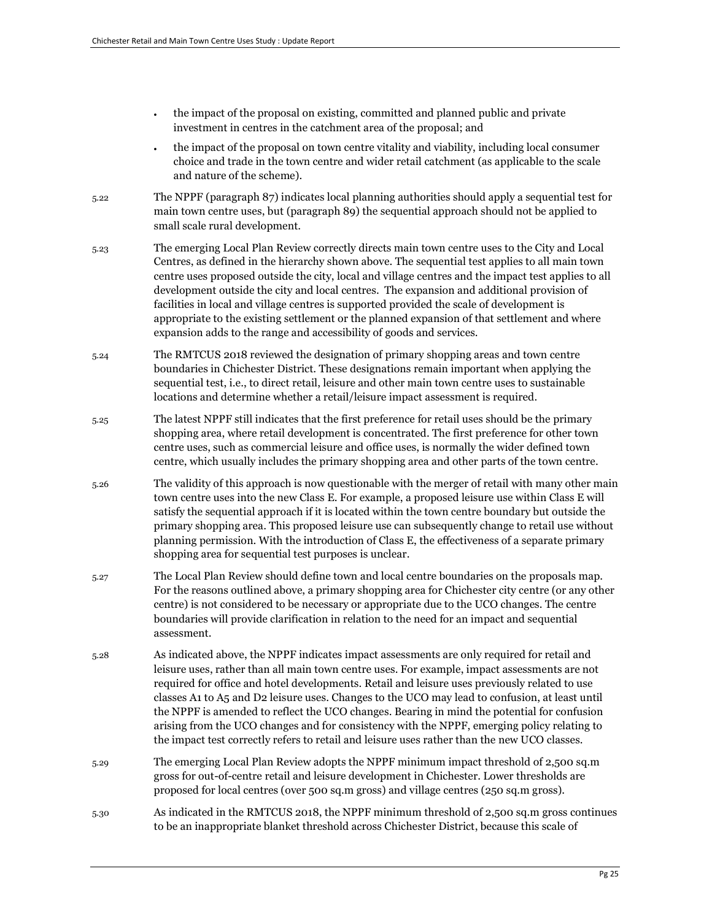- the impact of the proposal on existing, committed and planned public and private investment in centres in the catchment area of the proposal; and
- the impact of the proposal on town centre vitality and viability, including local consumer choice and trade in the town centre and wider retail catchment (as applicable to the scale and nature of the scheme).

5.22 The NPPF (paragraph 87) indicates local planning authorities should apply a sequential test for main town centre uses, but (paragraph 89) the sequential approach should not be applied to small scale rural development.

5.23 The emerging Local Plan Review correctly directs main town centre uses to the City and Local Centres, as defined in the hierarchy shown above. The sequential test applies to all main town centre uses proposed outside the city, local and village centres and the impact test applies to all development outside the city and local centres. The expansion and additional provision of facilities in local and village centres is supported provided the scale of development is appropriate to the existing settlement or the planned expansion of that settlement and where expansion adds to the range and accessibility of goods and services.

5.24 The RMTCUS 2018 reviewed the designation of primary shopping areas and town centre boundaries in Chichester District. These designations remain important when applying the sequential test, i.e., to direct retail, leisure and other main town centre uses to sustainable locations and determine whether a retail/leisure impact assessment is required.

5.25 The latest NPPF still indicates that the first preference for retail uses should be the primary shopping area, where retail development is concentrated. The first preference for other town centre uses, such as commercial leisure and office uses, is normally the wider defined town centre, which usually includes the primary shopping area and other parts of the town centre.

5.26 The validity of this approach is now questionable with the merger of retail with many other main town centre uses into the new Class E. For example, a proposed leisure use within Class E will satisfy the sequential approach if it is located within the town centre boundary but outside the primary shopping area. This proposed leisure use can subsequently change to retail use without planning permission. With the introduction of Class E, the effectiveness of a separate primary shopping area for sequential test purposes is unclear.

5.27 The Local Plan Review should define town and local centre boundaries on the proposals map. For the reasons outlined above, a primary shopping area for Chichester city centre (or any other centre) is not considered to be necessary or appropriate due to the UCO changes. The centre boundaries will provide clarification in relation to the need for an impact and sequential assessment.

5.28 As indicated above, the NPPF indicates impact assessments are only required for retail and leisure uses, rather than all main town centre uses. For example, impact assessments are not required for office and hotel developments. Retail and leisure uses previously related to use classes A1 to A5 and D2 leisure uses. Changes to the UCO may lead to confusion, at least until the NPPF is amended to reflect the UCO changes. Bearing in mind the potential for confusion arising from the UCO changes and for consistency with the NPPF, emerging policy relating to the impact test correctly refers to retail and leisure uses rather than the new UCO classes.

5.29 The emerging Local Plan Review adopts the NPPF minimum impact threshold of 2,500 sq.m gross for out-of-centre retail and leisure development in Chichester. Lower thresholds are proposed for local centres (over 500 sq.m gross) and village centres (250 sq.m gross).

5.30 As indicated in the RMTCUS 2018, the NPPF minimum threshold of 2,500 sq.m gross continues to be an inappropriate blanket threshold across Chichester District, because this scale of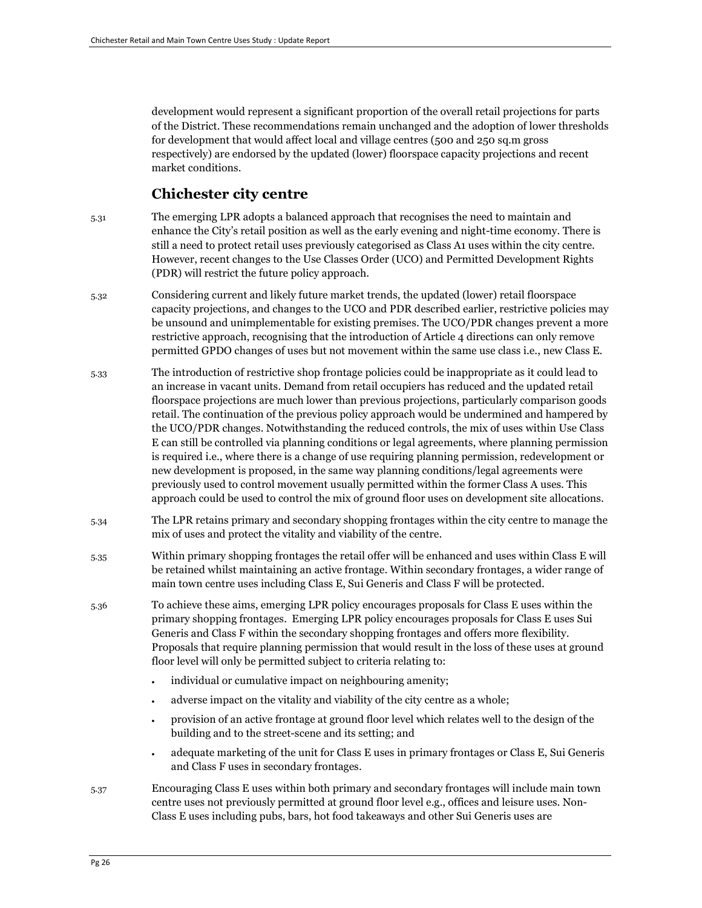development would represent a significant proportion of the overall retail projections for parts of the District. These recommendations remain unchanged and the adoption of lower thresholds for development that would affect local and village centres (500 and 250 sq.m gross respectively) are endorsed by the updated (lower) floorspace capacity projections and recent market conditions.

## Chichester city centre

5.31 The emerging LPR adopts a balanced approach that recognises the need to maintain and enhance the City's retail position as well as the early evening and night-time economy. There is still a need to protect retail uses previously categorised as Class A1 uses within the city centre. However, recent changes to the Use Classes Order (UCO) and Permitted Development Rights (PDR) will restrict the future policy approach.

5.32 Considering current and likely future market trends, the updated (lower) retail floorspace capacity projections, and changes to the UCO and PDR described earlier, restrictive policies may be unsound and unimplementable for existing premises. The UCO/PDR changes prevent a more restrictive approach, recognising that the introduction of Article 4 directions can only remove permitted GPDO changes of uses but not movement within the same use class i.e., new Class E.

5.33 The introduction of restrictive shop frontage policies could be inappropriate as it could lead to an increase in vacant units. Demand from retail occupiers has reduced and the updated retail floorspace projections are much lower than previous projections, particularly comparison goods retail. The continuation of the previous policy approach would be undermined and hampered by the UCO/PDR changes. Notwithstanding the reduced controls, the mix of uses within Use Class E can still be controlled via planning conditions or legal agreements, where planning permission is required i.e., where there is a change of use requiring planning permission, redevelopment or new development is proposed, in the same way planning conditions/legal agreements were previously used to control movement usually permitted within the former Class A uses. This approach could be used to control the mix of ground floor uses on development site allocations.

5.34 The LPR retains primary and secondary shopping frontages within the city centre to manage the mix of uses and protect the vitality and viability of the centre.

5.35 Within primary shopping frontages the retail offer will be enhanced and uses within Class E will be retained whilst maintaining an active frontage. Within secondary frontages, a wider range of main town centre uses including Class E, Sui Generis and Class F will be protected.

5.36 To achieve these aims, emerging LPR policy encourages proposals for Class E uses within the primary shopping frontages. Emerging LPR policy encourages proposals for Class E uses Sui Generis and Class F within the secondary shopping frontages and offers more flexibility. Proposals that require planning permission that would result in the loss of these uses at ground floor level will only be permitted subject to criteria relating to:

- individual or cumulative impact on neighbouring amenity;
- adverse impact on the vitality and viability of the city centre as a whole;
- provision of an active frontage at ground floor level which relates well to the design of the building and to the street-scene and its setting; and
- adequate marketing of the unit for Class E uses in primary frontages or Class E, Sui Generis and Class F uses in secondary frontages.

5.37 Encouraging Class E uses within both primary and secondary frontages will include main town centre uses not previously permitted at ground floor level e.g., offices and leisure uses. Non-Class E uses including pubs, bars, hot food takeaways and other Sui Generis uses are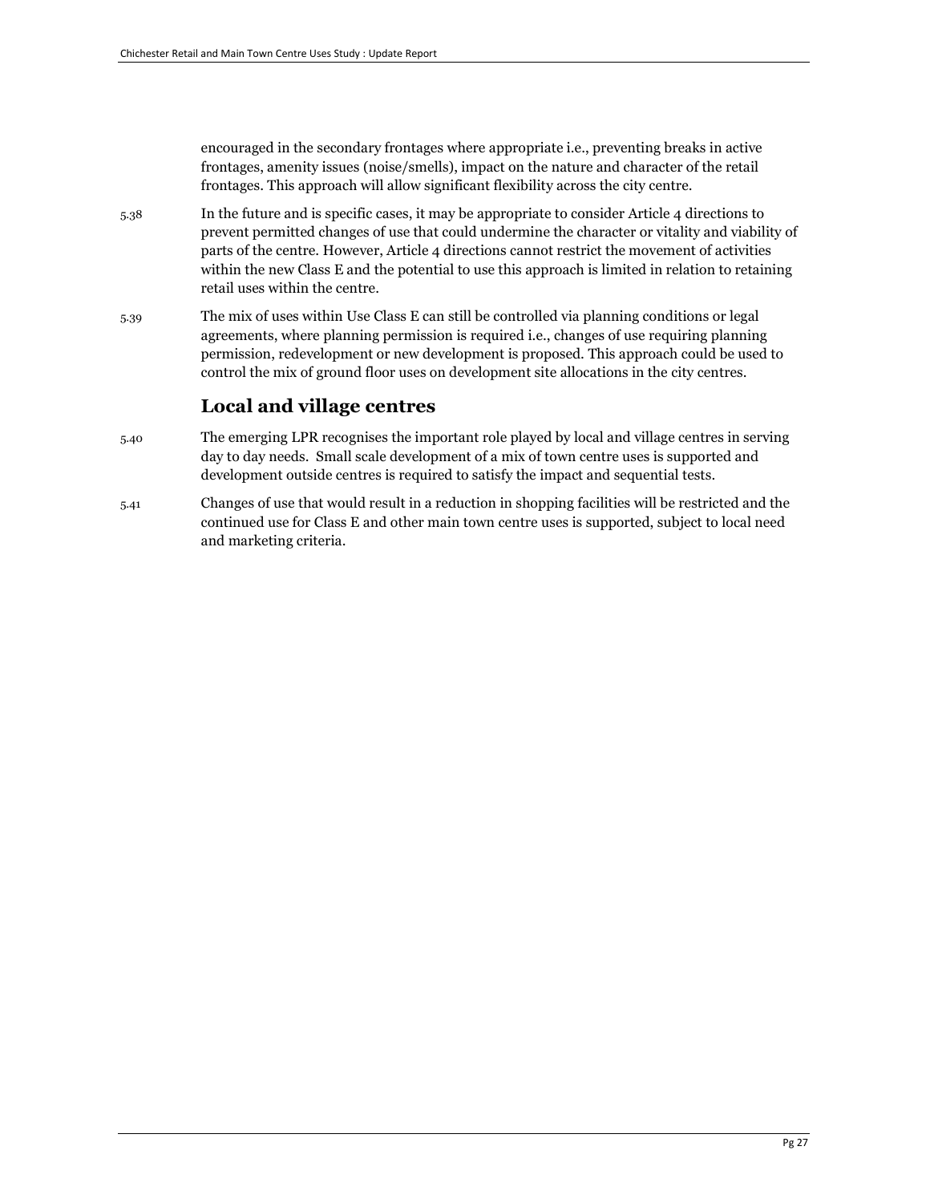encouraged in the secondary frontages where appropriate i.e., preventing breaks in active frontages, amenity issues (noise/smells), impact on the nature and character of the retail frontages. This approach will allow significant flexibility across the city centre.

5.38 In the future and is specific cases, it may be appropriate to consider Article 4 directions to prevent permitted changes of use that could undermine the character or vitality and viability of parts of the centre. However, Article 4 directions cannot restrict the movement of activities within the new Class E and the potential to use this approach is limited in relation to retaining retail uses within the centre.

5.39 The mix of uses within Use Class E can still be controlled via planning conditions or legal agreements, where planning permission is required i.e., changes of use requiring planning permission, redevelopment or new development is proposed. This approach could be used to control the mix of ground floor uses on development site allocations in the city centres.

## Local and village centres

5.40 The emerging LPR recognises the important role played by local and village centres in serving day to day needs. Small scale development of a mix of town centre uses is supported and development outside centres is required to satisfy the impact and sequential tests.

5.41 Changes of use that would result in a reduction in shopping facilities will be restricted and the continued use for Class E and other main town centre uses is supported, subject to local need and marketing criteria.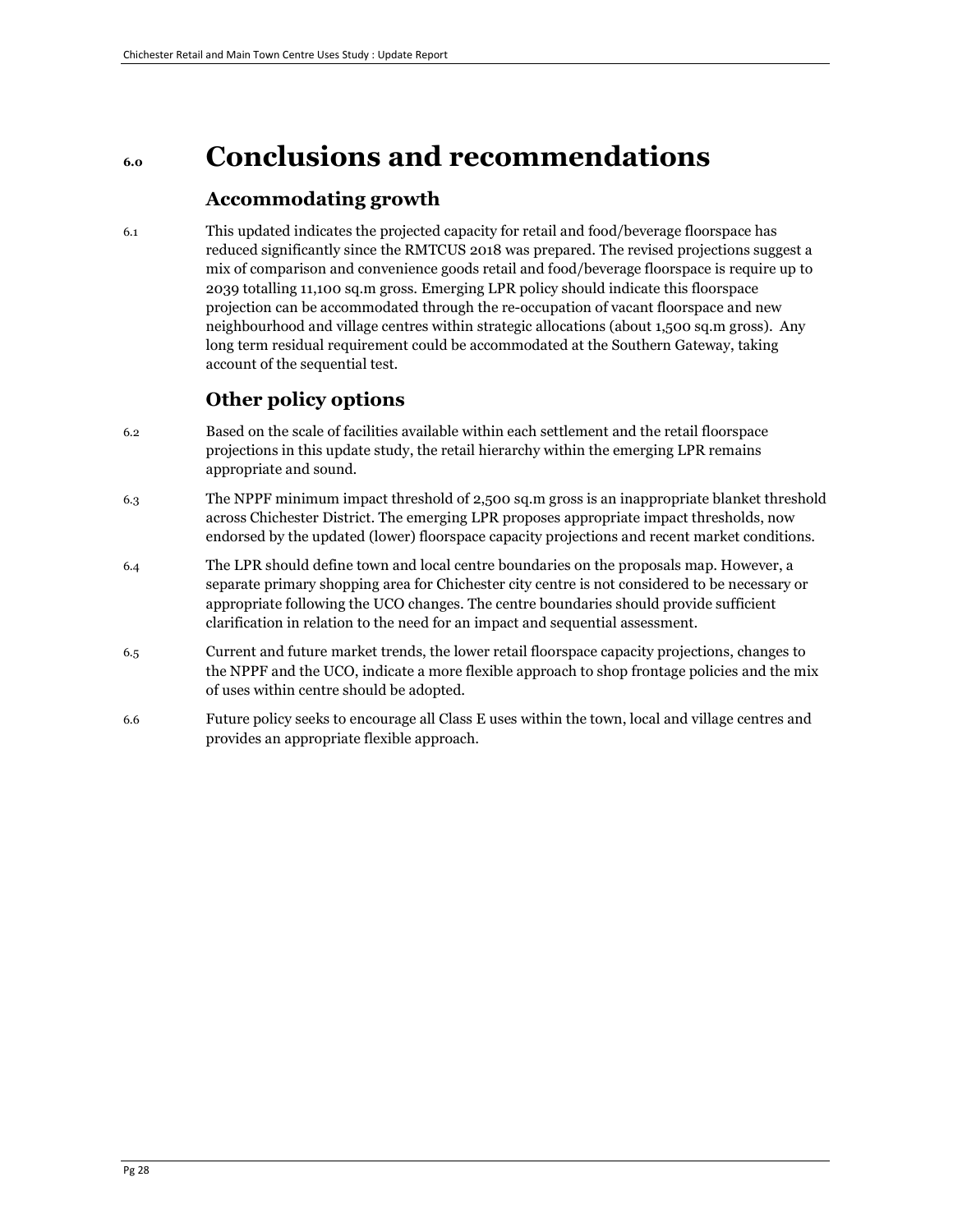# 6.0 Conclusions and recommendations

## Accommodating growth

6.1 This updated indicates the projected capacity for retail and food/beverage floorspace has reduced significantly since the RMTCUS 2018 was prepared. The revised projections suggest a mix of comparison and convenience goods retail and food/beverage floorspace is require up to 2039 totalling 11,100 sq.m gross. Emerging LPR policy should indicate this floorspace projection can be accommodated through the re-occupation of vacant floorspace and new neighbourhood and village centres within strategic allocations (about 1,500 sq.m gross). Any long term residual requirement could be accommodated at the Southern Gateway, taking account of the sequential test.

## Other policy options

6.2 Based on the scale of facilities available within each settlement and the retail floorspace projections in this update study, the retail hierarchy within the emerging LPR remains appropriate and sound.

6.3 The NPPF minimum impact threshold of 2,500 sq.m gross is an inappropriate blanket threshold across Chichester District. The emerging LPR proposes appropriate impact thresholds, now endorsed by the updated (lower) floorspace capacity projections and recent market conditions.

6.4 The LPR should define town and local centre boundaries on the proposals map. However, a separate primary shopping area for Chichester city centre is not considered to be necessary or appropriate following the UCO changes. The centre boundaries should provide sufficient clarification in relation to the need for an impact and sequential assessment.

6.5 Current and future market trends, the lower retail floorspace capacity projections, changes to the NPPF and the UCO, indicate a more flexible approach to shop frontage policies and the mix of uses within centre should be adopted.

6.6 Future policy seeks to encourage all Class E uses within the town, local and village centres and provides an appropriate flexible approach.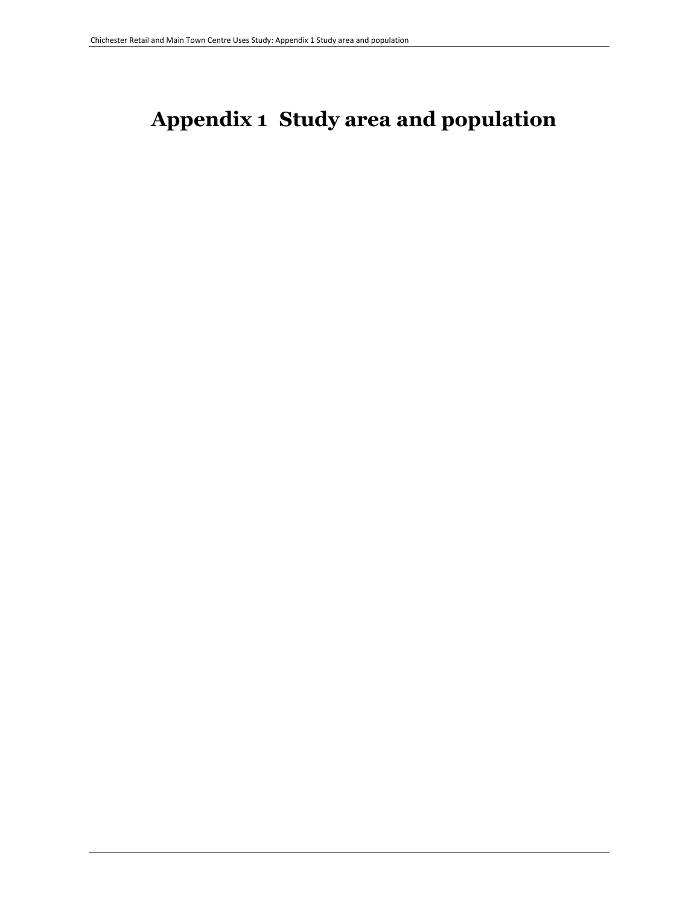# Appendix 1 Study area and population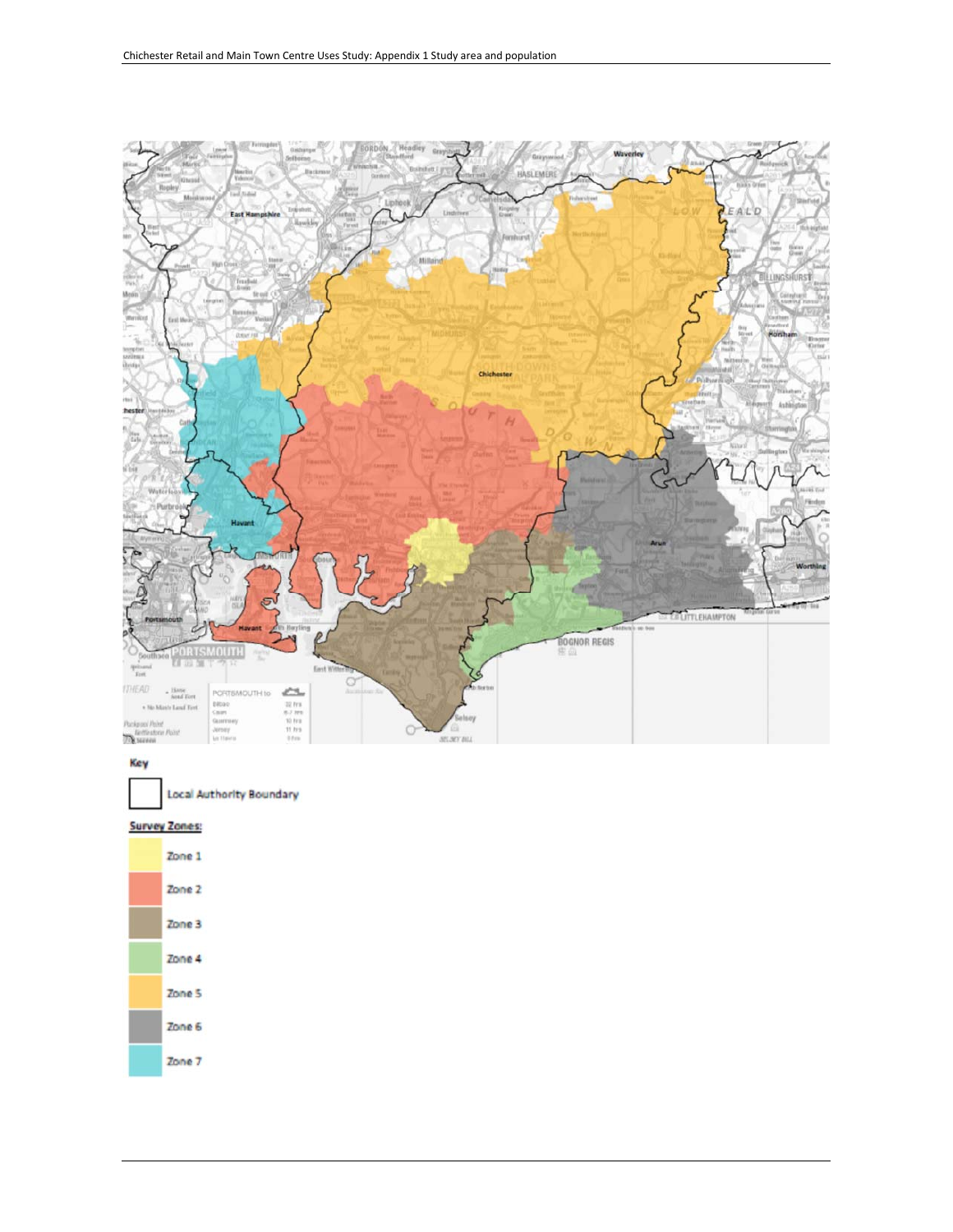**Key**

Local Authority Boundary

**Survey Zones:**

- Zone 1
- Zone 2
- Zone 3
- Zone 4
- Zone 5
- Zone 6
- Zone 7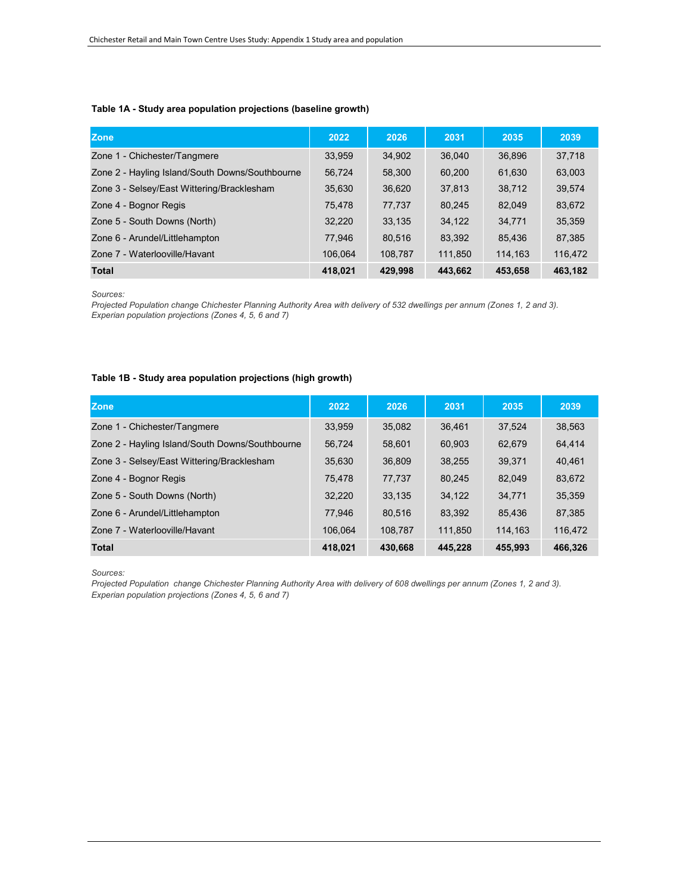**Table 1A - Study area population projections (baseline growth)**

| Zone | 2022 | 2026 | 2031 | 2035 | 2039 |
|---|---|---|---|---|---|
| Zone 1 - Chichester/Tangmere | 33,959 | 34,902 | 36,040 | 36,896 | 37,718 |
| Zone 2 - Hayling Island/South Downs/Southbourne | 56,724 | 58,300 | 60,200 | 61,630 | 63,003 |
| Zone 3 - Selsey/East Wittering/Bracklesham | 35,630 | 36,620 | 37,813 | 38,712 | 39,574 |
| Zone 4 - Bognor Regis | 75,478 | 77,737 | 80,245 | 82,049 | 83,672 |
| Zone 5 - South Downs (North) | 32,220 | 33,135 | 34,122 | 34,771 | 35,359 |
| Zone 6 - Arundel/Littlehampton | 77,946 | 80,516 | 83,392 | 85,436 | 87,385 |
| Zone 7 - Waterlooville/Havant | 106,064 | 108,787 | 111,850 | 114,163 | 116,472 |
| **Total** | **418,021** | **429,998** | **443,662** | **453,658** | **463,182** |

*Sources:*
*Projected Population change Chichester Planning Authority Area with delivery of 532 dwellings per annum (Zones 1, 2 and 3).*
*Experian population projections (Zones 4, 5, 6 and 7)*

**Table 1B - Study area population projections (high growth)**

| Zone | 2022 | 2026 | 2031 | 2035 | 2039 |
|---|---|---|---|---|---|
| Zone 1 - Chichester/Tangmere | 33,959 | 35,082 | 36,461 | 37,524 | 38,563 |
| Zone 2 - Hayling Island/South Downs/Southbourne | 56,724 | 58,601 | 60,903 | 62,679 | 64,414 |
| Zone 3 - Selsey/East Wittering/Bracklesham | 35,630 | 36,809 | 38,255 | 39,371 | 40,461 |
| Zone 4 - Bognor Regis | 75,478 | 77,737 | 80,245 | 82,049 | 83,672 |
| Zone 5 - South Downs (North) | 32,220 | 33,135 | 34,122 | 34,771 | 35,359 |
| Zone 6 - Arundel/Littlehampton | 77,946 | 80,516 | 83,392 | 85,436 | 87,385 |
| Zone 7 - Waterlooville/Havant | 106,064 | 108,787 | 111,850 | 114,163 | 116,472 |
| **Total** | **418,021** | **430,668** | **445,228** | **455,993** | **466,326** |

*Sources:*
*Projected Population change Chichester Planning Authority Area with delivery of 608 dwellings per annum (Zones 1, 2 and 3).*
*Experian population projections (Zones 4, 5, 6 and 7)*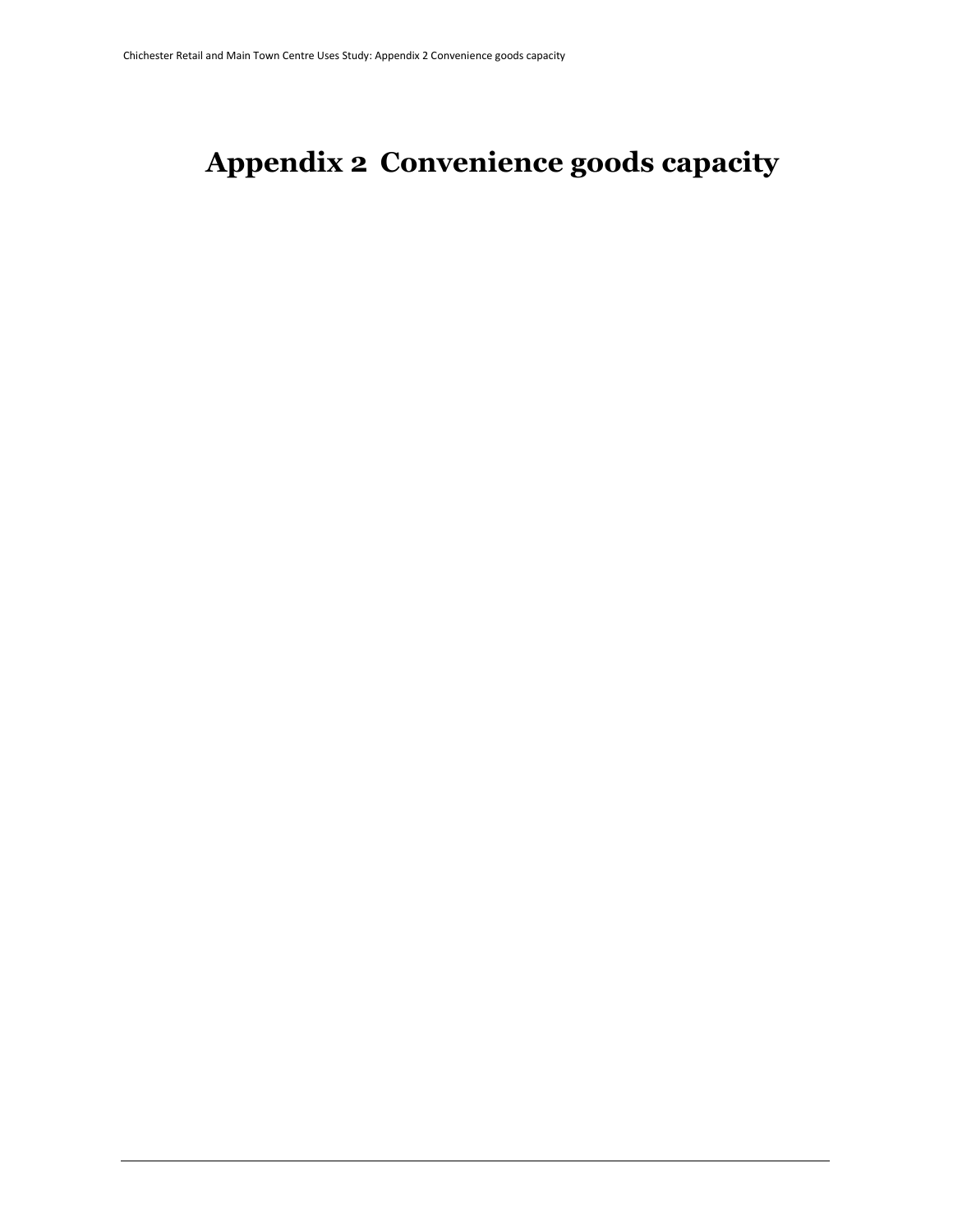# Appendix 2 Convenience goods capacity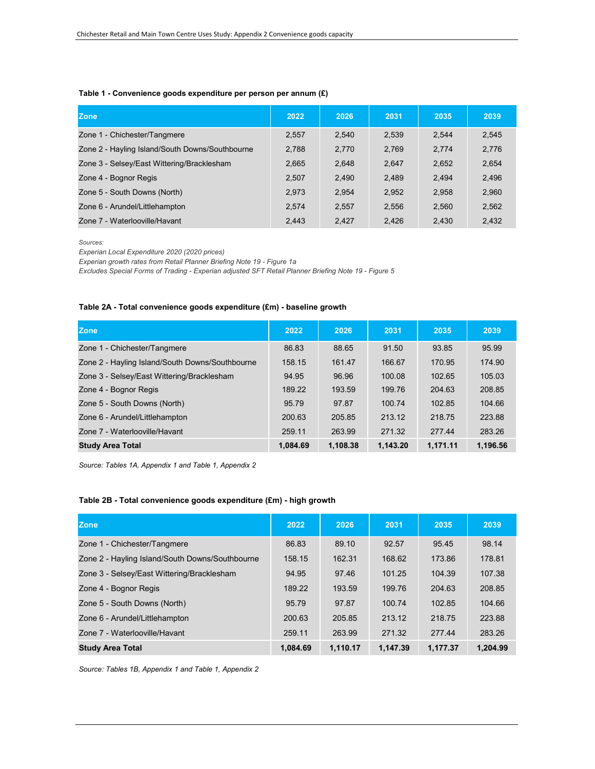**Table 1 - Convenience goods expenditure per person per annum (£)**

| Zone | 2022 | 2026 | 2031 | 2035 | 2039 |
|---|---|---|---|---|---|
| Zone 1 - Chichester/Tangmere | 2,557 | 2,540 | 2,539 | 2,544 | 2,545 |
| Zone 2 - Hayling Island/South Downs/Southbourne | 2,788 | 2,770 | 2,769 | 2,774 | 2,776 |
| Zone 3 - Selsey/East Wittering/Bracklesham | 2,665 | 2,648 | 2,647 | 2,652 | 2,654 |
| Zone 4 - Bognor Regis | 2,507 | 2,490 | 2,489 | 2,494 | 2,496 |
| Zone 5 - South Downs (North) | 2,973 | 2,954 | 2,952 | 2,958 | 2,960 |
| Zone 6 - Arundel/Littlehampton | 2,574 | 2,557 | 2,556 | 2,560 | 2,562 |
| Zone 7 - Waterlooville/Havant | 2,443 | 2,427 | 2,426 | 2,430 | 2,432 |

*Sources:*
*Experian Local Expenditure 2020 (2020 prices)*
*Experian growth rates from Retail Planner Briefing Note 19 - Figure 1a*
*Excludes Special Forms of Trading - Experian adjusted SFT Retail Planner Briefing Note 19 - Figure 5*

**Table 2A - Total convenience goods expenditure (£m) - baseline growth**

| Zone | 2022 | 2026 | 2031 | 2035 | 2039 |
|---|---|---|---|---|---|
| Zone 1 - Chichester/Tangmere | 86.83 | 88.65 | 91.50 | 93.85 | 95.99 |
| Zone 2 - Hayling Island/South Downs/Southbourne | 158.15 | 161.47 | 166.67 | 170.95 | 174.90 |
| Zone 3 - Selsey/East Wittering/Bracklesham | 94.95 | 96.96 | 100.08 | 102.65 | 105.03 |
| Zone 4 - Bognor Regis | 189.22 | 193.59 | 199.76 | 204.63 | 208.85 |
| Zone 5 - South Downs (North) | 95.79 | 97.87 | 100.74 | 102.85 | 104.66 |
| Zone 6 - Arundel/Littlehampton | 200.63 | 205.85 | 213.12 | 218.75 | 223.88 |
| Zone 7 - Waterlooville/Havant | 259.11 | 263.99 | 271.32 | 277.44 | 283.26 |
| **Study Area Total** | **1,084.69** | **1,108.38** | **1,143.20** | **1,171.11** | **1,196.56** |

*Source: Tables 1A, Appendix 1 and Table 1, Appendix 2*

**Table 2B - Total convenience goods expenditure (£m) - high growth**

| Zone | 2022 | 2026 | 2031 | 2035 | 2039 |
|---|---|---|---|---|---|
| Zone 1 - Chichester/Tangmere | 86.83 | 89.10 | 92.57 | 95.45 | 98.14 |
| Zone 2 - Hayling Island/South Downs/Southbourne | 158.15 | 162.31 | 168.62 | 173.86 | 178.81 |
| Zone 3 - Selsey/East Wittering/Bracklesham | 94.95 | 97.46 | 101.25 | 104.39 | 107.38 |
| Zone 4 - Bognor Regis | 189.22 | 193.59 | 199.76 | 204.63 | 208.85 |
| Zone 5 - South Downs (North) | 95.79 | 97.87 | 100.74 | 102.85 | 104.66 |
| Zone 6 - Arundel/Littlehampton | 200.63 | 205.85 | 213.12 | 218.75 | 223.88 |
| Zone 7 - Waterlooville/Havant | 259.11 | 263.99 | 271.32 | 277.44 | 283.26 |
| **Study Area Total** | **1,084.69** | **1,110.17** | **1,147.39** | **1,177.37** | **1,204.99** |

*Source: Tables 1B, Appendix 1 and Table 1, Appendix 2*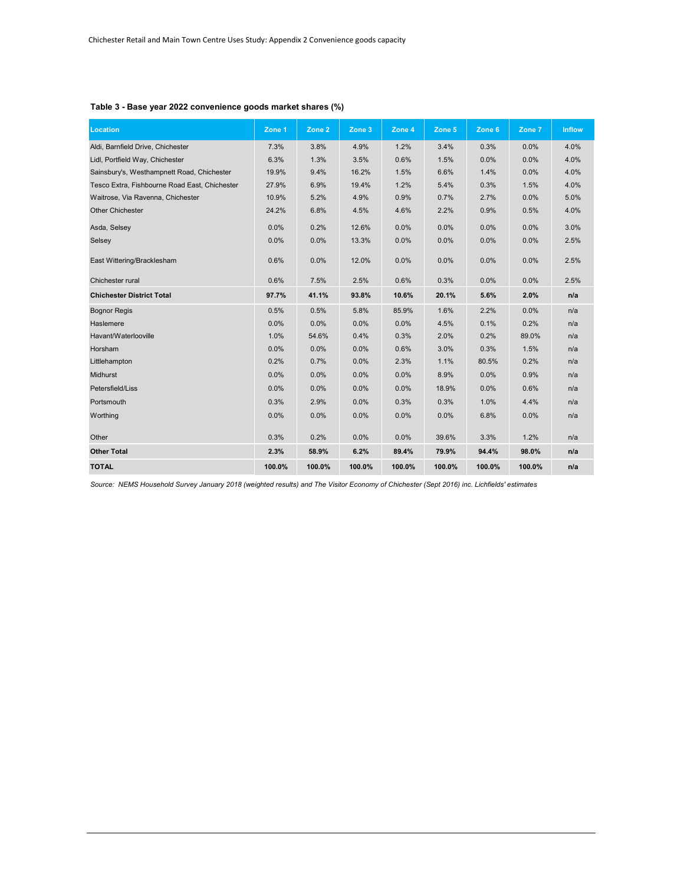**Table 3 - Base year 2022 convenience goods market shares (%)**

| Location | Zone 1 | Zone 2 | Zone 3 | Zone 4 | Zone 5 | Zone 6 | Zone 7 | Inflow |
|---|---|---|---|---|---|---|---|---|
| Aldi, Barnfield Drive, Chichester | 7.3% | 3.8% | 4.9% | 1.2% | 3.4% | 0.3% | 0.0% | 4.0% |
| Lidl, Portfield Way, Chichester | 6.3% | 1.3% | 3.5% | 0.6% | 1.5% | 0.0% | 0.0% | 4.0% |
| Sainsbury's, Westhampnett Road, Chichester | 19.9% | 9.4% | 16.2% | 1.5% | 6.6% | 1.4% | 0.0% | 4.0% |
| Tesco Extra, Fishbourne Road East, Chichester | 27.9% | 6.9% | 19.4% | 1.2% | 5.4% | 0.3% | 1.5% | 4.0% |
| Waitrose, Via Ravenna, Chichester | 10.9% | 5.2% | 4.9% | 0.9% | 0.7% | 2.7% | 0.0% | 5.0% |
| Other Chichester | 24.2% | 6.8% | 4.5% | 4.6% | 2.2% | 0.9% | 0.5% | 4.0% |
| Asda, Selsey | 0.0% | 0.2% | 12.6% | 0.0% | 0.0% | 0.0% | 0.0% | 3.0% |
| Selsey | 0.0% | 0.0% | 13.3% | 0.0% | 0.0% | 0.0% | 0.0% | 2.5% |
| East Wittering/Bracklesham | 0.6% | 0.0% | 12.0% | 0.0% | 0.0% | 0.0% | 0.0% | 2.5% |
| Chichester rural | 0.6% | 7.5% | 2.5% | 0.6% | 0.3% | 0.0% | 0.0% | 2.5% |
| **Chichester District Total** | **97.7%** | **41.1%** | **93.8%** | **10.6%** | **20.1%** | **5.6%** | **2.0%** | **n/a** |
| Bognor Regis | 0.5% | 0.5% | 5.8% | 85.9% | 1.6% | 2.2% | 0.0% | n/a |
| Haslemere | 0.0% | 0.0% | 0.0% | 0.0% | 4.5% | 0.1% | 0.2% | n/a |
| Havant/Waterlooville | 1.0% | 54.6% | 0.4% | 0.3% | 2.0% | 0.2% | 89.0% | n/a |
| Horsham | 0.0% | 0.0% | 0.0% | 0.6% | 3.0% | 0.3% | 1.5% | n/a |
| Littlehampton | 0.2% | 0.7% | 0.0% | 2.3% | 1.1% | 80.5% | 0.2% | n/a |
| Midhurst | 0.0% | 0.0% | 0.0% | 0.0% | 8.9% | 0.0% | 0.9% | n/a |
| Petersfield/Liss | 0.0% | 0.0% | 0.0% | 0.0% | 18.9% | 0.0% | 0.6% | n/a |
| Portsmouth | 0.3% | 2.9% | 0.0% | 0.3% | 0.3% | 1.0% | 4.4% | n/a |
| Worthing | 0.0% | 0.0% | 0.0% | 0.0% | 0.0% | 6.8% | 0.0% | n/a |
| Other | 0.3% | 0.2% | 0.0% | 0.0% | 39.6% | 3.3% | 1.2% | n/a |
| **Other Total** | **2.3%** | **58.9%** | **6.2%** | **89.4%** | **79.9%** | **94.4%** | **98.0%** | **n/a** |
| **TOTAL** | **100.0%** | **100.0%** | **100.0%** | **100.0%** | **100.0%** | **100.0%** | **100.0%** | **n/a** |

*Source: NEMS Household Survey January 2018 (weighted results) and The Visitor Economy of Chichester (Sept 2016) inc. Lichfields' estimates*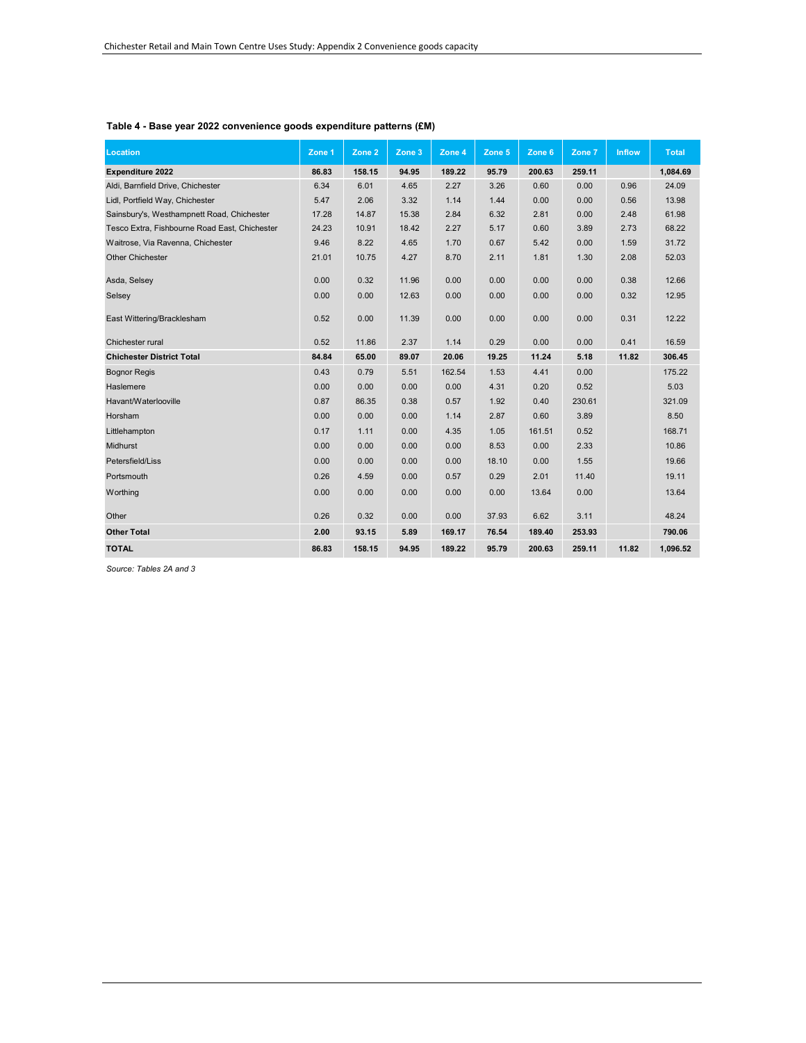**Table 4 - Base year 2022 convenience goods expenditure patterns (£M)**

| Location | Zone 1 | Zone 2 | Zone 3 | Zone 4 | Zone 5 | Zone 6 | Zone 7 | Inflow | Total |
|---|---|---|---|---|---|---|---|---|---|
| **Expenditure 2022** | **86.83** | **158.15** | **94.95** | **189.22** | **95.79** | **200.63** | **259.11** | | **1,084.69** |
| Aldi, Barnfield Drive, Chichester | 6.34 | 6.01 | 4.65 | 2.27 | 3.26 | 0.60 | 0.00 | 0.96 | 24.09 |
| Lidl, Portfield Way, Chichester | 5.47 | 2.06 | 3.32 | 1.14 | 1.44 | 0.00 | 0.00 | 0.56 | 13.98 |
| Sainsbury's, Westhampnett Road, Chichester | 17.28 | 14.87 | 15.38 | 2.84 | 6.32 | 2.81 | 0.00 | 2.48 | 61.98 |
| Tesco Extra, Fishbourne Road East, Chichester | 24.23 | 10.91 | 18.42 | 2.27 | 5.17 | 0.60 | 3.89 | 2.73 | 68.22 |
| Waitrose, Via Ravenna, Chichester | 9.46 | 8.22 | 4.65 | 1.70 | 0.67 | 5.42 | 0.00 | 1.59 | 31.72 |
| Other Chichester | 21.01 | 10.75 | 4.27 | 8.70 | 2.11 | 1.81 | 1.30 | 2.08 | 52.03 |
| Asda, Selsey | 0.00 | 0.32 | 11.96 | 0.00 | 0.00 | 0.00 | 0.00 | 0.38 | 12.66 |
| Selsey | 0.00 | 0.00 | 12.63 | 0.00 | 0.00 | 0.00 | 0.00 | 0.32 | 12.95 |
| East Wittering/Bracklesham | 0.52 | 0.00 | 11.39 | 0.00 | 0.00 | 0.00 | 0.00 | 0.31 | 12.22 |
| Chichester rural | 0.52 | 11.86 | 2.37 | 1.14 | 0.29 | 0.00 | 0.00 | 0.41 | 16.59 |
| **Chichester District Total** | **84.84** | **65.00** | **89.07** | **20.06** | **19.25** | **11.24** | **5.18** | **11.82** | **306.45** |
| Bognor Regis | 0.43 | 0.79 | 5.51 | 162.54 | 1.53 | 4.41 | 0.00 | | 175.22 |
| Haslemere | 0.00 | 0.00 | 0.00 | 0.00 | 4.31 | 0.20 | 0.52 | | 5.03 |
| Havant/Waterlooville | 0.87 | 86.35 | 0.38 | 0.57 | 1.92 | 0.40 | 230.61 | | 321.09 |
| Horsham | 0.00 | 0.00 | 0.00 | 1.14 | 2.87 | 0.60 | 3.89 | | 8.50 |
| Littlehampton | 0.17 | 1.11 | 0.00 | 4.35 | 1.05 | 161.51 | 0.52 | | 168.71 |
| Midhurst | 0.00 | 0.00 | 0.00 | 0.00 | 8.53 | 0.00 | 2.33 | | 10.86 |
| Petersfield/Liss | 0.00 | 0.00 | 0.00 | 0.00 | 18.10 | 0.00 | 1.55 | | 19.66 |
| Portsmouth | 0.26 | 4.59 | 0.00 | 0.57 | 0.29 | 2.01 | 11.40 | | 19.11 |
| Worthing | 0.00 | 0.00 | 0.00 | 0.00 | 0.00 | 13.64 | 0.00 | | 13.64 |
| Other | 0.26 | 0.32 | 0.00 | 0.00 | 37.93 | 6.62 | 3.11 | | 48.24 |
| **Other Total** | **2.00** | **93.15** | **5.89** | **169.17** | **76.54** | **189.40** | **253.93** | | **790.06** |
| **TOTAL** | **86.83** | **158.15** | **94.95** | **189.22** | **95.79** | **200.63** | **259.11** | **11.82** | **1,096.52** |

*Source: Tables 2A and 3*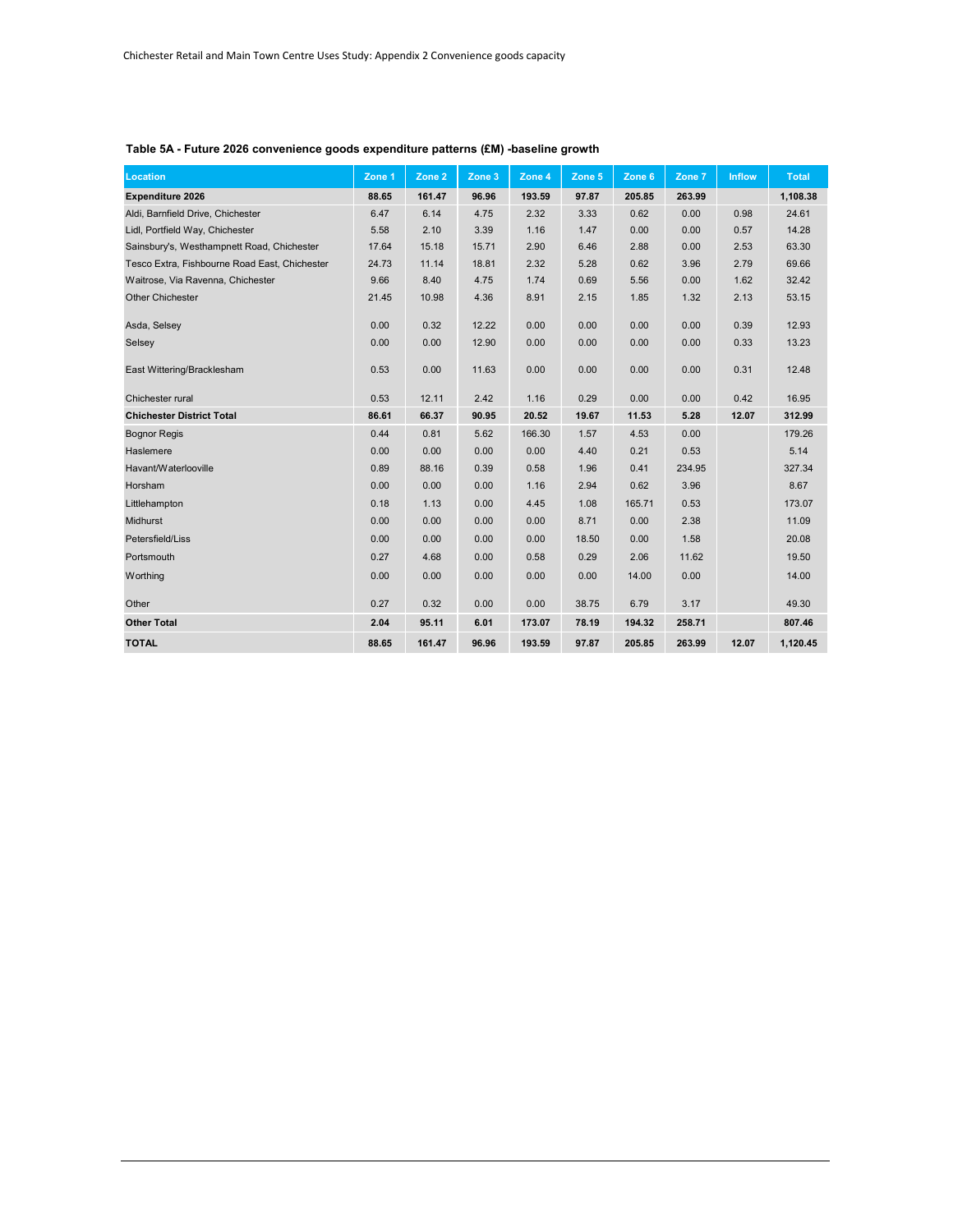**Table 5A - Future 2026 convenience goods expenditure patterns (£M) -baseline growth**

| Location | Zone 1 | Zone 2 | Zone 3 | Zone 4 | Zone 5 | Zone 6 | Zone 7 | Inflow | Total |
|---|---|---|---|---|---|---|---|---|---|
| **Expenditure 2026** | **88.65** | **161.47** | **96.96** | **193.59** | **97.87** | **205.85** | **263.99** | | **1,108.38** |
| Aldi, Barnfield Drive, Chichester | 6.47 | 6.14 | 4.75 | 2.32 | 3.33 | 0.62 | 0.00 | 0.98 | 24.61 |
| Lidl, Portfield Way, Chichester | 5.58 | 2.10 | 3.39 | 1.16 | 1.47 | 0.00 | 0.00 | 0.57 | 14.28 |
| Sainsbury's, Westhampnett Road, Chichester | 17.64 | 15.18 | 15.71 | 2.90 | 6.46 | 2.88 | 0.00 | 2.53 | 63.30 |
| Tesco Extra, Fishbourne Road East, Chichester | 24.73 | 11.14 | 18.81 | 2.32 | 5.28 | 0.62 | 3.96 | 2.79 | 69.66 |
| Waitrose, Via Ravenna, Chichester | 9.66 | 8.40 | 4.75 | 1.74 | 0.69 | 5.56 | 0.00 | 1.62 | 32.42 |
| Other Chichester | 21.45 | 10.98 | 4.36 | 8.91 | 2.15 | 1.85 | 1.32 | 2.13 | 53.15 |
| Asda, Selsey | 0.00 | 0.32 | 12.22 | 0.00 | 0.00 | 0.00 | 0.00 | 0.39 | 12.93 |
| Selsey | 0.00 | 0.00 | 12.90 | 0.00 | 0.00 | 0.00 | 0.00 | 0.33 | 13.23 |
| East Wittering/Bracklesham | 0.53 | 0.00 | 11.63 | 0.00 | 0.00 | 0.00 | 0.00 | 0.31 | 12.48 |
| Chichester rural | 0.53 | 12.11 | 2.42 | 1.16 | 0.29 | 0.00 | 0.00 | 0.42 | 16.95 |
| **Chichester District Total** | **86.61** | **66.37** | **90.95** | **20.52** | **19.67** | **11.53** | **5.28** | **12.07** | **312.99** |
| Bognor Regis | 0.44 | 0.81 | 5.62 | 166.30 | 1.57 | 4.53 | 0.00 | | 179.26 |
| Haslemere | 0.00 | 0.00 | 0.00 | 0.00 | 4.40 | 0.21 | 0.53 | | 5.14 |
| Havant/Waterlooville | 0.89 | 88.16 | 0.39 | 0.58 | 1.96 | 0.41 | 234.95 | | 327.34 |
| Horsham | 0.00 | 0.00 | 0.00 | 1.16 | 2.94 | 0.62 | 3.96 | | 8.67 |
| Littlehampton | 0.18 | 1.13 | 0.00 | 4.45 | 1.08 | 165.71 | 0.53 | | 173.07 |
| Midhurst | 0.00 | 0.00 | 0.00 | 0.00 | 8.71 | 0.00 | 2.38 | | 11.09 |
| Petersfield/Liss | 0.00 | 0.00 | 0.00 | 0.00 | 18.50 | 0.00 | 1.58 | | 20.08 |
| Portsmouth | 0.27 | 4.68 | 0.00 | 0.58 | 0.29 | 2.06 | 11.62 | | 19.50 |
| Worthing | 0.00 | 0.00 | 0.00 | 0.00 | 0.00 | 14.00 | 0.00 | | 14.00 |
| Other | 0.27 | 0.32 | 0.00 | 0.00 | 38.75 | 6.79 | 3.17 | | 49.30 |
| **Other Total** | **2.04** | **95.11** | **6.01** | **173.07** | **78.19** | **194.32** | **258.71** | | **807.46** |
| **TOTAL** | **88.65** | **161.47** | **96.96** | **193.59** | **97.87** | **205.85** | **263.99** | **12.07** | **1,120.45** |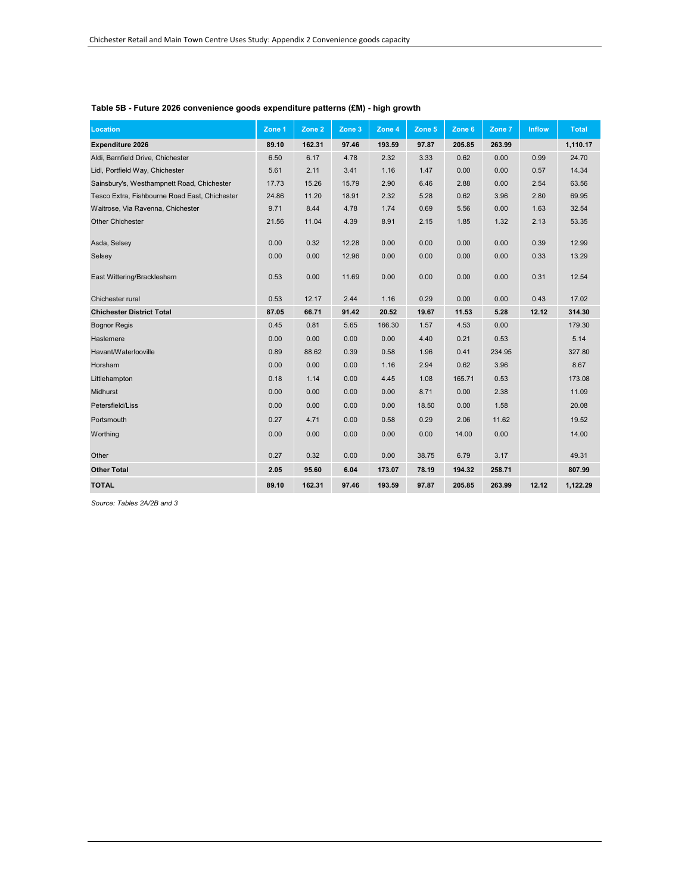### Table 5B - Future 2026 convenience goods expenditure patterns (£M) - high growth

| Location | Zone 1 | Zone 2 | Zone 3 | Zone 4 | Zone 5 | Zone 6 | Zone 7 | Inflow | Total |
|---|---|---|---|---|---|---|---|---|---|
| **Expenditure 2026** | **89.10** | **162.31** | **97.46** | **193.59** | **97.87** | **205.85** | **263.99** | | **1,110.17** |
| Aldi, Barnfield Drive, Chichester | 6.50 | 6.17 | 4.78 | 2.32 | 3.33 | 0.62 | 0.00 | 0.99 | 24.70 |
| Lidl, Portfield Way, Chichester | 5.61 | 2.11 | 3.41 | 1.16 | 1.47 | 0.00 | 0.00 | 0.57 | 14.34 |
| Sainsbury's, Westhampnett Road, Chichester | 17.73 | 15.26 | 15.79 | 2.90 | 6.46 | 2.88 | 0.00 | 2.54 | 63.56 |
| Tesco Extra, Fishbourne Road East, Chichester | 24.86 | 11.20 | 18.91 | 2.32 | 5.28 | 0.62 | 3.96 | 2.80 | 69.95 |
| Waitrose, Via Ravenna, Chichester | 9.71 | 8.44 | 4.78 | 1.74 | 0.69 | 5.56 | 0.00 | 1.63 | 32.54 |
| Other Chichester | 21.56 | 11.04 | 4.39 | 8.91 | 2.15 | 1.85 | 1.32 | 2.13 | 53.35 |
| Asda, Selsey | 0.00 | 0.32 | 12.28 | 0.00 | 0.00 | 0.00 | 0.00 | 0.39 | 12.99 |
| Selsey | 0.00 | 0.00 | 12.96 | 0.00 | 0.00 | 0.00 | 0.00 | 0.33 | 13.29 |
| East Wittering/Bracklesham | 0.53 | 0.00 | 11.69 | 0.00 | 0.00 | 0.00 | 0.00 | 0.31 | 12.54 |
| Chichester rural | 0.53 | 12.17 | 2.44 | 1.16 | 0.29 | 0.00 | 0.00 | 0.43 | 17.02 |
| **Chichester District Total** | **87.05** | **66.71** | **91.42** | **20.52** | **19.67** | **11.53** | **5.28** | **12.12** | **314.30** |
| Bognor Regis | 0.45 | 0.81 | 5.65 | 166.30 | 1.57 | 4.53 | 0.00 | | 179.30 |
| Haslemere | 0.00 | 0.00 | 0.00 | 0.00 | 4.40 | 0.21 | 0.53 | | 5.14 |
| Havant/Waterlooville | 0.89 | 88.62 | 0.39 | 0.58 | 1.96 | 0.41 | 234.95 | | 327.80 |
| Horsham | 0.00 | 0.00 | 0.00 | 1.16 | 2.94 | 0.62 | 3.96 | | 8.67 |
| Littlehampton | 0.18 | 1.14 | 0.00 | 4.45 | 1.08 | 165.71 | 0.53 | | 173.08 |
| Midhurst | 0.00 | 0.00 | 0.00 | 0.00 | 8.71 | 0.00 | 2.38 | | 11.09 |
| Petersfield/Liss | 0.00 | 0.00 | 0.00 | 0.00 | 18.50 | 0.00 | 1.58 | | 20.08 |
| Portsmouth | 0.27 | 4.71 | 0.00 | 0.58 | 0.29 | 2.06 | 11.62 | | 19.52 |
| Worthing | 0.00 | 0.00 | 0.00 | 0.00 | 0.00 | 14.00 | 0.00 | | 14.00 |
| Other | 0.27 | 0.32 | 0.00 | 0.00 | 38.75 | 6.79 | 3.17 | | 49.31 |
| **Other Total** | **2.05** | **95.60** | **6.04** | **173.07** | **78.19** | **194.32** | **258.71** | | **807.99** |
| **TOTAL** | **89.10** | **162.31** | **97.46** | **193.59** | **97.87** | **205.85** | **263.99** | **12.12** | **1,122.29** |

*Source: Tables 2A/2B and 3*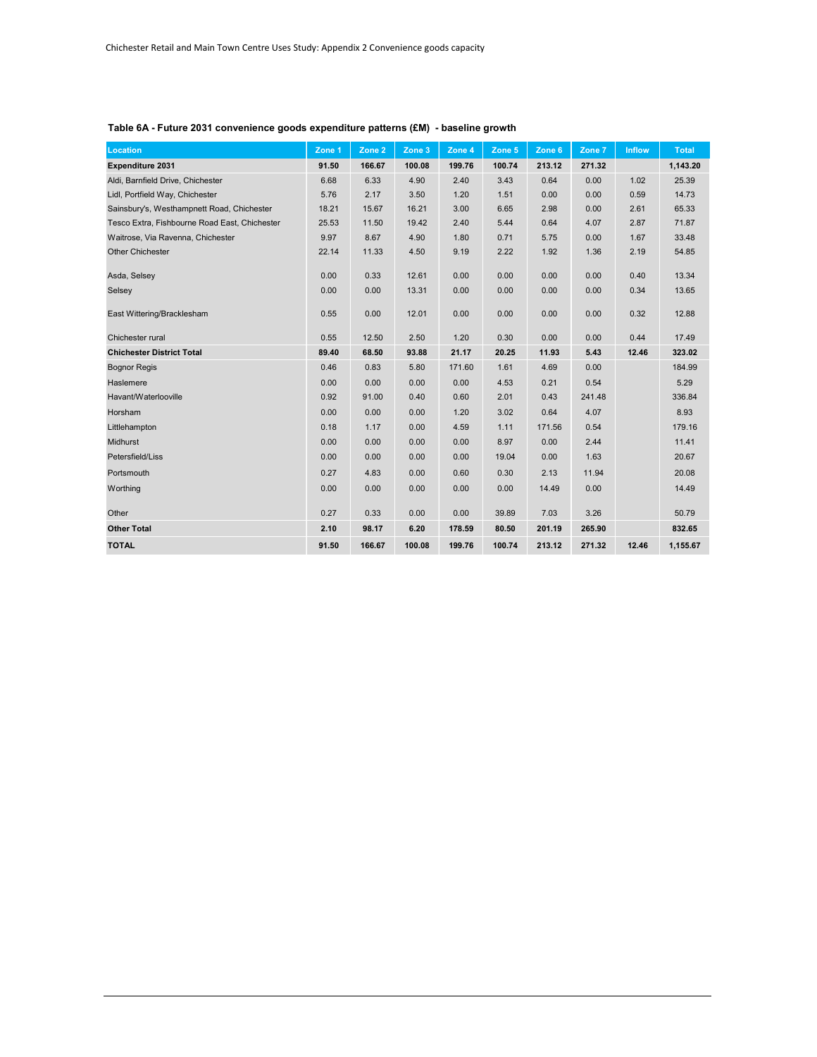**Table 6A - Future 2031 convenience goods expenditure patterns (£M) - baseline growth**

| Location | Zone 1 | Zone 2 | Zone 3 | Zone 4 | Zone 5 | Zone 6 | Zone 7 | Inflow | Total |
|---|---|---|---|---|---|---|---|---|---|
| **Expenditure 2031** | **91.50** | **166.67** | **100.08** | **199.76** | **100.74** | **213.12** | **271.32** | | **1,143.20** |
| Aldi, Barnfield Drive, Chichester | 6.68 | 6.33 | 4.90 | 2.40 | 3.43 | 0.64 | 0.00 | 1.02 | 25.39 |
| Lidl, Portfield Way, Chichester | 5.76 | 2.17 | 3.50 | 1.20 | 1.51 | 0.00 | 0.00 | 0.59 | 14.73 |
| Sainsbury's, Westhampnett Road, Chichester | 18.21 | 15.67 | 16.21 | 3.00 | 6.65 | 2.98 | 0.00 | 2.61 | 65.33 |
| Tesco Extra, Fishbourne Road East, Chichester | 25.53 | 11.50 | 19.42 | 2.40 | 5.44 | 0.64 | 4.07 | 2.87 | 71.87 |
| Waitrose, Via Ravenna, Chichester | 9.97 | 8.67 | 4.90 | 1.80 | 0.71 | 5.75 | 0.00 | 1.67 | 33.48 |
| Other Chichester | 22.14 | 11.33 | 4.50 | 9.19 | 2.22 | 1.92 | 1.36 | 2.19 | 54.85 |
| Asda, Selsey | 0.00 | 0.33 | 12.61 | 0.00 | 0.00 | 0.00 | 0.00 | 0.40 | 13.34 |
| Selsey | 0.00 | 0.00 | 13.31 | 0.00 | 0.00 | 0.00 | 0.00 | 0.34 | 13.65 |
| East Wittering/Bracklesham | 0.55 | 0.00 | 12.01 | 0.00 | 0.00 | 0.00 | 0.00 | 0.32 | 12.88 |
| Chichester rural | 0.55 | 12.50 | 2.50 | 1.20 | 0.30 | 0.00 | 0.00 | 0.44 | 17.49 |
| **Chichester District Total** | **89.40** | **68.50** | **93.88** | **21.17** | **20.25** | **11.93** | **5.43** | **12.46** | **323.02** |
| Bognor Regis | 0.46 | 0.83 | 5.80 | 171.60 | 1.61 | 4.69 | 0.00 | | 184.99 |
| Haslemere | 0.00 | 0.00 | 0.00 | 0.00 | 4.53 | 0.21 | 0.54 | | 5.29 |
| Havant/Waterlooville | 0.92 | 91.00 | 0.40 | 0.60 | 2.01 | 0.43 | 241.48 | | 336.84 |
| Horsham | 0.00 | 0.00 | 0.00 | 1.20 | 3.02 | 0.64 | 4.07 | | 8.93 |
| Littlehampton | 0.18 | 1.17 | 0.00 | 4.59 | 1.11 | 171.56 | 0.54 | | 179.16 |
| Midhurst | 0.00 | 0.00 | 0.00 | 0.00 | 8.97 | 0.00 | 2.44 | | 11.41 |
| Petersfield/Liss | 0.00 | 0.00 | 0.00 | 0.00 | 19.04 | 0.00 | 1.63 | | 20.67 |
| Portsmouth | 0.27 | 4.83 | 0.00 | 0.60 | 0.30 | 2.13 | 11.94 | | 20.08 |
| Worthing | 0.00 | 0.00 | 0.00 | 0.00 | 0.00 | 14.49 | 0.00 | | 14.49 |
| Other | 0.27 | 0.33 | 0.00 | 0.00 | 39.89 | 7.03 | 3.26 | | 50.79 |
| **Other Total** | **2.10** | **98.17** | **6.20** | **178.59** | **80.50** | **201.19** | **265.90** | | **832.65** |
| **TOTAL** | **91.50** | **166.67** | **100.08** | **199.76** | **100.74** | **213.12** | **271.32** | **12.46** | **1,155.67** |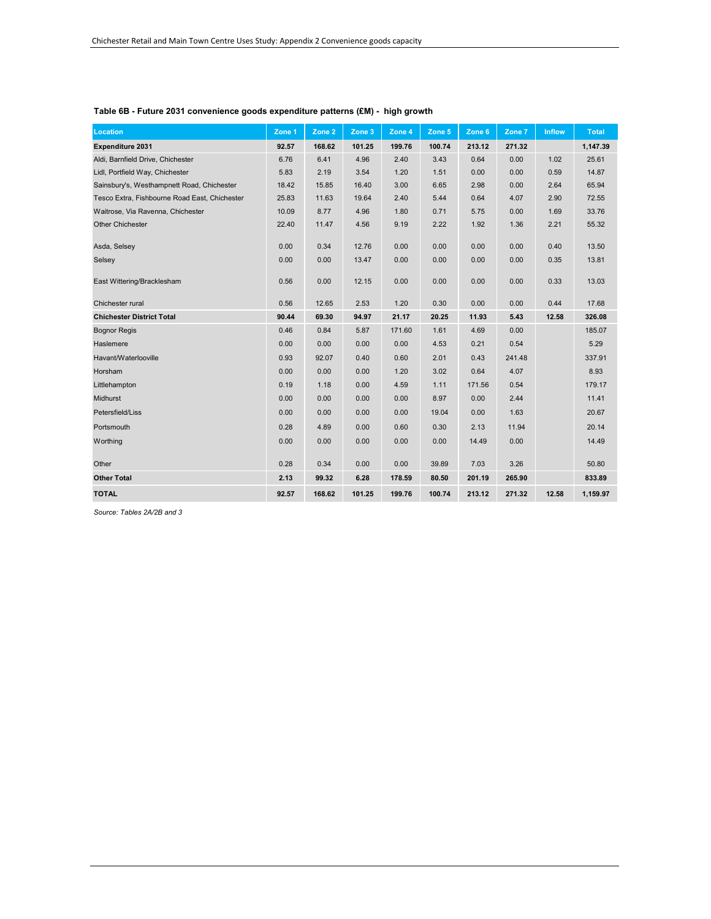**Table 6B - Future 2031 convenience goods expenditure patterns (£M) - high growth**

| Location | Zone 1 | Zone 2 | Zone 3 | Zone 4 | Zone 5 | Zone 6 | Zone 7 | Inflow | Total |
|---|---|---|---|---|---|---|---|---|---|
| **Expenditure 2031** | **92.57** | **168.62** | **101.25** | **199.76** | **100.74** | **213.12** | **271.32** | | **1,147.39** |
| Aldi, Barnfield Drive, Chichester | 6.76 | 6.41 | 4.96 | 2.40 | 3.43 | 0.64 | 0.00 | 1.02 | 25.61 |
| Lidl, Portfield Way, Chichester | 5.83 | 2.19 | 3.54 | 1.20 | 1.51 | 0.00 | 0.00 | 0.59 | 14.87 |
| Sainsbury's, Westhampnett Road, Chichester | 18.42 | 15.85 | 16.40 | 3.00 | 6.65 | 2.98 | 0.00 | 2.64 | 65.94 |
| Tesco Extra, Fishbourne Road East, Chichester | 25.83 | 11.63 | 19.64 | 2.40 | 5.44 | 0.64 | 4.07 | 2.90 | 72.55 |
| Waitrose, Via Ravenna, Chichester | 10.09 | 8.77 | 4.96 | 1.80 | 0.71 | 5.75 | 0.00 | 1.69 | 33.76 |
| Other Chichester | 22.40 | 11.47 | 4.56 | 9.19 | 2.22 | 1.92 | 1.36 | 2.21 | 55.32 |
| Asda, Selsey | 0.00 | 0.34 | 12.76 | 0.00 | 0.00 | 0.00 | 0.00 | 0.40 | 13.50 |
| Selsey | 0.00 | 0.00 | 13.47 | 0.00 | 0.00 | 0.00 | 0.00 | 0.35 | 13.81 |
| East Wittering/Bracklesham | 0.56 | 0.00 | 12.15 | 0.00 | 0.00 | 0.00 | 0.00 | 0.33 | 13.03 |
| Chichester rural | 0.56 | 12.65 | 2.53 | 1.20 | 0.30 | 0.00 | 0.00 | 0.44 | 17.68 |
| **Chichester District Total** | **90.44** | **69.30** | **94.97** | **21.17** | **20.25** | **11.93** | **5.43** | **12.58** | **326.08** |
| Bognor Regis | 0.46 | 0.84 | 5.87 | 171.60 | 1.61 | 4.69 | 0.00 | | 185.07 |
| Haslemere | 0.00 | 0.00 | 0.00 | 0.00 | 4.53 | 0.21 | 0.54 | | 5.29 |
| Havant/Waterlooville | 0.93 | 92.07 | 0.40 | 0.60 | 2.01 | 0.43 | 241.48 | | 337.91 |
| Horsham | 0.00 | 0.00 | 0.00 | 1.20 | 3.02 | 0.64 | 4.07 | | 8.93 |
| Littlehampton | 0.19 | 1.18 | 0.00 | 4.59 | 1.11 | 171.56 | 0.54 | | 179.17 |
| Midhurst | 0.00 | 0.00 | 0.00 | 0.00 | 8.97 | 0.00 | 2.44 | | 11.41 |
| Petersfield/Liss | 0.00 | 0.00 | 0.00 | 0.00 | 19.04 | 0.00 | 1.63 | | 20.67 |
| Portsmouth | 0.28 | 4.89 | 0.00 | 0.60 | 0.30 | 2.13 | 11.94 | | 20.14 |
| Worthing | 0.00 | 0.00 | 0.00 | 0.00 | 0.00 | 14.49 | 0.00 | | 14.49 |
| Other | 0.28 | 0.34 | 0.00 | 0.00 | 39.89 | 7.03 | 3.26 | | 50.80 |
| **Other Total** | **2.13** | **99.32** | **6.28** | **178.59** | **80.50** | **201.19** | **265.90** | | **833.89** |
| **TOTAL** | **92.57** | **168.62** | **101.25** | **199.76** | **100.74** | **213.12** | **271.32** | **12.58** | **1,159.97** |

*Source: Tables 2A/2B and 3*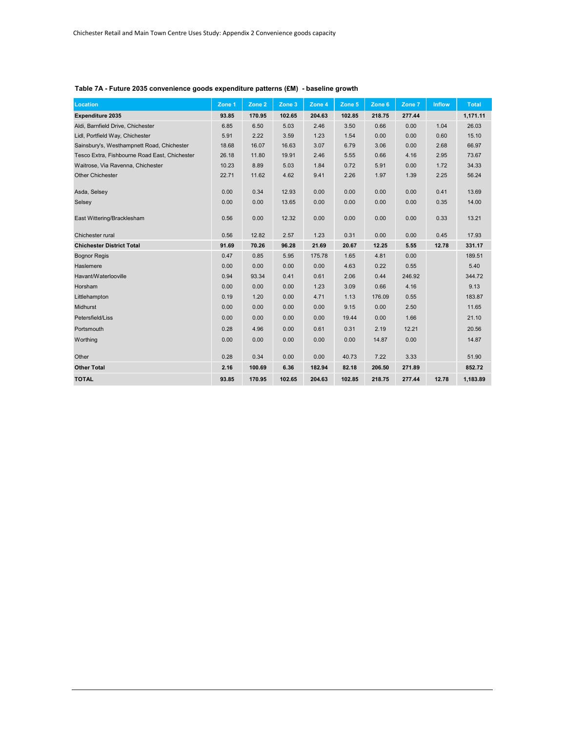**Table 7A - Future 2035 convenience goods expenditure patterns (£M) - baseline growth**

| Location | Zone 1 | Zone 2 | Zone 3 | Zone 4 | Zone 5 | Zone 6 | Zone 7 | Inflow | Total |
|---|---|---|---|---|---|---|---|---|---|
| **Expenditure 2035** | **93.85** | **170.95** | **102.65** | **204.63** | **102.85** | **218.75** | **277.44** | | **1,171.11** |
| Aldi, Barnfield Drive, Chichester | 6.85 | 6.50 | 5.03 | 2.46 | 3.50 | 0.66 | 0.00 | 1.04 | 26.03 |
| Lidl, Portfield Way, Chichester | 5.91 | 2.22 | 3.59 | 1.23 | 1.54 | 0.00 | 0.00 | 0.60 | 15.10 |
| Sainsbury's, Westhampnett Road, Chichester | 18.68 | 16.07 | 16.63 | 3.07 | 6.79 | 3.06 | 0.00 | 2.68 | 66.97 |
| Tesco Extra, Fishbourne Road East, Chichester | 26.18 | 11.80 | 19.91 | 2.46 | 5.55 | 0.66 | 4.16 | 2.95 | 73.67 |
| Waitrose, Via Ravenna, Chichester | 10.23 | 8.89 | 5.03 | 1.84 | 0.72 | 5.91 | 0.00 | 1.72 | 34.33 |
| Other Chichester | 22.71 | 11.62 | 4.62 | 9.41 | 2.26 | 1.97 | 1.39 | 2.25 | 56.24 |
| Asda, Selsey | 0.00 | 0.34 | 12.93 | 0.00 | 0.00 | 0.00 | 0.00 | 0.41 | 13.69 |
| Selsey | 0.00 | 0.00 | 13.65 | 0.00 | 0.00 | 0.00 | 0.00 | 0.35 | 14.00 |
| East Wittering/Bracklesham | 0.56 | 0.00 | 12.32 | 0.00 | 0.00 | 0.00 | 0.00 | 0.33 | 13.21 |
| Chichester rural | 0.56 | 12.82 | 2.57 | 1.23 | 0.31 | 0.00 | 0.00 | 0.45 | 17.93 |
| **Chichester District Total** | **91.69** | **70.26** | **96.28** | **21.69** | **20.67** | **12.25** | **5.55** | **12.78** | **331.17** |
| Bognor Regis | 0.47 | 0.85 | 5.95 | 175.78 | 1.65 | 4.81 | 0.00 | | 189.51 |
| Haslemere | 0.00 | 0.00 | 0.00 | 0.00 | 4.63 | 0.22 | 0.55 | | 5.40 |
| Havant/Waterlooville | 0.94 | 93.34 | 0.41 | 0.61 | 2.06 | 0.44 | 246.92 | | 344.72 |
| Horsham | 0.00 | 0.00 | 0.00 | 1.23 | 3.09 | 0.66 | 4.16 | | 9.13 |
| Littlehampton | 0.19 | 1.20 | 0.00 | 4.71 | 1.13 | 176.09 | 0.55 | | 183.87 |
| Midhurst | 0.00 | 0.00 | 0.00 | 0.00 | 9.15 | 0.00 | 2.50 | | 11.65 |
| Petersfield/Liss | 0.00 | 0.00 | 0.00 | 0.00 | 19.44 | 0.00 | 1.66 | | 21.10 |
| Portsmouth | 0.28 | 4.96 | 0.00 | 0.61 | 0.31 | 2.19 | 12.21 | | 20.56 |
| Worthing | 0.00 | 0.00 | 0.00 | 0.00 | 0.00 | 14.87 | 0.00 | | 14.87 |
| Other | 0.28 | 0.34 | 0.00 | 0.00 | 40.73 | 7.22 | 3.33 | | 51.90 |
| **Other Total** | **2.16** | **100.69** | **6.36** | **182.94** | **82.18** | **206.50** | **271.89** | | **852.72** |
| **TOTAL** | **93.85** | **170.95** | **102.65** | **204.63** | **102.85** | **218.75** | **277.44** | **12.78** | **1,183.89** |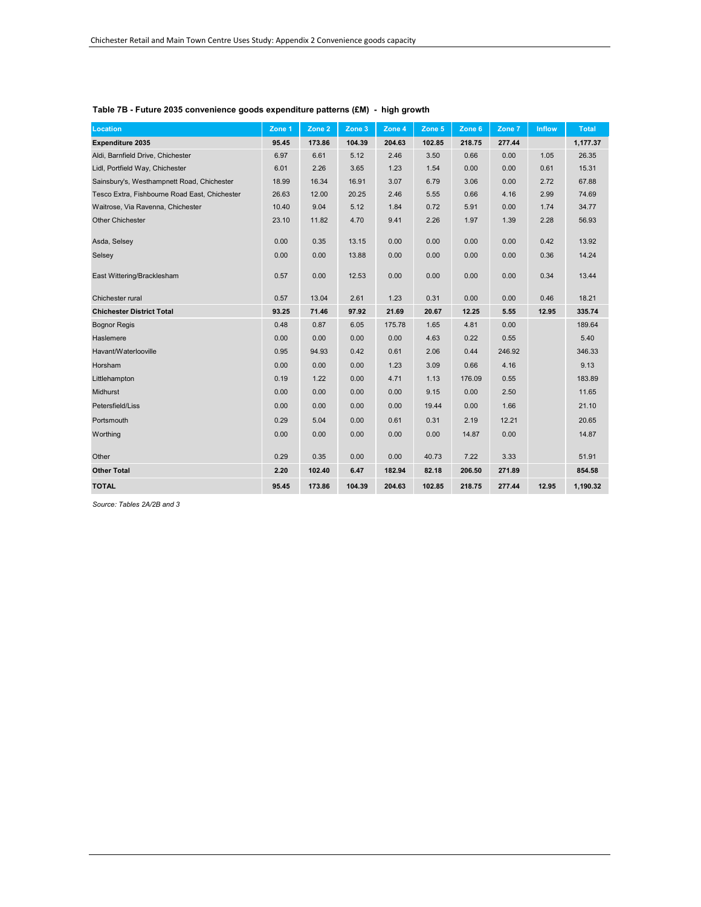**Table 7B - Future 2035 convenience goods expenditure patterns (£M) - high growth**

| Location | Zone 1 | Zone 2 | Zone 3 | Zone 4 | Zone 5 | Zone 6 | Zone 7 | Inflow | Total |
|---|---|---|---|---|---|---|---|---|---|
| **Expenditure 2035** | **95.45** | **173.86** | **104.39** | **204.63** | **102.85** | **218.75** | **277.44** | | **1,177.37** |
| Aldi, Barnfield Drive, Chichester | 6.97 | 6.61 | 5.12 | 2.46 | 3.50 | 0.66 | 0.00 | 1.05 | 26.35 |
| Lidl, Portfield Way, Chichester | 6.01 | 2.26 | 3.65 | 1.23 | 1.54 | 0.00 | 0.00 | 0.61 | 15.31 |
| Sainsbury's, Westhampnett Road, Chichester | 18.99 | 16.34 | 16.91 | 3.07 | 6.79 | 3.06 | 0.00 | 2.72 | 67.88 |
| Tesco Extra, Fishbourne Road East, Chichester | 26.63 | 12.00 | 20.25 | 2.46 | 5.55 | 0.66 | 4.16 | 2.99 | 74.69 |
| Waitrose, Via Ravenna, Chichester | 10.40 | 9.04 | 5.12 | 1.84 | 0.72 | 5.91 | 0.00 | 1.74 | 34.77 |
| Other Chichester | 23.10 | 11.82 | 4.70 | 9.41 | 2.26 | 1.97 | 1.39 | 2.28 | 56.93 |
| Asda, Selsey | 0.00 | 0.35 | 13.15 | 0.00 | 0.00 | 0.00 | 0.00 | 0.42 | 13.92 |
| Selsey | 0.00 | 0.00 | 13.88 | 0.00 | 0.00 | 0.00 | 0.00 | 0.36 | 14.24 |
| East Wittering/Bracklesham | 0.57 | 0.00 | 12.53 | 0.00 | 0.00 | 0.00 | 0.00 | 0.34 | 13.44 |
| Chichester rural | 0.57 | 13.04 | 2.61 | 1.23 | 0.31 | 0.00 | 0.00 | 0.46 | 18.21 |
| **Chichester District Total** | **93.25** | **71.46** | **97.92** | **21.69** | **20.67** | **12.25** | **5.55** | **12.95** | **335.74** |
| Bognor Regis | 0.48 | 0.87 | 6.05 | 175.78 | 1.65 | 4.81 | 0.00 | | 189.64 |
| Haslemere | 0.00 | 0.00 | 0.00 | 0.00 | 4.63 | 0.22 | 0.55 | | 5.40 |
| Havant/Waterlooville | 0.95 | 94.93 | 0.42 | 0.61 | 2.06 | 0.44 | 246.92 | | 346.33 |
| Horsham | 0.00 | 0.00 | 0.00 | 1.23 | 3.09 | 0.66 | 4.16 | | 9.13 |
| Littlehampton | 0.19 | 1.22 | 0.00 | 4.71 | 1.13 | 176.09 | 0.55 | | 183.89 |
| Midhurst | 0.00 | 0.00 | 0.00 | 0.00 | 9.15 | 0.00 | 2.50 | | 11.65 |
| Petersfield/Liss | 0.00 | 0.00 | 0.00 | 0.00 | 19.44 | 0.00 | 1.66 | | 21.10 |
| Portsmouth | 0.29 | 5.04 | 0.00 | 0.61 | 0.31 | 2.19 | 12.21 | | 20.65 |
| Worthing | 0.00 | 0.00 | 0.00 | 0.00 | 0.00 | 14.87 | 0.00 | | 14.87 |
| Other | 0.29 | 0.35 | 0.00 | 0.00 | 40.73 | 7.22 | 3.33 | | 51.91 |
| **Other Total** | **2.20** | **102.40** | **6.47** | **182.94** | **82.18** | **206.50** | **271.89** | | **854.58** |
| **TOTAL** | **95.45** | **173.86** | **104.39** | **204.63** | **102.85** | **218.75** | **277.44** | **12.95** | **1,190.32** |

*Source: Tables 2A/2B and 3*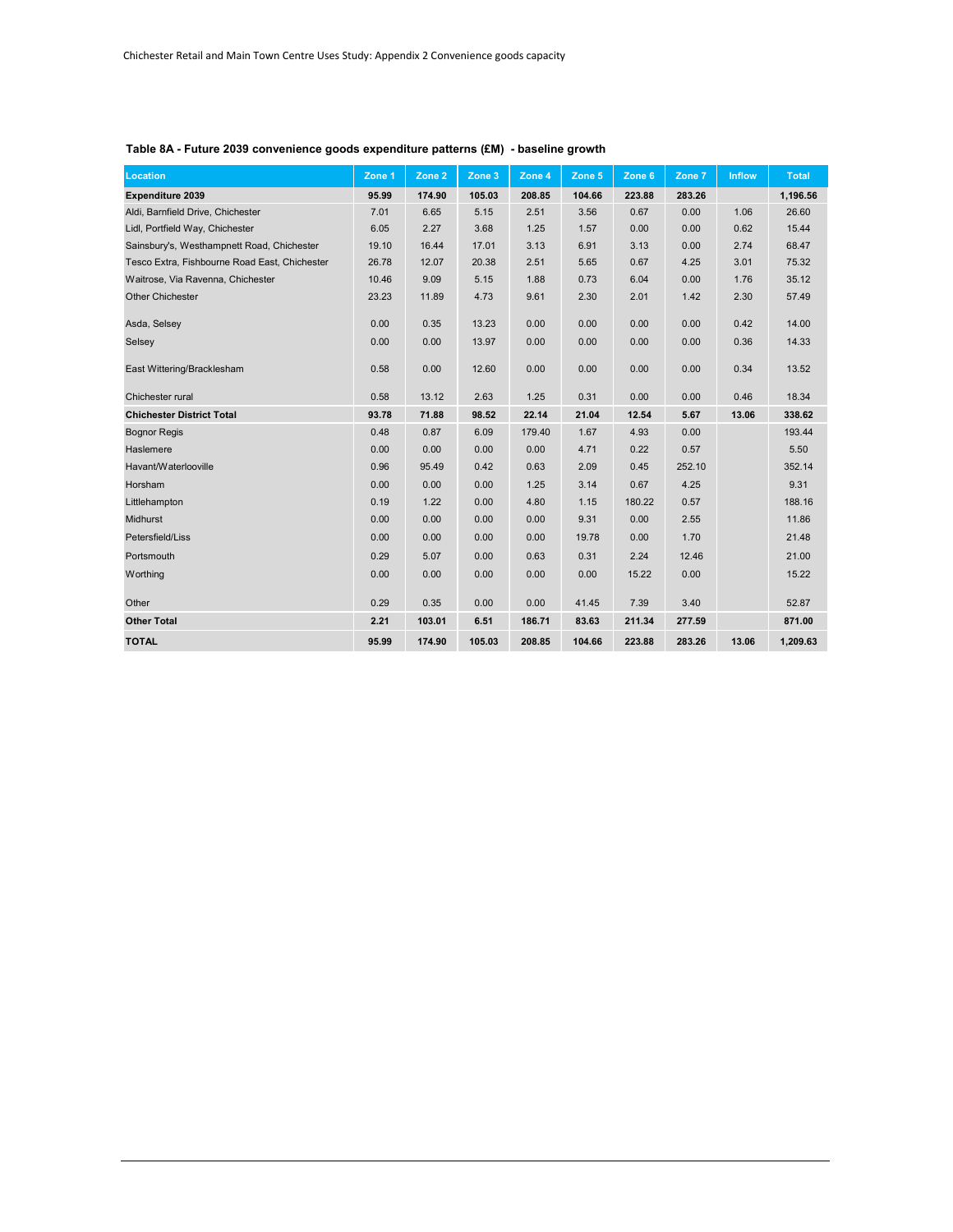**Table 8A - Future 2039 convenience goods expenditure patterns (£M) - baseline growth**

| Location | Zone 1 | Zone 2 | Zone 3 | Zone 4 | Zone 5 | Zone 6 | Zone 7 | Inflow | Total |
|---|---|---|---|---|---|---|---|---|---|
| **Expenditure 2039** | **95.99** | **174.90** | **105.03** | **208.85** | **104.66** | **223.88** | **283.26** | | **1,196.56** |
| Aldi, Barnfield Drive, Chichester | 7.01 | 6.65 | 5.15 | 2.51 | 3.56 | 0.67 | 0.00 | 1.06 | 26.60 |
| Lidl, Portfield Way, Chichester | 6.05 | 2.27 | 3.68 | 1.25 | 1.57 | 0.00 | 0.00 | 0.62 | 15.44 |
| Sainsbury's, Westhampnett Road, Chichester | 19.10 | 16.44 | 17.01 | 3.13 | 6.91 | 3.13 | 0.00 | 2.74 | 68.47 |
| Tesco Extra, Fishbourne Road East, Chichester | 26.78 | 12.07 | 20.38 | 2.51 | 5.65 | 0.67 | 4.25 | 3.01 | 75.32 |
| Waitrose, Via Ravenna, Chichester | 10.46 | 9.09 | 5.15 | 1.88 | 0.73 | 6.04 | 0.00 | 1.76 | 35.12 |
| Other Chichester | 23.23 | 11.89 | 4.73 | 9.61 | 2.30 | 2.01 | 1.42 | 2.30 | 57.49 |
| Asda, Selsey | 0.00 | 0.35 | 13.23 | 0.00 | 0.00 | 0.00 | 0.00 | 0.42 | 14.00 |
| Selsey | 0.00 | 0.00 | 13.97 | 0.00 | 0.00 | 0.00 | 0.00 | 0.36 | 14.33 |
| East Wittering/Bracklesham | 0.58 | 0.00 | 12.60 | 0.00 | 0.00 | 0.00 | 0.00 | 0.34 | 13.52 |
| Chichester rural | 0.58 | 13.12 | 2.63 | 1.25 | 0.31 | 0.00 | 0.00 | 0.46 | 18.34 |
| **Chichester District Total** | **93.78** | **71.88** | **98.52** | **22.14** | **21.04** | **12.54** | **5.67** | **13.06** | **338.62** |
| Bognor Regis | 0.48 | 0.87 | 6.09 | 179.40 | 1.67 | 4.93 | 0.00 | | 193.44 |
| Haslemere | 0.00 | 0.00 | 0.00 | 0.00 | 4.71 | 0.22 | 0.57 | | 5.50 |
| Havant/Waterlooville | 0.96 | 95.49 | 0.42 | 0.63 | 2.09 | 0.45 | 252.10 | | 352.14 |
| Horsham | 0.00 | 0.00 | 0.00 | 1.25 | 3.14 | 0.67 | 4.25 | | 9.31 |
| Littlehampton | 0.19 | 1.22 | 0.00 | 4.80 | 1.15 | 180.22 | 0.57 | | 188.16 |
| Midhurst | 0.00 | 0.00 | 0.00 | 0.00 | 9.31 | 0.00 | 2.55 | | 11.86 |
| Petersfield/Liss | 0.00 | 0.00 | 0.00 | 0.00 | 19.78 | 0.00 | 1.70 | | 21.48 |
| Portsmouth | 0.29 | 5.07 | 0.00 | 0.63 | 0.31 | 2.24 | 12.46 | | 21.00 |
| Worthing | 0.00 | 0.00 | 0.00 | 0.00 | 0.00 | 15.22 | 0.00 | | 15.22 |
| Other | 0.29 | 0.35 | 0.00 | 0.00 | 41.45 | 7.39 | 3.40 | | 52.87 |
| **Other Total** | **2.21** | **103.01** | **6.51** | **186.71** | **83.63** | **211.34** | **277.59** | | **871.00** |
| **TOTAL** | **95.99** | **174.90** | **105.03** | **208.85** | **104.66** | **223.88** | **283.26** | **13.06** | **1,209.63** |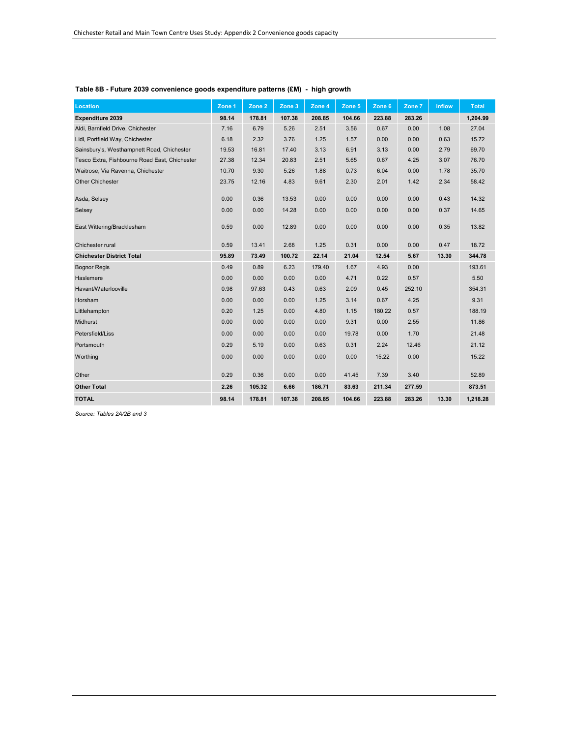**Table 8B - Future 2039 convenience goods expenditure patterns (£M) - high growth**

| Location | Zone 1 | Zone 2 | Zone 3 | Zone 4 | Zone 5 | Zone 6 | Zone 7 | Inflow | Total |
|---|---|---|---|---|---|---|---|---|---|
| **Expenditure 2039** | **98.14** | **178.81** | **107.38** | **208.85** | **104.66** | **223.88** | **283.26** | | **1,204.99** |
| Aldi, Barnfield Drive, Chichester | 7.16 | 6.79 | 5.26 | 2.51 | 3.56 | 0.67 | 0.00 | 1.08 | 27.04 |
| Lidl, Portfield Way, Chichester | 6.18 | 2.32 | 3.76 | 1.25 | 1.57 | 0.00 | 0.00 | 0.63 | 15.72 |
| Sainsbury's, Westhampnett Road, Chichester | 19.53 | 16.81 | 17.40 | 3.13 | 6.91 | 3.13 | 0.00 | 2.79 | 69.70 |
| Tesco Extra, Fishbourne Road East, Chichester | 27.38 | 12.34 | 20.83 | 2.51 | 5.65 | 0.67 | 4.25 | 3.07 | 76.70 |
| Waitrose, Via Ravenna, Chichester | 10.70 | 9.30 | 5.26 | 1.88 | 0.73 | 6.04 | 0.00 | 1.78 | 35.70 |
| Other Chichester | 23.75 | 12.16 | 4.83 | 9.61 | 2.30 | 2.01 | 1.42 | 2.34 | 58.42 |
| Asda, Selsey | 0.00 | 0.36 | 13.53 | 0.00 | 0.00 | 0.00 | 0.00 | 0.43 | 14.32 |
| Selsey | 0.00 | 0.00 | 14.28 | 0.00 | 0.00 | 0.00 | 0.00 | 0.37 | 14.65 |
| East Wittering/Bracklesham | 0.59 | 0.00 | 12.89 | 0.00 | 0.00 | 0.00 | 0.00 | 0.35 | 13.82 |
| Chichester rural | 0.59 | 13.41 | 2.68 | 1.25 | 0.31 | 0.00 | 0.00 | 0.47 | 18.72 |
| **Chichester District Total** | **95.89** | **73.49** | **100.72** | **22.14** | **21.04** | **12.54** | **5.67** | **13.30** | **344.78** |
| Bognor Regis | 0.49 | 0.89 | 6.23 | 179.40 | 1.67 | 4.93 | 0.00 | | 193.61 |
| Haslemere | 0.00 | 0.00 | 0.00 | 0.00 | 4.71 | 0.22 | 0.57 | | 5.50 |
| Havant/Waterlooville | 0.98 | 97.63 | 0.43 | 0.63 | 2.09 | 0.45 | 252.10 | | 354.31 |
| Horsham | 0.00 | 0.00 | 0.00 | 1.25 | 3.14 | 0.67 | 4.25 | | 9.31 |
| Littlehampton | 0.20 | 1.25 | 0.00 | 4.80 | 1.15 | 180.22 | 0.57 | | 188.19 |
| Midhurst | 0.00 | 0.00 | 0.00 | 0.00 | 9.31 | 0.00 | 2.55 | | 11.86 |
| Petersfield/Liss | 0.00 | 0.00 | 0.00 | 0.00 | 19.78 | 0.00 | 1.70 | | 21.48 |
| Portsmouth | 0.29 | 5.19 | 0.00 | 0.63 | 0.31 | 2.24 | 12.46 | | 21.12 |
| Worthing | 0.00 | 0.00 | 0.00 | 0.00 | 0.00 | 15.22 | 0.00 | | 15.22 |
| Other | 0.29 | 0.36 | 0.00 | 0.00 | 41.45 | 7.39 | 3.40 | | 52.89 |
| **Other Total** | **2.26** | **105.32** | **6.66** | **186.71** | **83.63** | **211.34** | **277.59** | | **873.51** |
| **TOTAL** | **98.14** | **178.81** | **107.38** | **208.85** | **104.66** | **223.88** | **283.26** | **13.30** | **1,218.28** |

*Source: Tables 2A/2B and 3*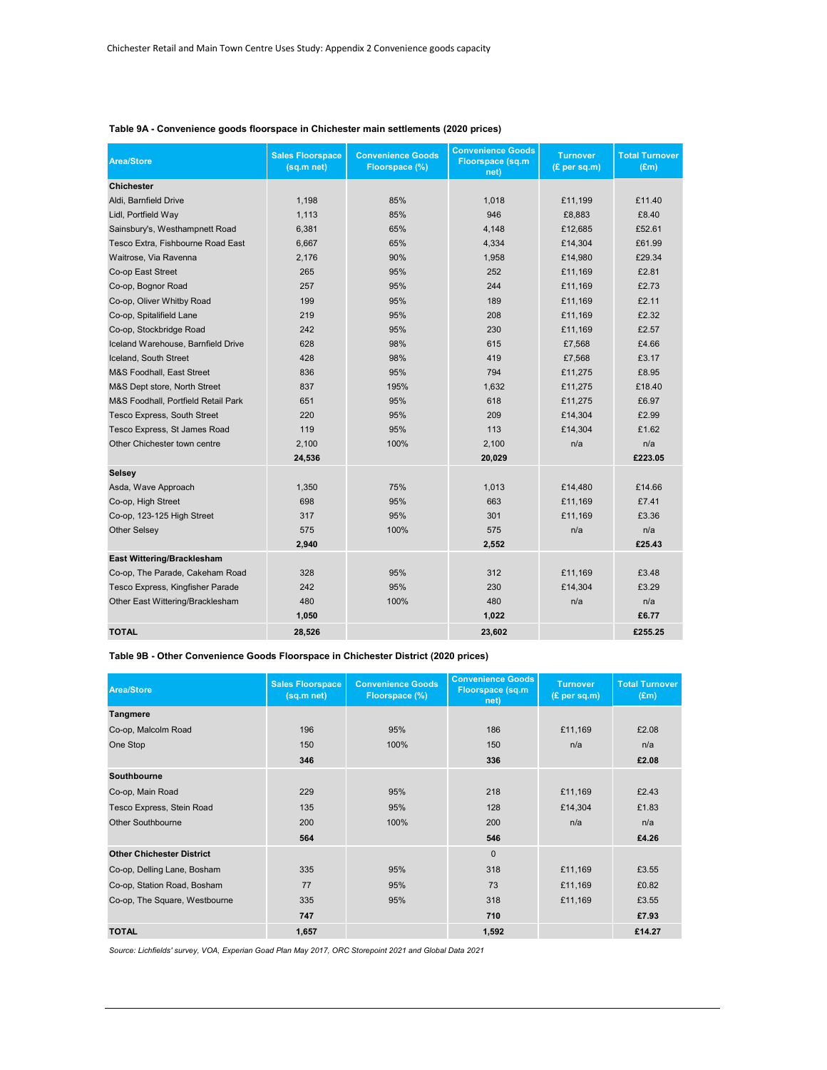**Table 9A - Convenience goods floorspace in Chichester main settlements (2020 prices)**

| Area/Store | Sales Floorspace (sq.m net) | Convenience Goods Floorspace (%) | Convenience Goods Floorspace (sq.m net) | Turnover (£ per sq.m) | Total Turnover (£m) |
|---|---|---|---|---|---|
| **Chichester** | | | | | |
| Aldi, Barnfield Drive | 1,198 | 85% | 1,018 | £11,199 | £11.40 |
| Lidl, Portfield Way | 1,113 | 85% | 946 | £8,883 | £8.40 |
| Sainsbury's, Westhampnett Road | 6,381 | 65% | 4,148 | £12,685 | £52.61 |
| Tesco Extra, Fishbourne Road East | 6,667 | 65% | 4,334 | £14,304 | £61.99 |
| Waitrose, Via Ravenna | 2,176 | 90% | 1,958 | £14,980 | £29.34 |
| Co-op East Street | 265 | 95% | 252 | £11,169 | £2.81 |
| Co-op, Bognor Road | 257 | 95% | 244 | £11,169 | £2.73 |
| Co-op, Oliver Whitby Road | 199 | 95% | 189 | £11,169 | £2.11 |
| Co-op, Spitalifield Lane | 219 | 95% | 208 | £11,169 | £2.32 |
| Co-op, Stockbridge Road | 242 | 95% | 230 | £11,169 | £2.57 |
| Iceland Warehouse, Barnfield Drive | 628 | 98% | 615 | £7,568 | £4.66 |
| Iceland, South Street | 428 | 98% | 419 | £7,568 | £3.17 |
| M&S Foodhall, East Street | 836 | 95% | 794 | £11,275 | £8.95 |
| M&S Dept store, North Street | 837 | 195% | 1,632 | £11,275 | £18.40 |
| M&S Foodhall, Portfield Retail Park | 651 | 95% | 618 | £11,275 | £6.97 |
| Tesco Express, South Street | 220 | 95% | 209 | £14,304 | £2.99 |
| Tesco Express, St James Road | 119 | 95% | 113 | £14,304 | £1.62 |
| Other Chichester town centre | 2,100 | 100% | 2,100 | n/a | n/a |
| | **24,536** | | **20,029** | | **£223.05** |
| **Selsey** | | | | | |
| Asda, Wave Approach | 1,350 | 75% | 1,013 | £14,480 | £14.66 |
| Co-op, High Street | 698 | 95% | 663 | £11,169 | £7.41 |
| Co-op, 123-125 High Street | 317 | 95% | 301 | £11,169 | £3.36 |
| Other Selsey | 575 | 100% | 575 | n/a | n/a |
| | **2,940** | | **2,552** | | **£25.43** |
| **East Wittering/Bracklesham** | | | | | |
| Co-op, The Parade, Cakeham Road | 328 | 95% | 312 | £11,169 | £3.48 |
| Tesco Express, Kingfisher Parade | 242 | 95% | 230 | £14,304 | £3.29 |
| Other East Wittering/Bracklesham | 480 | 100% | 480 | n/a | n/a |
| | **1,050** | | **1,022** | | **£6.77** |
| **TOTAL** | **28,526** | | **23,602** | | **£255.25** |

**Table 9B - Other Convenience Goods Floorspace in Chichester District (2020 prices)**

| Area/Store | Sales Floorspace (sq.m net) | Convenience Goods Floorspace (%) | Convenience Goods Floorspace (sq.m net) | Turnover (£ per sq.m) | Total Turnover (£m) |
|---|---|---|---|---|---|
| **Tangmere** | | | | | |
| Co-op, Malcolm Road | 196 | 95% | 186 | £11,169 | £2.08 |
| One Stop | 150 | 100% | 150 | n/a | n/a |
| | **346** | | **336** | | **£2.08** |
| **Southbourne** | | | | | |
| Co-op, Main Road | 229 | 95% | 218 | £11,169 | £2.43 |
| Tesco Express, Stein Road | 135 | 95% | 128 | £14,304 | £1.83 |
| Other Southbourne | 200 | 100% | 200 | n/a | n/a |
| | **564** | | **546** | | **£4.26** |
| **Other Chichester District** | | | 0 | | |
| Co-op, Delling Lane, Bosham | 335 | 95% | 318 | £11,169 | £3.55 |
| Co-op, Station Road, Bosham | 77 | 95% | 73 | £11,169 | £0.82 |
| Co-op, The Square, Westbourne | 335 | 95% | 318 | £11,169 | £3.55 |
| | **747** | | **710** | | **£7.93** |
| **TOTAL** | **1,657** | | **1,592** | | **£14.27** |

*Source: Lichfields' survey, VOA, Experian Goad Plan May 2017, ORC Storepoint 2021 and Global Data 2021*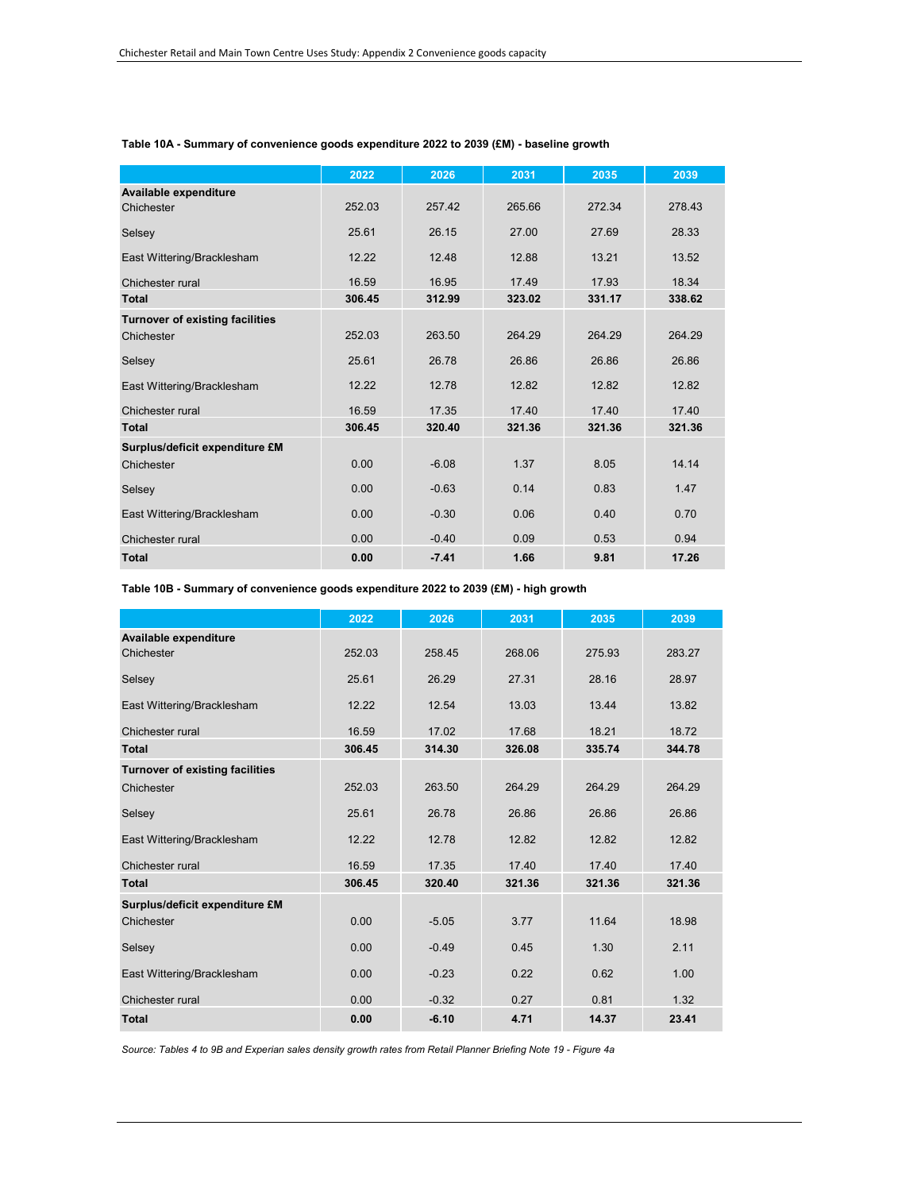**Table 10A - Summary of convenience goods expenditure 2022 to 2039 (£M) - baseline growth**

| | 2022 | 2026 | 2031 | 2035 | 2039 |
|---|---|---|---|---|---|
| **Available expenditure** | | | | | |
| Chichester | 252.03 | 257.42 | 265.66 | 272.34 | 278.43 |
| Selsey | 25.61 | 26.15 | 27.00 | 27.69 | 28.33 |
| East Wittering/Bracklesham | 12.22 | 12.48 | 12.88 | 13.21 | 13.52 |
| Chichester rural | 16.59 | 16.95 | 17.49 | 17.93 | 18.34 |
| **Total** | **306.45** | **312.99** | **323.02** | **331.17** | **338.62** |
| **Turnover of existing facilities** | | | | | |
| Chichester | 252.03 | 263.50 | 264.29 | 264.29 | 264.29 |
| Selsey | 25.61 | 26.78 | 26.86 | 26.86 | 26.86 |
| East Wittering/Bracklesham | 12.22 | 12.78 | 12.82 | 12.82 | 12.82 |
| Chichester rural | 16.59 | 17.35 | 17.40 | 17.40 | 17.40 |
| **Total** | **306.45** | **320.40** | **321.36** | **321.36** | **321.36** |
| **Surplus/deficit expenditure £M** | | | | | |
| Chichester | 0.00 | -6.08 | 1.37 | 8.05 | 14.14 |
| Selsey | 0.00 | -0.63 | 0.14 | 0.83 | 1.47 |
| East Wittering/Bracklesham | 0.00 | -0.30 | 0.06 | 0.40 | 0.70 |
| Chichester rural | 0.00 | -0.40 | 0.09 | 0.53 | 0.94 |
| **Total** | **0.00** | **-7.41** | **1.66** | **9.81** | **17.26** |

**Table 10B - Summary of convenience goods expenditure 2022 to 2039 (£M) - high growth**

| | 2022 | 2026 | 2031 | 2035 | 2039 |
|---|---|---|---|---|---|
| **Available expenditure** | | | | | |
| Chichester | 252.03 | 258.45 | 268.06 | 275.93 | 283.27 |
| Selsey | 25.61 | 26.29 | 27.31 | 28.16 | 28.97 |
| East Wittering/Bracklesham | 12.22 | 12.54 | 13.03 | 13.44 | 13.82 |
| Chichester rural | 16.59 | 17.02 | 17.68 | 18.21 | 18.72 |
| **Total** | **306.45** | **314.30** | **326.08** | **335.74** | **344.78** |
| **Turnover of existing facilities** | | | | | |
| Chichester | 252.03 | 263.50 | 264.29 | 264.29 | 264.29 |
| Selsey | 25.61 | 26.78 | 26.86 | 26.86 | 26.86 |
| East Wittering/Bracklesham | 12.22 | 12.78 | 12.82 | 12.82 | 12.82 |
| Chichester rural | 16.59 | 17.35 | 17.40 | 17.40 | 17.40 |
| **Total** | **306.45** | **320.40** | **321.36** | **321.36** | **321.36** |
| **Surplus/deficit expenditure £M** | | | | | |
| Chichester | 0.00 | -5.05 | 3.77 | 11.64 | 18.98 |
| Selsey | 0.00 | -0.49 | 0.45 | 1.30 | 2.11 |
| East Wittering/Bracklesham | 0.00 | -0.23 | 0.22 | 0.62 | 1.00 |
| Chichester rural | 0.00 | -0.32 | 0.27 | 0.81 | 1.32 |
| **Total** | **0.00** | **-6.10** | **4.71** | **14.37** | **23.41** |

*Source: Tables 4 to 9B and Experian sales density growth rates from Retail Planner Briefing Note 19 - Figure 4a*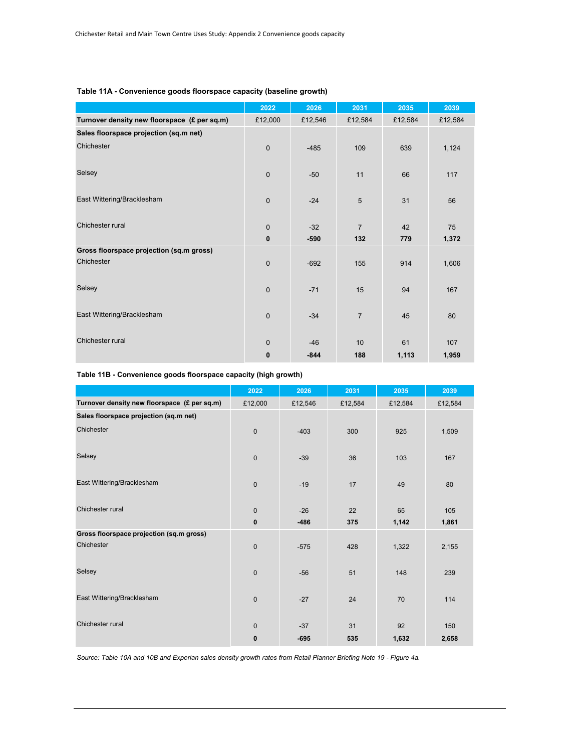**Table 11A - Convenience goods floorspace capacity (baseline growth)**

| | 2022 | 2026 | 2031 | 2035 | 2039 |
|---|---|---|---|---|---|
| **Turnover density new floorspace (£ per sq.m)** | £12,000 | £12,546 | £12,584 | £12,584 | £12,584 |
| **Sales floorspace projection (sq.m net)** | | | | | |
| Chichester | 0 | -485 | 109 | 639 | 1,124 |
| Selsey | 0 | -50 | 11 | 66 | 117 |
| East Wittering/Bracklesham | 0 | -24 | 5 | 31 | 56 |
| Chichester rural | 0 | -32 | 7 | 42 | 75 |
| | **0** | **-590** | **132** | **779** | **1,372** |
| **Gross floorspace projection (sq.m gross)** | | | | | |
| Chichester | 0 | -692 | 155 | 914 | 1,606 |
| Selsey | 0 | -71 | 15 | 94 | 167 |
| East Wittering/Bracklesham | 0 | -34 | 7 | 45 | 80 |
| Chichester rural | 0 | -46 | 10 | 61 | 107 |
| | **0** | **-844** | **188** | **1,113** | **1,959** |

**Table 11B - Convenience goods floorspace capacity (high growth)**

| | 2022 | 2026 | 2031 | 2035 | 2039 |
|---|---|---|---|---|---|
| **Turnover density new floorspace (£ per sq.m)** | £12,000 | £12,546 | £12,584 | £12,584 | £12,584 |
| **Sales floorspace projection (sq.m net)** | | | | | |
| Chichester | 0 | -403 | 300 | 925 | 1,509 |
| Selsey | 0 | -39 | 36 | 103 | 167 |
| East Wittering/Bracklesham | 0 | -19 | 17 | 49 | 80 |
| Chichester rural | 0 | -26 | 22 | 65 | 105 |
| | **0** | **-486** | **375** | **1,142** | **1,861** |
| **Gross floorspace projection (sq.m gross)** | | | | | |
| Chichester | 0 | -575 | 428 | 1,322 | 2,155 |
| Selsey | 0 | -56 | 51 | 148 | 239 |
| East Wittering/Bracklesham | 0 | -27 | 24 | 70 | 114 |
| Chichester rural | 0 | -37 | 31 | 92 | 150 |
| | **0** | **-695** | **535** | **1,632** | **2,658** |

*Source: Table 10A and 10B and Experian sales density growth rates from Retail Planner Briefing Note 19 - Figure 4a.*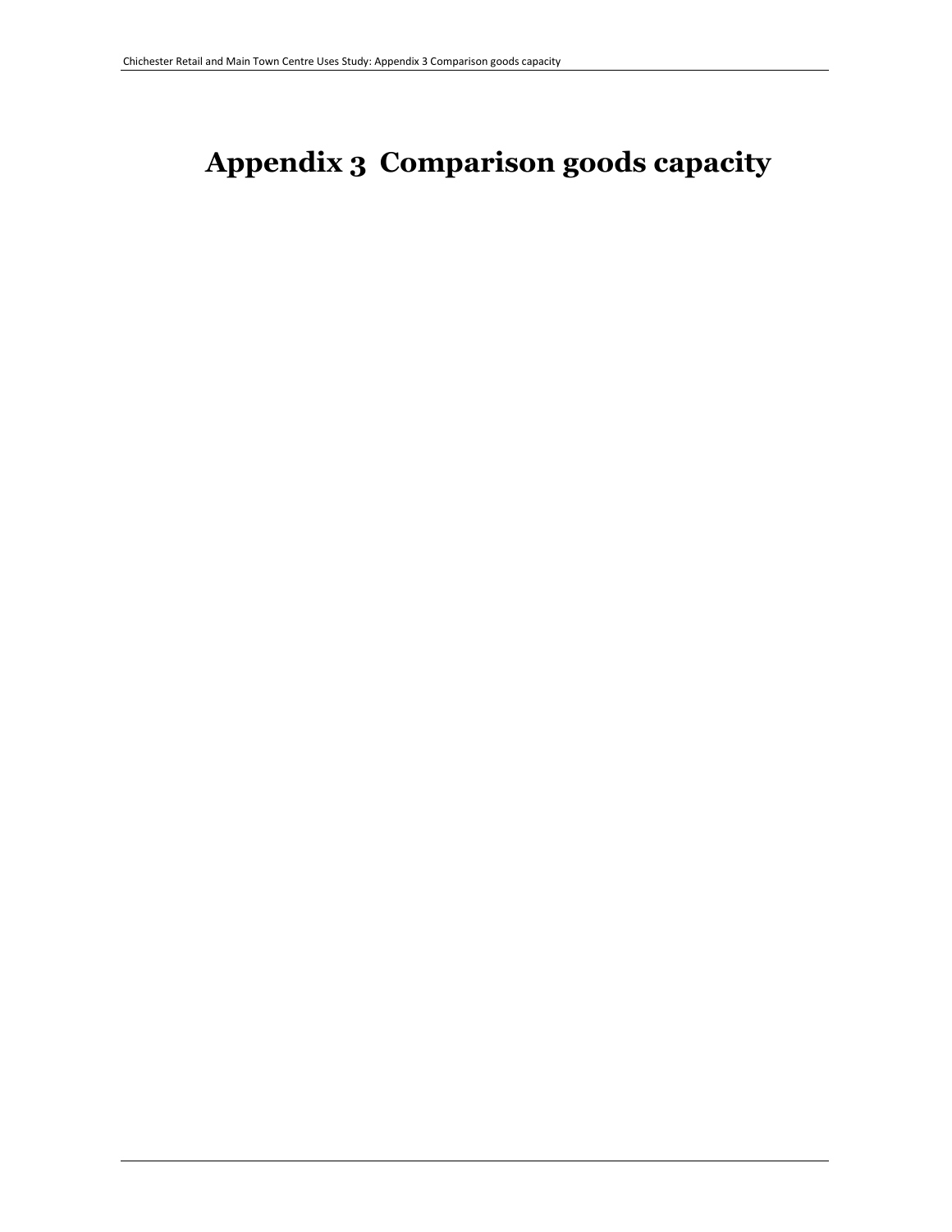# Appendix 3 Comparison goods capacity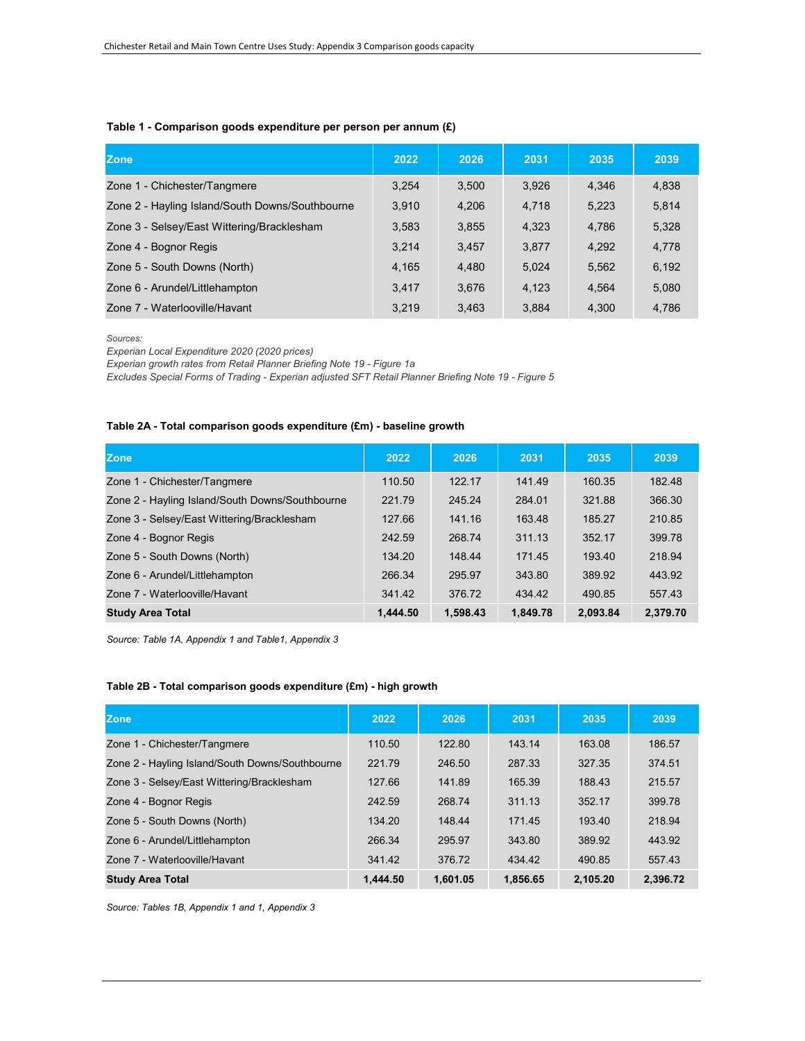**Table 1 - Comparison goods expenditure per person per annum (£)**

| Zone | 2022 | 2026 | 2031 | 2035 | 2039 |
|---|---|---|---|---|---|
| Zone 1 - Chichester/Tangmere | 3,254 | 3,500 | 3,926 | 4,346 | 4,838 |
| Zone 2 - Hayling Island/South Downs/Southbourne | 3,910 | 4,206 | 4,718 | 5,223 | 5,814 |
| Zone 3 - Selsey/East Wittering/Bracklesham | 3,583 | 3,855 | 4,323 | 4,786 | 5,328 |
| Zone 4 - Bognor Regis | 3,214 | 3,457 | 3,877 | 4,292 | 4,778 |
| Zone 5 - South Downs (North) | 4,165 | 4,480 | 5,024 | 5,562 | 6,192 |
| Zone 6 - Arundel/Littlehampton | 3,417 | 3,676 | 4,123 | 4,564 | 5,080 |
| Zone 7 - Waterlooville/Havant | 3,219 | 3,463 | 3,884 | 4,300 | 4,786 |

*Sources:*
*Experian Local Expenditure 2020 (2020 prices)*
*Experian growth rates from Retail Planner Briefing Note 19 - Figure 1a*
*Excludes Special Forms of Trading - Experian adjusted SFT Retail Planner Briefing Note 19 - Figure 5*

**Table 2A - Total comparison goods expenditure (£m) - baseline growth**

| Zone | 2022 | 2026 | 2031 | 2035 | 2039 |
|---|---|---|---|---|---|
| Zone 1 - Chichester/Tangmere | 110.50 | 122.17 | 141.49 | 160.35 | 182.48 |
| Zone 2 - Hayling Island/South Downs/Southbourne | 221.79 | 245.24 | 284.01 | 321.88 | 366.30 |
| Zone 3 - Selsey/East Wittering/Bracklesham | 127.66 | 141.16 | 163.48 | 185.27 | 210.85 |
| Zone 4 - Bognor Regis | 242.59 | 268.74 | 311.13 | 352.17 | 399.78 |
| Zone 5 - South Downs (North) | 134.20 | 148.44 | 171.45 | 193.40 | 218.94 |
| Zone 6 - Arundel/Littlehampton | 266.34 | 295.97 | 343.80 | 389.92 | 443.92 |
| Zone 7 - Waterlooville/Havant | 341.42 | 376.72 | 434.42 | 490.85 | 557.43 |
| **Study Area Total** | **1,444.50** | **1,598.43** | **1,849.78** | **2,093.84** | **2,379.70** |

*Source: Table 1A, Appendix 1 and Table1, Appendix 3*

**Table 2B - Total comparison goods expenditure (£m) - high growth**

| Zone | 2022 | 2026 | 2031 | 2035 | 2039 |
|---|---|---|---|---|---|
| Zone 1 - Chichester/Tangmere | 110.50 | 122.80 | 143.14 | 163.08 | 186.57 |
| Zone 2 - Hayling Island/South Downs/Southbourne | 221.79 | 246.50 | 287.33 | 327.35 | 374.51 |
| Zone 3 - Selsey/East Wittering/Bracklesham | 127.66 | 141.89 | 165.39 | 188.43 | 215.57 |
| Zone 4 - Bognor Regis | 242.59 | 268.74 | 311.13 | 352.17 | 399.78 |
| Zone 5 - South Downs (North) | 134.20 | 148.44 | 171.45 | 193.40 | 218.94 |
| Zone 6 - Arundel/Littlehampton | 266.34 | 295.97 | 343.80 | 389.92 | 443.92 |
| Zone 7 - Waterlooville/Havant | 341.42 | 376.72 | 434.42 | 490.85 | 557.43 |
| **Study Area Total** | **1,444.50** | **1,601.05** | **1,856.65** | **2,105.20** | **2,396.72** |

*Source: Tables 1B, Appendix 1 and 1, Appendix 3*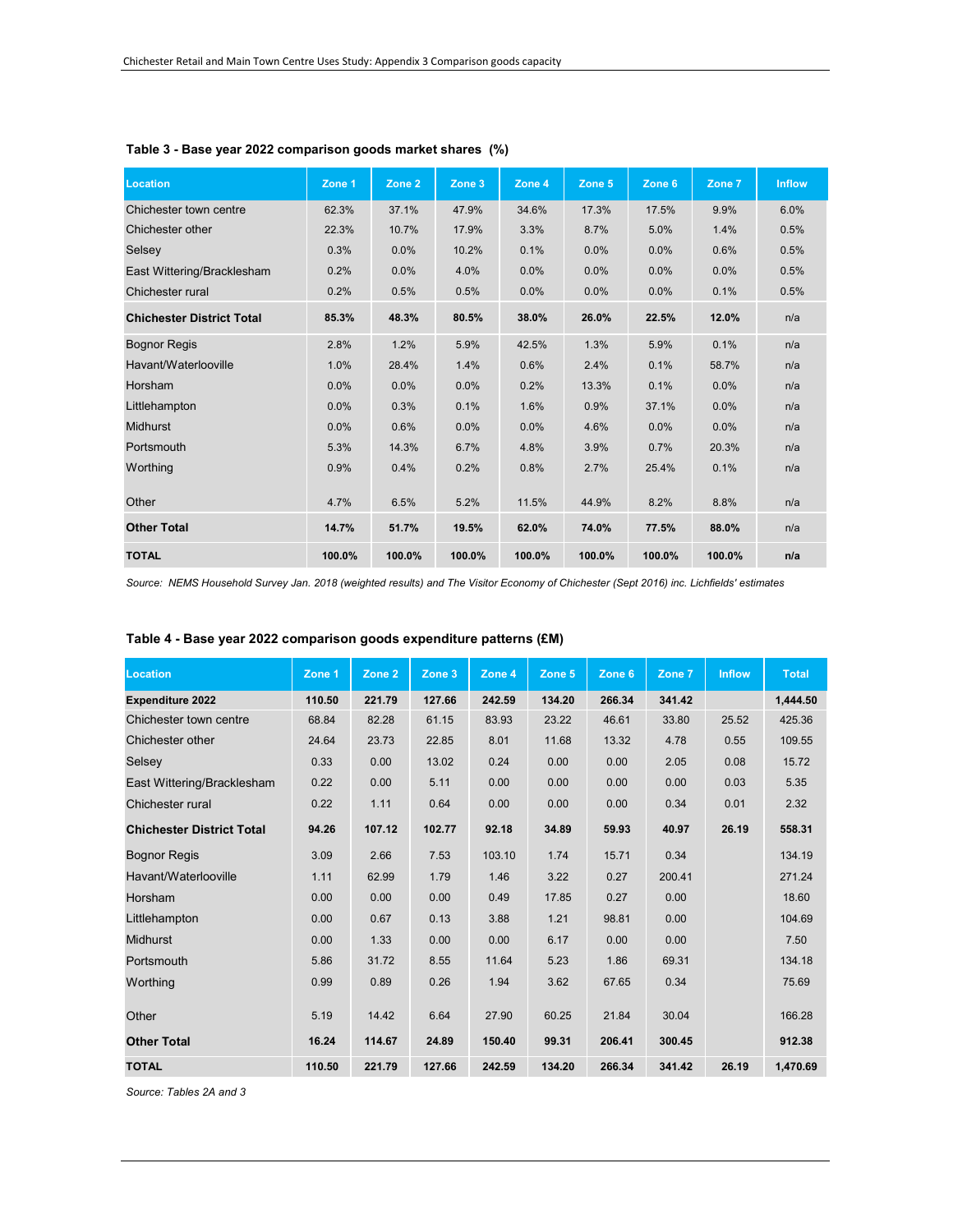### Table 3 - Base year 2022 comparison goods market shares (%)

| Location | Zone 1 | Zone 2 | Zone 3 | Zone 4 | Zone 5 | Zone 6 | Zone 7 | Inflow |
|---|---|---|---|---|---|---|---|---|
| Chichester town centre | 62.3% | 37.1% | 47.9% | 34.6% | 17.3% | 17.5% | 9.9% | 6.0% |
| Chichester other | 22.3% | 10.7% | 17.9% | 3.3% | 8.7% | 5.0% | 1.4% | 0.5% |
| Selsey | 0.3% | 0.0% | 10.2% | 0.1% | 0.0% | 0.0% | 0.6% | 0.5% |
| East Wittering/Bracklesham | 0.2% | 0.0% | 4.0% | 0.0% | 0.0% | 0.0% | 0.0% | 0.5% |
| Chichester rural | 0.2% | 0.5% | 0.5% | 0.0% | 0.0% | 0.0% | 0.1% | 0.5% |
| **Chichester District Total** | **85.3%** | **48.3%** | **80.5%** | **38.0%** | **26.0%** | **22.5%** | **12.0%** | n/a |
| Bognor Regis | 2.8% | 1.2% | 5.9% | 42.5% | 1.3% | 5.9% | 0.1% | n/a |
| Havant/Waterlooville | 1.0% | 28.4% | 1.4% | 0.6% | 2.4% | 0.1% | 58.7% | n/a |
| Horsham | 0.0% | 0.0% | 0.0% | 0.2% | 13.3% | 0.1% | 0.0% | n/a |
| Littlehampton | 0.0% | 0.3% | 0.1% | 1.6% | 0.9% | 37.1% | 0.0% | n/a |
| Midhurst | 0.0% | 0.6% | 0.0% | 0.0% | 4.6% | 0.0% | 0.0% | n/a |
| Portsmouth | 5.3% | 14.3% | 6.7% | 4.8% | 3.9% | 0.7% | 20.3% | n/a |
| Worthing | 0.9% | 0.4% | 0.2% | 0.8% | 2.7% | 25.4% | 0.1% | n/a |
| Other | 4.7% | 6.5% | 5.2% | 11.5% | 44.9% | 8.2% | 8.8% | n/a |
| **Other Total** | **14.7%** | **51.7%** | **19.5%** | **62.0%** | **74.0%** | **77.5%** | **88.0%** | n/a |
| **TOTAL** | **100.0%** | **100.0%** | **100.0%** | **100.0%** | **100.0%** | **100.0%** | **100.0%** | **n/a** |

*Source: NEMS Household Survey Jan. 2018 (weighted results) and The Visitor Economy of Chichester (Sept 2016) inc. Lichfields' estimates*

### Table 4 - Base year 2022 comparison goods expenditure patterns (£M)

| Location | Zone 1 | Zone 2 | Zone 3 | Zone 4 | Zone 5 | Zone 6 | Zone 7 | Inflow | Total |
|---|---|---|---|---|---|---|---|---|---|
| **Expenditure 2022** | **110.50** | **221.79** | **127.66** | **242.59** | **134.20** | **266.34** | **341.42** | | **1,444.50** |
| Chichester town centre | 68.84 | 82.28 | 61.15 | 83.93 | 23.22 | 46.61 | 33.80 | 25.52 | 425.36 |
| Chichester other | 24.64 | 23.73 | 22.85 | 8.01 | 11.68 | 13.32 | 4.78 | 0.55 | 109.55 |
| Selsey | 0.33 | 0.00 | 13.02 | 0.24 | 0.00 | 0.00 | 2.05 | 0.08 | 15.72 |
| East Wittering/Bracklesham | 0.22 | 0.00 | 5.11 | 0.00 | 0.00 | 0.00 | 0.00 | 0.03 | 5.35 |
| Chichester rural | 0.22 | 1.11 | 0.64 | 0.00 | 0.00 | 0.00 | 0.34 | 0.01 | 2.32 |
| **Chichester District Total** | **94.26** | **107.12** | **102.77** | **92.18** | **34.89** | **59.93** | **40.97** | **26.19** | **558.31** |
| Bognor Regis | 3.09 | 2.66 | 7.53 | 103.10 | 1.74 | 15.71 | 0.34 | | 134.19 |
| Havant/Waterlooville | 1.11 | 62.99 | 1.79 | 1.46 | 3.22 | 0.27 | 200.41 | | 271.24 |
| Horsham | 0.00 | 0.00 | 0.00 | 0.49 | 17.85 | 0.27 | 0.00 | | 18.60 |
| Littlehampton | 0.00 | 0.67 | 0.13 | 3.88 | 1.21 | 98.81 | 0.00 | | 104.69 |
| Midhurst | 0.00 | 1.33 | 0.00 | 0.00 | 6.17 | 0.00 | 0.00 | | 7.50 |
| Portsmouth | 5.86 | 31.72 | 8.55 | 11.64 | 5.23 | 1.86 | 69.31 | | 134.18 |
| Worthing | 0.99 | 0.89 | 0.26 | 1.94 | 3.62 | 67.65 | 0.34 | | 75.69 |
| Other | 5.19 | 14.42 | 6.64 | 27.90 | 60.25 | 21.84 | 30.04 | | 166.28 |
| **Other Total** | **16.24** | **114.67** | **24.89** | **150.40** | **99.31** | **206.41** | **300.45** | | **912.38** |
| **TOTAL** | **110.50** | **221.79** | **127.66** | **242.59** | **134.20** | **266.34** | **341.42** | **26.19** | **1,470.69** |

*Source: Tables 2A and 3*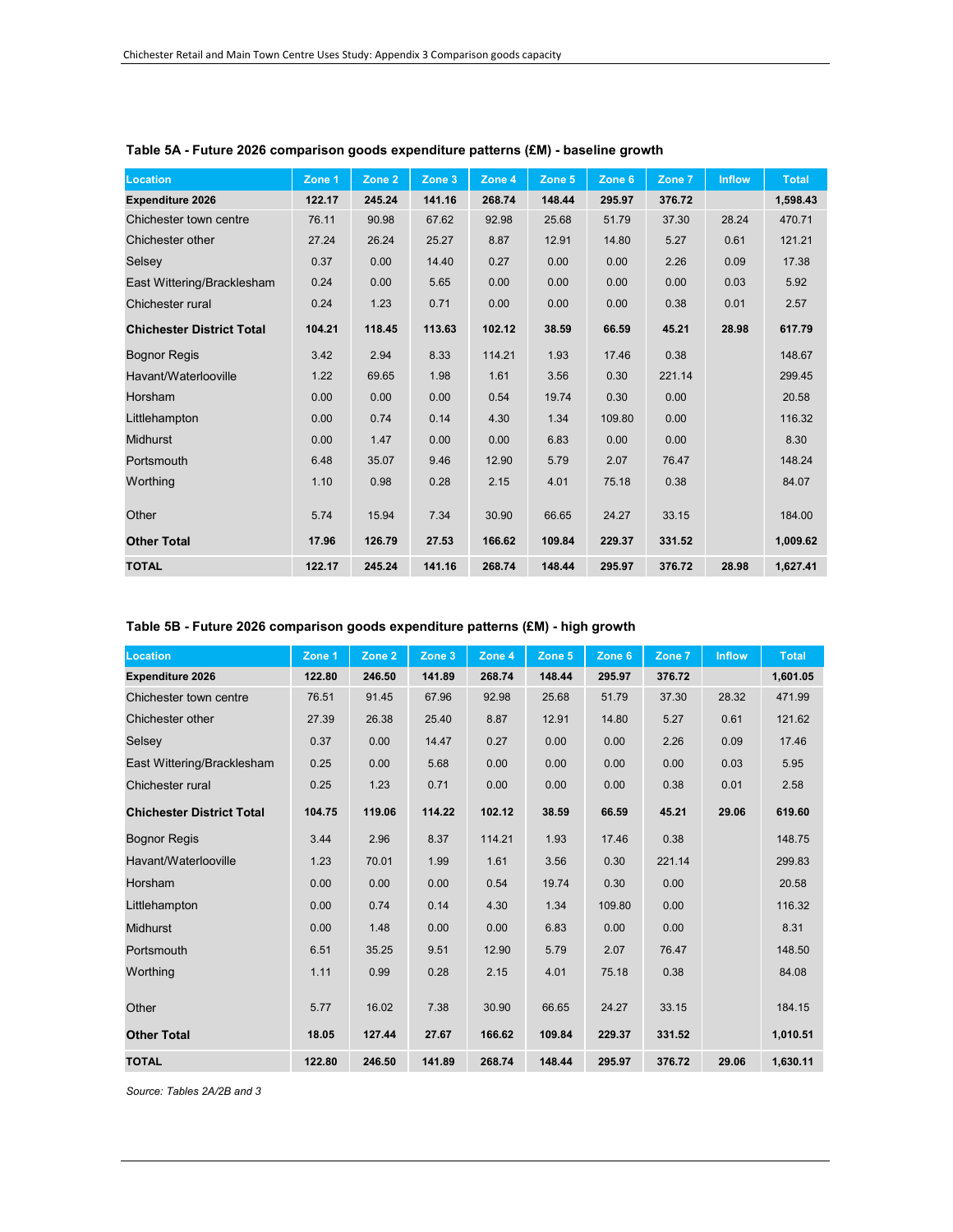**Table 5A - Future 2026 comparison goods expenditure patterns (£M) - baseline growth**

| Location | Zone 1 | Zone 2 | Zone 3 | Zone 4 | Zone 5 | Zone 6 | Zone 7 | Inflow | Total |
|---|---|---|---|---|---|---|---|---|---|
| **Expenditure 2026** | **122.17** | **245.24** | **141.16** | **268.74** | **148.44** | **295.97** | **376.72** | | **1,598.43** |
| Chichester town centre | 76.11 | 90.98 | 67.62 | 92.98 | 25.68 | 51.79 | 37.30 | 28.24 | 470.71 |
| Chichester other | 27.24 | 26.24 | 25.27 | 8.87 | 12.91 | 14.80 | 5.27 | 0.61 | 121.21 |
| Selsey | 0.37 | 0.00 | 14.40 | 0.27 | 0.00 | 0.00 | 2.26 | 0.09 | 17.38 |
| East Wittering/Bracklesham | 0.24 | 0.00 | 5.65 | 0.00 | 0.00 | 0.00 | 0.00 | 0.03 | 5.92 |
| Chichester rural | 0.24 | 1.23 | 0.71 | 0.00 | 0.00 | 0.00 | 0.38 | 0.01 | 2.57 |
| **Chichester District Total** | **104.21** | **118.45** | **113.63** | **102.12** | **38.59** | **66.59** | **45.21** | **28.98** | **617.79** |
| Bognor Regis | 3.42 | 2.94 | 8.33 | 114.21 | 1.93 | 17.46 | 0.38 | | 148.67 |
| Havant/Waterlooville | 1.22 | 69.65 | 1.98 | 1.61 | 3.56 | 0.30 | 221.14 | | 299.45 |
| Horsham | 0.00 | 0.00 | 0.00 | 0.54 | 19.74 | 0.30 | 0.00 | | 20.58 |
| Littlehampton | 0.00 | 0.74 | 0.14 | 4.30 | 1.34 | 109.80 | 0.00 | | 116.32 |
| Midhurst | 0.00 | 1.47 | 0.00 | 0.00 | 6.83 | 0.00 | 0.00 | | 8.30 |
| Portsmouth | 6.48 | 35.07 | 9.46 | 12.90 | 5.79 | 2.07 | 76.47 | | 148.24 |
| Worthing | 1.10 | 0.98 | 0.28 | 2.15 | 4.01 | 75.18 | 0.38 | | 84.07 |
| Other | 5.74 | 15.94 | 7.34 | 30.90 | 66.65 | 24.27 | 33.15 | | 184.00 |
| **Other Total** | **17.96** | **126.79** | **27.53** | **166.62** | **109.84** | **229.37** | **331.52** | | **1,009.62** |
| **TOTAL** | **122.17** | **245.24** | **141.16** | **268.74** | **148.44** | **295.97** | **376.72** | **28.98** | **1,627.41** |

**Table 5B - Future 2026 comparison goods expenditure patterns (£M) - high growth**

| Location | Zone 1 | Zone 2 | Zone 3 | Zone 4 | Zone 5 | Zone 6 | Zone 7 | Inflow | Total |
|---|---|---|---|---|---|---|---|---|---|
| **Expenditure 2026** | **122.80** | **246.50** | **141.89** | **268.74** | **148.44** | **295.97** | **376.72** | | **1,601.05** |
| Chichester town centre | 76.51 | 91.45 | 67.96 | 92.98 | 25.68 | 51.79 | 37.30 | 28.32 | 471.99 |
| Chichester other | 27.39 | 26.38 | 25.40 | 8.87 | 12.91 | 14.80 | 5.27 | 0.61 | 121.62 |
| Selsey | 0.37 | 0.00 | 14.47 | 0.27 | 0.00 | 0.00 | 2.26 | 0.09 | 17.46 |
| East Wittering/Bracklesham | 0.25 | 0.00 | 5.68 | 0.00 | 0.00 | 0.00 | 0.00 | 0.03 | 5.95 |
| Chichester rural | 0.25 | 1.23 | 0.71 | 0.00 | 0.00 | 0.00 | 0.38 | 0.01 | 2.58 |
| **Chichester District Total** | **104.75** | **119.06** | **114.22** | **102.12** | **38.59** | **66.59** | **45.21** | **29.06** | **619.60** |
| Bognor Regis | 3.44 | 2.96 | 8.37 | 114.21 | 1.93 | 17.46 | 0.38 | | 148.75 |
| Havant/Waterlooville | 1.23 | 70.01 | 1.99 | 1.61 | 3.56 | 0.30 | 221.14 | | 299.83 |
| Horsham | 0.00 | 0.00 | 0.00 | 0.54 | 19.74 | 0.30 | 0.00 | | 20.58 |
| Littlehampton | 0.00 | 0.74 | 0.14 | 4.30 | 1.34 | 109.80 | 0.00 | | 116.32 |
| Midhurst | 0.00 | 1.48 | 0.00 | 0.00 | 6.83 | 0.00 | 0.00 | | 8.31 |
| Portsmouth | 6.51 | 35.25 | 9.51 | 12.90 | 5.79 | 2.07 | 76.47 | | 148.50 |
| Worthing | 1.11 | 0.99 | 0.28 | 2.15 | 4.01 | 75.18 | 0.38 | | 84.08 |
| Other | 5.77 | 16.02 | 7.38 | 30.90 | 66.65 | 24.27 | 33.15 | | 184.15 |
| **Other Total** | **18.05** | **127.44** | **27.67** | **166.62** | **109.84** | **229.37** | **331.52** | | **1,010.51** |
| **TOTAL** | **122.80** | **246.50** | **141.89** | **268.74** | **148.44** | **295.97** | **376.72** | **29.06** | **1,630.11** |

*Source: Tables 2A/2B and 3*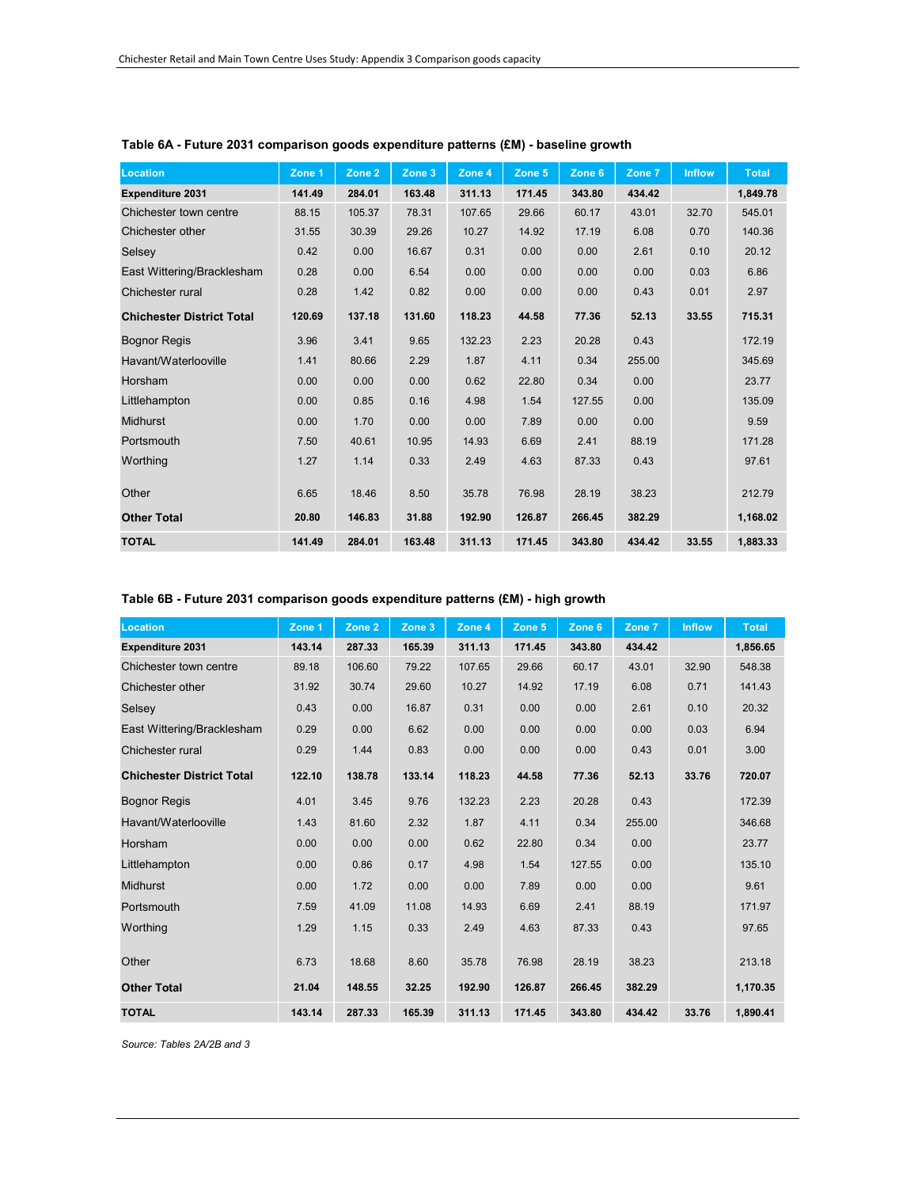**Table 6A - Future 2031 comparison goods expenditure patterns (£M) - baseline growth**

| Location | Zone 1 | Zone 2 | Zone 3 | Zone 4 | Zone 5 | Zone 6 | Zone 7 | Inflow | Total |
|---|---|---|---|---|---|---|---|---|---|
| **Expenditure 2031** | **141.49** | **284.01** | **163.48** | **311.13** | **171.45** | **343.80** | **434.42** | | **1,849.78** |
| Chichester town centre | 88.15 | 105.37 | 78.31 | 107.65 | 29.66 | 60.17 | 43.01 | 32.70 | 545.01 |
| Chichester other | 31.55 | 30.39 | 29.26 | 10.27 | 14.92 | 17.19 | 6.08 | 0.70 | 140.36 |
| Selsey | 0.42 | 0.00 | 16.67 | 0.31 | 0.00 | 0.00 | 2.61 | 0.10 | 20.12 |
| East Wittering/Bracklesham | 0.28 | 0.00 | 6.54 | 0.00 | 0.00 | 0.00 | 0.00 | 0.03 | 6.86 |
| Chichester rural | 0.28 | 1.42 | 0.82 | 0.00 | 0.00 | 0.00 | 0.43 | 0.01 | 2.97 |
| **Chichester District Total** | **120.69** | **137.18** | **131.60** | **118.23** | **44.58** | **77.36** | **52.13** | **33.55** | **715.31** |
| Bognor Regis | 3.96 | 3.41 | 9.65 | 132.23 | 2.23 | 20.28 | 0.43 | | 172.19 |
| Havant/Waterlooville | 1.41 | 80.66 | 2.29 | 1.87 | 4.11 | 0.34 | 255.00 | | 345.69 |
| Horsham | 0.00 | 0.00 | 0.00 | 0.62 | 22.80 | 0.34 | 0.00 | | 23.77 |
| Littlehampton | 0.00 | 0.85 | 0.16 | 4.98 | 1.54 | 127.55 | 0.00 | | 135.09 |
| Midhurst | 0.00 | 1.70 | 0.00 | 0.00 | 7.89 | 0.00 | 0.00 | | 9.59 |
| Portsmouth | 7.50 | 40.61 | 10.95 | 14.93 | 6.69 | 2.41 | 88.19 | | 171.28 |
| Worthing | 1.27 | 1.14 | 0.33 | 2.49 | 4.63 | 87.33 | 0.43 | | 97.61 |
| Other | 6.65 | 18.46 | 8.50 | 35.78 | 76.98 | 28.19 | 38.23 | | 212.79 |
| **Other Total** | **20.80** | **146.83** | **31.88** | **192.90** | **126.87** | **266.45** | **382.29** | | **1,168.02** |
| **TOTAL** | **141.49** | **284.01** | **163.48** | **311.13** | **171.45** | **343.80** | **434.42** | **33.55** | **1,883.33** |

**Table 6B - Future 2031 comparison goods expenditure patterns (£M) - high growth**

| Location | Zone 1 | Zone 2 | Zone 3 | Zone 4 | Zone 5 | Zone 6 | Zone 7 | Inflow | Total |
|---|---|---|---|---|---|---|---|---|---|
| **Expenditure 2031** | **143.14** | **287.33** | **165.39** | **311.13** | **171.45** | **343.80** | **434.42** | | **1,856.65** |
| Chichester town centre | 89.18 | 106.60 | 79.22 | 107.65 | 29.66 | 60.17 | 43.01 | 32.90 | 548.38 |
| Chichester other | 31.92 | 30.74 | 29.60 | 10.27 | 14.92 | 17.19 | 6.08 | 0.71 | 141.43 |
| Selsey | 0.43 | 0.00 | 16.87 | 0.31 | 0.00 | 0.00 | 2.61 | 0.10 | 20.32 |
| East Wittering/Bracklesham | 0.29 | 0.00 | 6.62 | 0.00 | 0.00 | 0.00 | 0.00 | 0.03 | 6.94 |
| Chichester rural | 0.29 | 1.44 | 0.83 | 0.00 | 0.00 | 0.00 | 0.43 | 0.01 | 3.00 |
| **Chichester District Total** | **122.10** | **138.78** | **133.14** | **118.23** | **44.58** | **77.36** | **52.13** | **33.76** | **720.07** |
| Bognor Regis | 4.01 | 3.45 | 9.76 | 132.23 | 2.23 | 20.28 | 0.43 | | 172.39 |
| Havant/Waterlooville | 1.43 | 81.60 | 2.32 | 1.87 | 4.11 | 0.34 | 255.00 | | 346.68 |
| Horsham | 0.00 | 0.00 | 0.00 | 0.62 | 22.80 | 0.34 | 0.00 | | 23.77 |
| Littlehampton | 0.00 | 0.86 | 0.17 | 4.98 | 1.54 | 127.55 | 0.00 | | 135.10 |
| Midhurst | 0.00 | 1.72 | 0.00 | 0.00 | 7.89 | 0.00 | 0.00 | | 9.61 |
| Portsmouth | 7.59 | 41.09 | 11.08 | 14.93 | 6.69 | 2.41 | 88.19 | | 171.97 |
| Worthing | 1.29 | 1.15 | 0.33 | 2.49 | 4.63 | 87.33 | 0.43 | | 97.65 |
| Other | 6.73 | 18.68 | 8.60 | 35.78 | 76.98 | 28.19 | 38.23 | | 213.18 |
| **Other Total** | **21.04** | **148.55** | **32.25** | **192.90** | **126.87** | **266.45** | **382.29** | | **1,170.35** |
| **TOTAL** | **143.14** | **287.33** | **165.39** | **311.13** | **171.45** | **343.80** | **434.42** | **33.76** | **1,890.41** |

*Source: Tables 2A/2B and 3*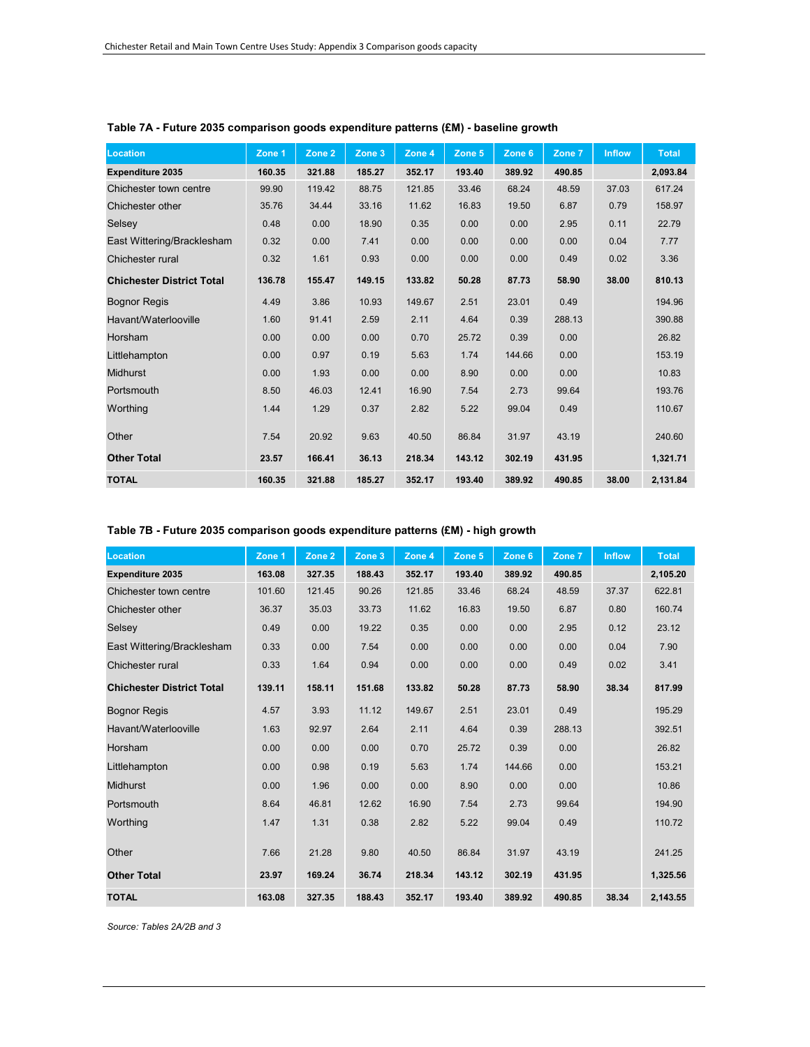### Table 7A - Future 2035 comparison goods expenditure patterns (£M) - baseline growth

| Location | Zone 1 | Zone 2 | Zone 3 | Zone 4 | Zone 5 | Zone 6 | Zone 7 | Inflow | Total |
|---|---|---|---|---|---|---|---|---|---|
| **Expenditure 2035** | **160.35** | **321.88** | **185.27** | **352.17** | **193.40** | **389.92** | **490.85** | | **2,093.84** |
| Chichester town centre | 99.90 | 119.42 | 88.75 | 121.85 | 33.46 | 68.24 | 48.59 | 37.03 | 617.24 |
| Chichester other | 35.76 | 34.44 | 33.16 | 11.62 | 16.83 | 19.50 | 6.87 | 0.79 | 158.97 |
| Selsey | 0.48 | 0.00 | 18.90 | 0.35 | 0.00 | 0.00 | 2.95 | 0.11 | 22.79 |
| East Wittering/Bracklesham | 0.32 | 0.00 | 7.41 | 0.00 | 0.00 | 0.00 | 0.00 | 0.04 | 7.77 |
| Chichester rural | 0.32 | 1.61 | 0.93 | 0.00 | 0.00 | 0.00 | 0.49 | 0.02 | 3.36 |
| **Chichester District Total** | **136.78** | **155.47** | **149.15** | **133.82** | **50.28** | **87.73** | **58.90** | **38.00** | **810.13** |
| Bognor Regis | 4.49 | 3.86 | 10.93 | 149.67 | 2.51 | 23.01 | 0.49 | | 194.96 |
| Havant/Waterlooville | 1.60 | 91.41 | 2.59 | 2.11 | 4.64 | 0.39 | 288.13 | | 390.88 |
| Horsham | 0.00 | 0.00 | 0.00 | 0.70 | 25.72 | 0.39 | 0.00 | | 26.82 |
| Littlehampton | 0.00 | 0.97 | 0.19 | 5.63 | 1.74 | 144.66 | 0.00 | | 153.19 |
| Midhurst | 0.00 | 1.93 | 0.00 | 0.00 | 8.90 | 0.00 | 0.00 | | 10.83 |
| Portsmouth | 8.50 | 46.03 | 12.41 | 16.90 | 7.54 | 2.73 | 99.64 | | 193.76 |
| Worthing | 1.44 | 1.29 | 0.37 | 2.82 | 5.22 | 99.04 | 0.49 | | 110.67 |
| Other | 7.54 | 20.92 | 9.63 | 40.50 | 86.84 | 31.97 | 43.19 | | 240.60 |
| **Other Total** | **23.57** | **166.41** | **36.13** | **218.34** | **143.12** | **302.19** | **431.95** | | **1,321.71** |
| **TOTAL** | **160.35** | **321.88** | **185.27** | **352.17** | **193.40** | **389.92** | **490.85** | **38.00** | **2,131.84** |

### Table 7B - Future 2035 comparison goods expenditure patterns (£M) - high growth

| Location | Zone 1 | Zone 2 | Zone 3 | Zone 4 | Zone 5 | Zone 6 | Zone 7 | Inflow | Total |
|---|---|---|---|---|---|---|---|---|---|
| **Expenditure 2035** | **163.08** | **327.35** | **188.43** | **352.17** | **193.40** | **389.92** | **490.85** | | **2,105.20** |
| Chichester town centre | 101.60 | 121.45 | 90.26 | 121.85 | 33.46 | 68.24 | 48.59 | 37.37 | 622.81 |
| Chichester other | 36.37 | 35.03 | 33.73 | 11.62 | 16.83 | 19.50 | 6.87 | 0.80 | 160.74 |
| Selsey | 0.49 | 0.00 | 19.22 | 0.35 | 0.00 | 0.00 | 2.95 | 0.12 | 23.12 |
| East Wittering/Bracklesham | 0.33 | 0.00 | 7.54 | 0.00 | 0.00 | 0.00 | 0.00 | 0.04 | 7.90 |
| Chichester rural | 0.33 | 1.64 | 0.94 | 0.00 | 0.00 | 0.00 | 0.49 | 0.02 | 3.41 |
| **Chichester District Total** | **139.11** | **158.11** | **151.68** | **133.82** | **50.28** | **87.73** | **58.90** | **38.34** | **817.99** |
| Bognor Regis | 4.57 | 3.93 | 11.12 | 149.67 | 2.51 | 23.01 | 0.49 | | 195.29 |
| Havant/Waterlooville | 1.63 | 92.97 | 2.64 | 2.11 | 4.64 | 0.39 | 288.13 | | 392.51 |
| Horsham | 0.00 | 0.00 | 0.00 | 0.70 | 25.72 | 0.39 | 0.00 | | 26.82 |
| Littlehampton | 0.00 | 0.98 | 0.19 | 5.63 | 1.74 | 144.66 | 0.00 | | 153.21 |
| Midhurst | 0.00 | 1.96 | 0.00 | 0.00 | 8.90 | 0.00 | 0.00 | | 10.86 |
| Portsmouth | 8.64 | 46.81 | 12.62 | 16.90 | 7.54 | 2.73 | 99.64 | | 194.90 |
| Worthing | 1.47 | 1.31 | 0.38 | 2.82 | 5.22 | 99.04 | 0.49 | | 110.72 |
| Other | 7.66 | 21.28 | 9.80 | 40.50 | 86.84 | 31.97 | 43.19 | | 241.25 |
| **Other Total** | **23.97** | **169.24** | **36.74** | **218.34** | **143.12** | **302.19** | **431.95** | | **1,325.56** |
| **TOTAL** | **163.08** | **327.35** | **188.43** | **352.17** | **193.40** | **389.92** | **490.85** | **38.34** | **2,143.55** |

*Source: Tables 2A/2B and 3*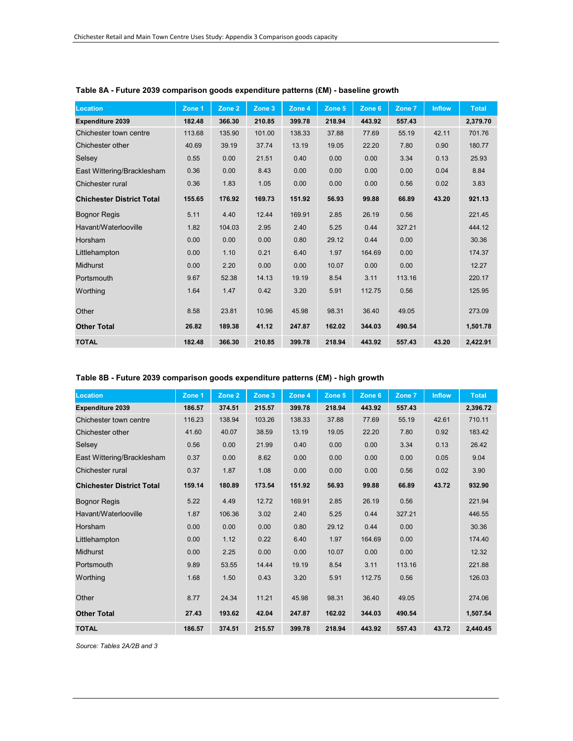### Table 8A - Future 2039 comparison goods expenditure patterns (£M) - baseline growth

| Location | Zone 1 | Zone 2 | Zone 3 | Zone 4 | Zone 5 | Zone 6 | Zone 7 | Inflow | Total |
|---|---|---|---|---|---|---|---|---|---|
| **Expenditure 2039** | **182.48** | **366.30** | **210.85** | **399.78** | **218.94** | **443.92** | **557.43** | | **2,379.70** |
| Chichester town centre | 113.68 | 135.90 | 101.00 | 138.33 | 37.88 | 77.69 | 55.19 | 42.11 | 701.76 |
| Chichester other | 40.69 | 39.19 | 37.74 | 13.19 | 19.05 | 22.20 | 7.80 | 0.90 | 180.77 |
| Selsey | 0.55 | 0.00 | 21.51 | 0.40 | 0.00 | 0.00 | 3.34 | 0.13 | 25.93 |
| East Wittering/Bracklesham | 0.36 | 0.00 | 8.43 | 0.00 | 0.00 | 0.00 | 0.00 | 0.04 | 8.84 |
| Chichester rural | 0.36 | 1.83 | 1.05 | 0.00 | 0.00 | 0.00 | 0.56 | 0.02 | 3.83 |
| **Chichester District Total** | **155.65** | **176.92** | **169.73** | **151.92** | **56.93** | **99.88** | **66.89** | **43.20** | **921.13** |
| Bognor Regis | 5.11 | 4.40 | 12.44 | 169.91 | 2.85 | 26.19 | 0.56 | | 221.45 |
| Havant/Waterlooville | 1.82 | 104.03 | 2.95 | 2.40 | 5.25 | 0.44 | 327.21 | | 444.12 |
| Horsham | 0.00 | 0.00 | 0.00 | 0.80 | 29.12 | 0.44 | 0.00 | | 30.36 |
| Littlehampton | 0.00 | 1.10 | 0.21 | 6.40 | 1.97 | 164.69 | 0.00 | | 174.37 |
| Midhurst | 0.00 | 2.20 | 0.00 | 0.00 | 10.07 | 0.00 | 0.00 | | 12.27 |
| Portsmouth | 9.67 | 52.38 | 14.13 | 19.19 | 8.54 | 3.11 | 113.16 | | 220.17 |
| Worthing | 1.64 | 1.47 | 0.42 | 3.20 | 5.91 | 112.75 | 0.56 | | 125.95 |
| Other | 8.58 | 23.81 | 10.96 | 45.98 | 98.31 | 36.40 | 49.05 | | 273.09 |
| **Other Total** | **26.82** | **189.38** | **41.12** | **247.87** | **162.02** | **344.03** | **490.54** | | **1,501.78** |
| **TOTAL** | **182.48** | **366.30** | **210.85** | **399.78** | **218.94** | **443.92** | **557.43** | **43.20** | **2,422.91** |

### Table 8B - Future 2039 comparison goods expenditure patterns (£M) - high growth

| Location | Zone 1 | Zone 2 | Zone 3 | Zone 4 | Zone 5 | Zone 6 | Zone 7 | Inflow | Total |
|---|---|---|---|---|---|---|---|---|---|
| **Expenditure 2039** | **186.57** | **374.51** | **215.57** | **399.78** | **218.94** | **443.92** | **557.43** | | **2,396.72** |
| Chichester town centre | 116.23 | 138.94 | 103.26 | 138.33 | 37.88 | 77.69 | 55.19 | 42.61 | 710.11 |
| Chichester other | 41.60 | 40.07 | 38.59 | 13.19 | 19.05 | 22.20 | 7.80 | 0.92 | 183.42 |
| Selsey | 0.56 | 0.00 | 21.99 | 0.40 | 0.00 | 0.00 | 3.34 | 0.13 | 26.42 |
| East Wittering/Bracklesham | 0.37 | 0.00 | 8.62 | 0.00 | 0.00 | 0.00 | 0.00 | 0.05 | 9.04 |
| Chichester rural | 0.37 | 1.87 | 1.08 | 0.00 | 0.00 | 0.00 | 0.56 | 0.02 | 3.90 |
| **Chichester District Total** | **159.14** | **180.89** | **173.54** | **151.92** | **56.93** | **99.88** | **66.89** | **43.72** | **932.90** |
| Bognor Regis | 5.22 | 4.49 | 12.72 | 169.91 | 2.85 | 26.19 | 0.56 | | 221.94 |
| Havant/Waterlooville | 1.87 | 106.36 | 3.02 | 2.40 | 5.25 | 0.44 | 327.21 | | 446.55 |
| Horsham | 0.00 | 0.00 | 0.00 | 0.80 | 29.12 | 0.44 | 0.00 | | 30.36 |
| Littlehampton | 0.00 | 1.12 | 0.22 | 6.40 | 1.97 | 164.69 | 0.00 | | 174.40 |
| Midhurst | 0.00 | 2.25 | 0.00 | 0.00 | 10.07 | 0.00 | 0.00 | | 12.32 |
| Portsmouth | 9.89 | 53.55 | 14.44 | 19.19 | 8.54 | 3.11 | 113.16 | | 221.88 |
| Worthing | 1.68 | 1.50 | 0.43 | 3.20 | 5.91 | 112.75 | 0.56 | | 126.03 |
| Other | 8.77 | 24.34 | 11.21 | 45.98 | 98.31 | 36.40 | 49.05 | | 274.06 |
| **Other Total** | **27.43** | **193.62** | **42.04** | **247.87** | **162.02** | **344.03** | **490.54** | | **1,507.54** |
| **TOTAL** | **186.57** | **374.51** | **215.57** | **399.78** | **218.94** | **443.92** | **557.43** | **43.72** | **2,440.45** |

*Source: Tables 2A/2B and 3*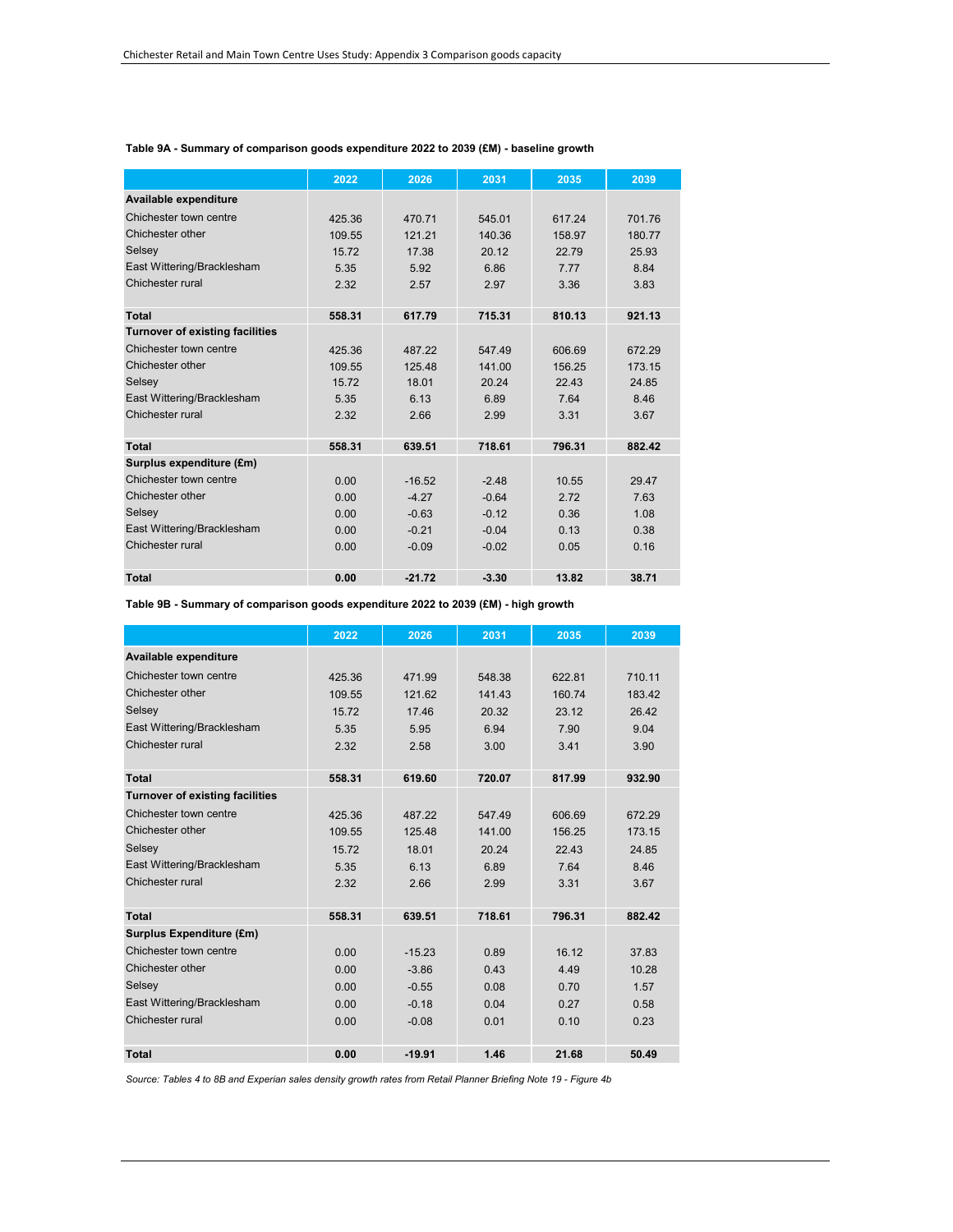**Table 9A - Summary of comparison goods expenditure 2022 to 2039 (£M) - baseline growth**

| | 2022 | 2026 | 2031 | 2035 | 2039 |
|---|---|---|---|---|---|
| **Available expenditure** | | | | | |
| Chichester town centre | 425.36 | 470.71 | 545.01 | 617.24 | 701.76 |
| Chichester other | 109.55 | 121.21 | 140.36 | 158.97 | 180.77 |
| Selsey | 15.72 | 17.38 | 20.12 | 22.79 | 25.93 |
| East Wittering/Bracklesham | 5.35 | 5.92 | 6.86 | 7.77 | 8.84 |
| Chichester rural | 2.32 | 2.57 | 2.97 | 3.36 | 3.83 |
| **Total** | **558.31** | **617.79** | **715.31** | **810.13** | **921.13** |
| **Turnover of existing facilities** | | | | | |
| Chichester town centre | 425.36 | 487.22 | 547.49 | 606.69 | 672.29 |
| Chichester other | 109.55 | 125.48 | 141.00 | 156.25 | 173.15 |
| Selsey | 15.72 | 18.01 | 20.24 | 22.43 | 24.85 |
| East Wittering/Bracklesham | 5.35 | 6.13 | 6.89 | 7.64 | 8.46 |
| Chichester rural | 2.32 | 2.66 | 2.99 | 3.31 | 3.67 |
| **Total** | **558.31** | **639.51** | **718.61** | **796.31** | **882.42** |
| **Surplus expenditure (£m)** | | | | | |
| Chichester town centre | 0.00 | -16.52 | -2.48 | 10.55 | 29.47 |
| Chichester other | 0.00 | -4.27 | -0.64 | 2.72 | 7.63 |
| Selsey | 0.00 | -0.63 | -0.12 | 0.36 | 1.08 |
| East Wittering/Bracklesham | 0.00 | -0.21 | -0.04 | 0.13 | 0.38 |
| Chichester rural | 0.00 | -0.09 | -0.02 | 0.05 | 0.16 |
| **Total** | **0.00** | **-21.72** | **-3.30** | **13.82** | **38.71** |

**Table 9B - Summary of comparison goods expenditure 2022 to 2039 (£M) - high growth**

| | 2022 | 2026 | 2031 | 2035 | 2039 |
|---|---|---|---|---|---|
| **Available expenditure** | | | | | |
| Chichester town centre | 425.36 | 471.99 | 548.38 | 622.81 | 710.11 |
| Chichester other | 109.55 | 121.62 | 141.43 | 160.74 | 183.42 |
| Selsey | 15.72 | 17.46 | 20.32 | 23.12 | 26.42 |
| East Wittering/Bracklesham | 5.35 | 5.95 | 6.94 | 7.90 | 9.04 |
| Chichester rural | 2.32 | 2.58 | 3.00 | 3.41 | 3.90 |
| **Total** | **558.31** | **619.60** | **720.07** | **817.99** | **932.90** |
| **Turnover of existing facilities** | | | | | |
| Chichester town centre | 425.36 | 487.22 | 547.49 | 606.69 | 672.29 |
| Chichester other | 109.55 | 125.48 | 141.00 | 156.25 | 173.15 |
| Selsey | 15.72 | 18.01 | 20.24 | 22.43 | 24.85 |
| East Wittering/Bracklesham | 5.35 | 6.13 | 6.89 | 7.64 | 8.46 |
| Chichester rural | 2.32 | 2.66 | 2.99 | 3.31 | 3.67 |
| **Total** | **558.31** | **639.51** | **718.61** | **796.31** | **882.42** |
| **Surplus Expenditure (£m)** | | | | | |
| Chichester town centre | 0.00 | -15.23 | 0.89 | 16.12 | 37.83 |
| Chichester other | 0.00 | -3.86 | 0.43 | 4.49 | 10.28 |
| Selsey | 0.00 | -0.55 | 0.08 | 0.70 | 1.57 |
| East Wittering/Bracklesham | 0.00 | -0.18 | 0.04 | 0.27 | 0.58 |
| Chichester rural | 0.00 | -0.08 | 0.01 | 0.10 | 0.23 |
| **Total** | **0.00** | **-19.91** | **1.46** | **21.68** | **50.49** |

*Source: Tables 4 to 8B and Experian sales density growth rates from Retail Planner Briefing Note 19 - Figure 4b*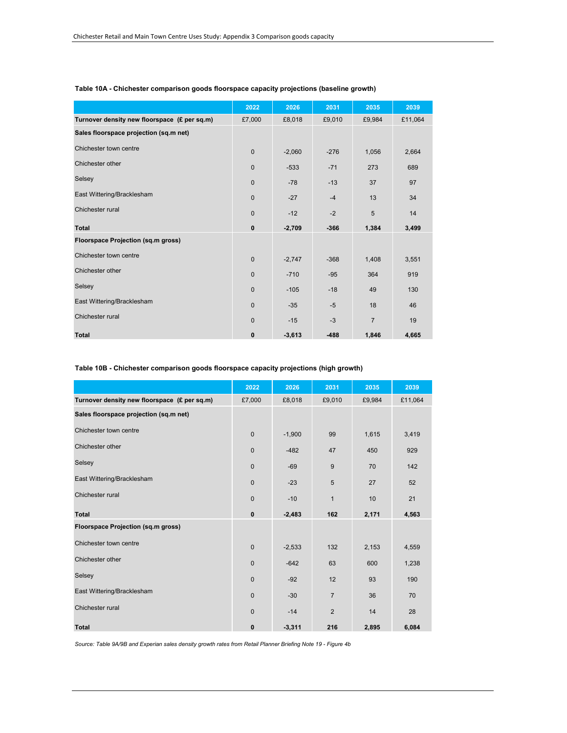**Table 10A - Chichester comparison goods floorspace capacity projections (baseline growth)**

| | 2022 | 2026 | 2031 | 2035 | 2039 |
|---|---|---|---|---|---|
| **Turnover density new floorspace (£ per sq.m)** | £7,000 | £8,018 | £9,010 | £9,984 | £11,064 |
| **Sales floorspace projection (sq.m net)** | | | | | |
| Chichester town centre | 0 | -2,060 | -276 | 1,056 | 2,664 |
| Chichester other | 0 | -533 | -71 | 273 | 689 |
| Selsey | 0 | -78 | -13 | 37 | 97 |
| East Wittering/Bracklesham | 0 | -27 | -4 | 13 | 34 |
| Chichester rural | 0 | -12 | -2 | 5 | 14 |
| **Total** | **0** | **-2,709** | **-366** | **1,384** | **3,499** |
| **Floorspace Projection (sq.m gross)** | | | | | |
| Chichester town centre | 0 | -2,747 | -368 | 1,408 | 3,551 |
| Chichester other | 0 | -710 | -95 | 364 | 919 |
| Selsey | 0 | -105 | -18 | 49 | 130 |
| East Wittering/Bracklesham | 0 | -35 | -5 | 18 | 46 |
| Chichester rural | 0 | -15 | -3 | 7 | 19 |
| **Total** | **0** | **-3,613** | **-488** | **1,846** | **4,665** |

**Table 10B - Chichester comparison goods floorspace capacity projections (high growth)**

| | 2022 | 2026 | 2031 | 2035 | 2039 |
|---|---|---|---|---|---|
| **Turnover density new floorspace (£ per sq.m)** | £7,000 | £8,018 | £9,010 | £9,984 | £11,064 |
| **Sales floorspace projection (sq.m net)** | | | | | |
| Chichester town centre | 0 | -1,900 | 99 | 1,615 | 3,419 |
| Chichester other | 0 | -482 | 47 | 450 | 929 |
| Selsey | 0 | -69 | 9 | 70 | 142 |
| East Wittering/Bracklesham | 0 | -23 | 5 | 27 | 52 |
| Chichester rural | 0 | -10 | 1 | 10 | 21 |
| **Total** | **0** | **-2,483** | **162** | **2,171** | **4,563** |
| **Floorspace Projection (sq.m gross)** | | | | | |
| Chichester town centre | 0 | -2,533 | 132 | 2,153 | 4,559 |
| Chichester other | 0 | -642 | 63 | 600 | 1,238 |
| Selsey | 0 | -92 | 12 | 93 | 190 |
| East Wittering/Bracklesham | 0 | -30 | 7 | 36 | 70 |
| Chichester rural | 0 | -14 | 2 | 14 | 28 |
| **Total** | **0** | **-3,311** | **216** | **2,895** | **6,084** |

*Source: Table 9A/9B and Experian sales density growth rates from Retail Planner Briefing Note 19 - Figure 4b*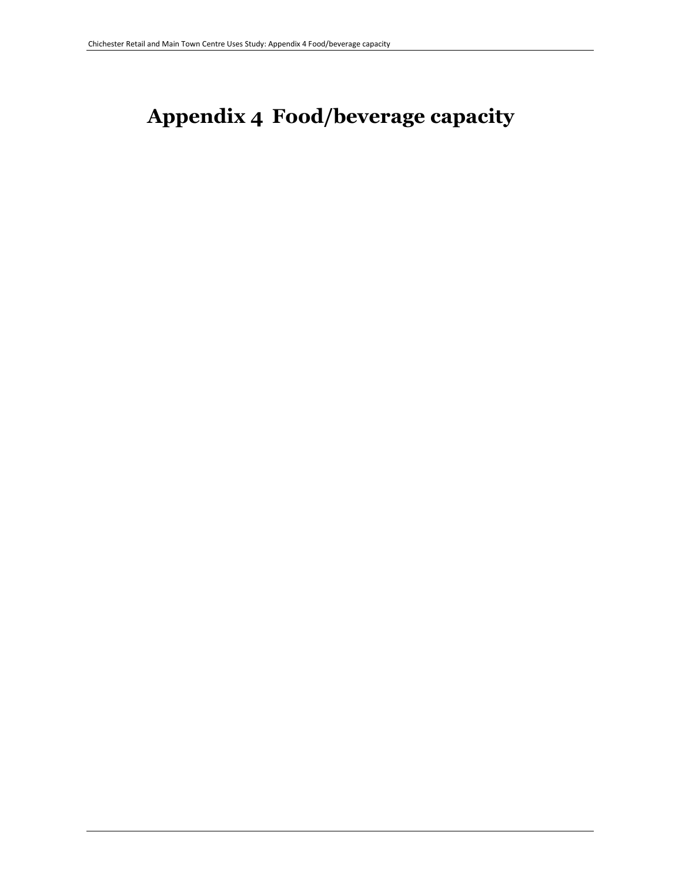# Appendix 4 Food/beverage capacity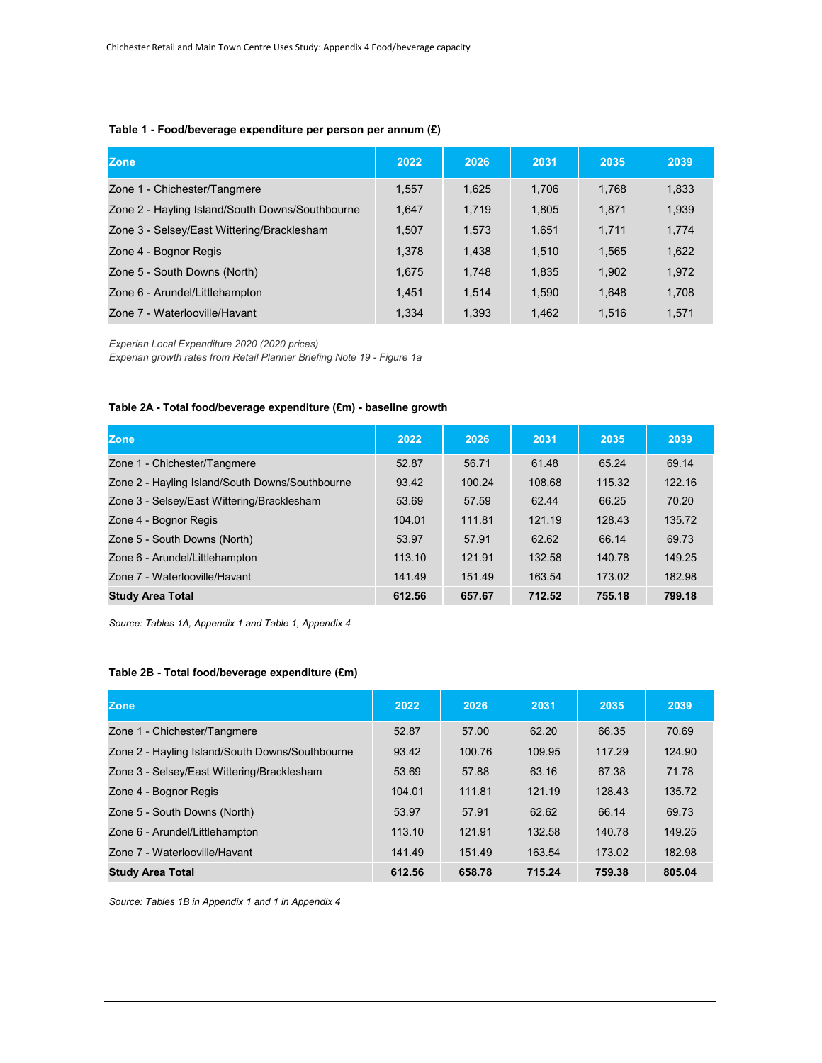**Table 1 - Food/beverage expenditure per person per annum (£)**

| Zone | 2022 | 2026 | 2031 | 2035 | 2039 |
|---|---|---|---|---|---|
| Zone 1 - Chichester/Tangmere | 1,557 | 1,625 | 1,706 | 1,768 | 1,833 |
| Zone 2 - Hayling Island/South Downs/Southbourne | 1,647 | 1,719 | 1,805 | 1,871 | 1,939 |
| Zone 3 - Selsey/East Wittering/Bracklesham | 1,507 | 1,573 | 1,651 | 1,711 | 1,774 |
| Zone 4 - Bognor Regis | 1,378 | 1,438 | 1,510 | 1,565 | 1,622 |
| Zone 5 - South Downs (North) | 1,675 | 1,748 | 1,835 | 1,902 | 1,972 |
| Zone 6 - Arundel/Littlehampton | 1,451 | 1,514 | 1,590 | 1,648 | 1,708 |
| Zone 7 - Waterlooville/Havant | 1,334 | 1,393 | 1,462 | 1,516 | 1,571 |

*Experian Local Expenditure 2020 (2020 prices)*
*Experian growth rates from Retail Planner Briefing Note 19 - Figure 1a*

**Table 2A - Total food/beverage expenditure (£m) - baseline growth**

| Zone | 2022 | 2026 | 2031 | 2035 | 2039 |
|---|---|---|---|---|---|
| Zone 1 - Chichester/Tangmere | 52.87 | 56.71 | 61.48 | 65.24 | 69.14 |
| Zone 2 - Hayling Island/South Downs/Southbourne | 93.42 | 100.24 | 108.68 | 115.32 | 122.16 |
| Zone 3 - Selsey/East Wittering/Bracklesham | 53.69 | 57.59 | 62.44 | 66.25 | 70.20 |
| Zone 4 - Bognor Regis | 104.01 | 111.81 | 121.19 | 128.43 | 135.72 |
| Zone 5 - South Downs (North) | 53.97 | 57.91 | 62.62 | 66.14 | 69.73 |
| Zone 6 - Arundel/Littlehampton | 113.10 | 121.91 | 132.58 | 140.78 | 149.25 |
| Zone 7 - Waterlooville/Havant | 141.49 | 151.49 | 163.54 | 173.02 | 182.98 |
| **Study Area Total** | **612.56** | **657.67** | **712.52** | **755.18** | **799.18** |

*Source: Tables 1A, Appendix 1 and Table 1, Appendix 4*

**Table 2B - Total food/beverage expenditure (£m)**

| Zone | 2022 | 2026 | 2031 | 2035 | 2039 |
|---|---|---|---|---|---|
| Zone 1 - Chichester/Tangmere | 52.87 | 57.00 | 62.20 | 66.35 | 70.69 |
| Zone 2 - Hayling Island/South Downs/Southbourne | 93.42 | 100.76 | 109.95 | 117.29 | 124.90 |
| Zone 3 - Selsey/East Wittering/Bracklesham | 53.69 | 57.88 | 63.16 | 67.38 | 71.78 |
| Zone 4 - Bognor Regis | 104.01 | 111.81 | 121.19 | 128.43 | 135.72 |
| Zone 5 - South Downs (North) | 53.97 | 57.91 | 62.62 | 66.14 | 69.73 |
| Zone 6 - Arundel/Littlehampton | 113.10 | 121.91 | 132.58 | 140.78 | 149.25 |
| Zone 7 - Waterlooville/Havant | 141.49 | 151.49 | 163.54 | 173.02 | 182.98 |
| **Study Area Total** | **612.56** | **658.78** | **715.24** | **759.38** | **805.04** |

*Source: Tables 1B in Appendix 1 and 1 in Appendix 4*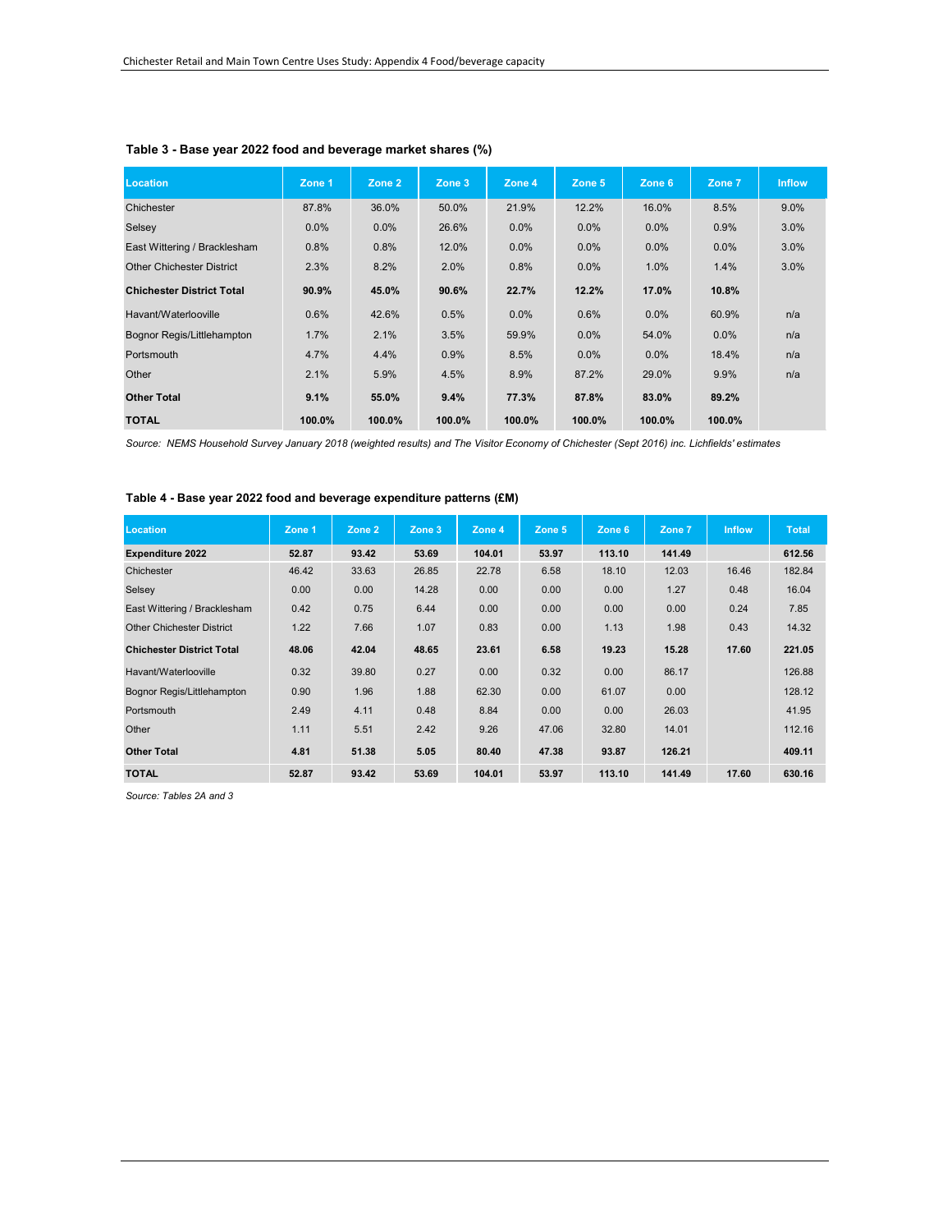**Table 3 - Base year 2022 food and beverage market shares (%)**

| Location | Zone 1 | Zone 2 | Zone 3 | Zone 4 | Zone 5 | Zone 6 | Zone 7 | Inflow |
|---|---|---|---|---|---|---|---|---|
| Chichester | 87.8% | 36.0% | 50.0% | 21.9% | 12.2% | 16.0% | 8.5% | 9.0% |
| Selsey | 0.0% | 0.0% | 26.6% | 0.0% | 0.0% | 0.0% | 0.9% | 3.0% |
| East Wittering / Bracklesham | 0.8% | 0.8% | 12.0% | 0.0% | 0.0% | 0.0% | 0.0% | 3.0% |
| Other Chichester District | 2.3% | 8.2% | 2.0% | 0.8% | 0.0% | 1.0% | 1.4% | 3.0% |
| **Chichester District Total** | **90.9%** | **45.0%** | **90.6%** | **22.7%** | **12.2%** | **17.0%** | **10.8%** | |
| Havant/Waterlooville | 0.6% | 42.6% | 0.5% | 0.0% | 0.6% | 0.0% | 60.9% | n/a |
| Bognor Regis/Littlehampton | 1.7% | 2.1% | 3.5% | 59.9% | 0.0% | 54.0% | 0.0% | n/a |
| Portsmouth | 4.7% | 4.4% | 0.9% | 8.5% | 0.0% | 0.0% | 18.4% | n/a |
| Other | 2.1% | 5.9% | 4.5% | 8.9% | 87.2% | 29.0% | 9.9% | n/a |
| **Other Total** | **9.1%** | **55.0%** | **9.4%** | **77.3%** | **87.8%** | **83.0%** | **89.2%** | |
| **TOTAL** | **100.0%** | **100.0%** | **100.0%** | **100.0%** | **100.0%** | **100.0%** | **100.0%** | |

*Source: NEMS Household Survey January 2018 (weighted results) and The Visitor Economy of Chichester (Sept 2016) inc. Lichfields' estimates*

**Table 4 - Base year 2022 food and beverage expenditure patterns (£M)**

| Location | Zone 1 | Zone 2 | Zone 3 | Zone 4 | Zone 5 | Zone 6 | Zone 7 | Inflow | Total |
|---|---|---|---|---|---|---|---|---|---|
| **Expenditure 2022** | **52.87** | **93.42** | **53.69** | **104.01** | **53.97** | **113.10** | **141.49** | | **612.56** |
| Chichester | 46.42 | 33.63 | 26.85 | 22.78 | 6.58 | 18.10 | 12.03 | 16.46 | 182.84 |
| Selsey | 0.00 | 0.00 | 14.28 | 0.00 | 0.00 | 0.00 | 1.27 | 0.48 | 16.04 |
| East Wittering / Bracklesham | 0.42 | 0.75 | 6.44 | 0.00 | 0.00 | 0.00 | 0.00 | 0.24 | 7.85 |
| Other Chichester District | 1.22 | 7.66 | 1.07 | 0.83 | 0.00 | 1.13 | 1.98 | 0.43 | 14.32 |
| **Chichester District Total** | **48.06** | **42.04** | **48.65** | **23.61** | **6.58** | **19.23** | **15.28** | **17.60** | **221.05** |
| Havant/Waterlooville | 0.32 | 39.80 | 0.27 | 0.00 | 0.32 | 0.00 | 86.17 | | 126.88 |
| Bognor Regis/Littlehampton | 0.90 | 1.96 | 1.88 | 62.30 | 0.00 | 61.07 | 0.00 | | 128.12 |
| Portsmouth | 2.49 | 4.11 | 0.48 | 8.84 | 0.00 | 0.00 | 26.03 | | 41.95 |
| Other | 1.11 | 5.51 | 2.42 | 9.26 | 47.06 | 32.80 | 14.01 | | 112.16 |
| **Other Total** | **4.81** | **51.38** | **5.05** | **80.40** | **47.38** | **93.87** | **126.21** | | **409.11** |
| **TOTAL** | **52.87** | **93.42** | **53.69** | **104.01** | **53.97** | **113.10** | **141.49** | **17.60** | **630.16** |

*Source: Tables 2A and 3*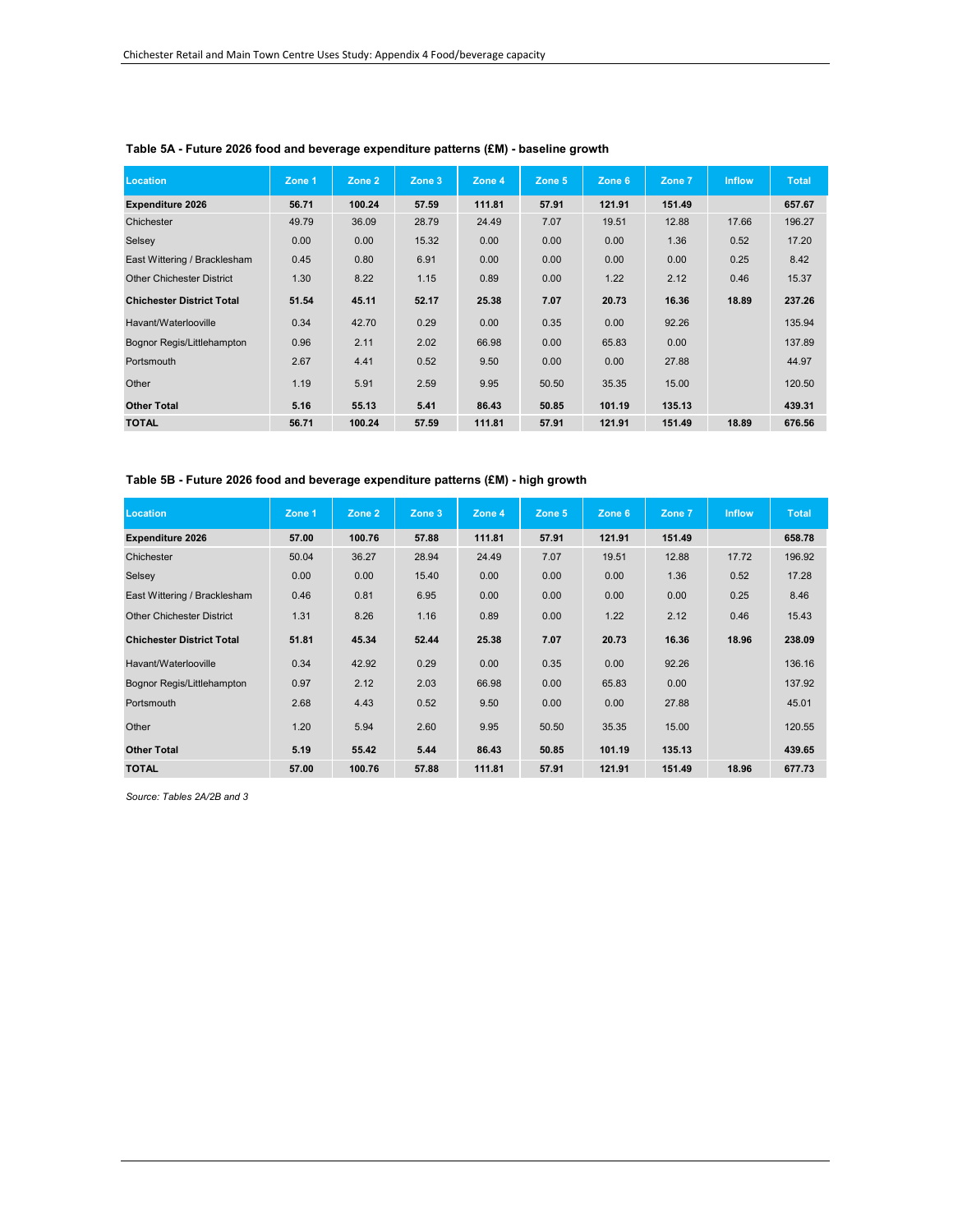**Table 5A - Future 2026 food and beverage expenditure patterns (£M) - baseline growth**

| Location | Zone 1 | Zone 2 | Zone 3 | Zone 4 | Zone 5 | Zone 6 | Zone 7 | Inflow | Total |
|---|---|---|---|---|---|---|---|---|---|
| **Expenditure 2026** | **56.71** | **100.24** | **57.59** | **111.81** | **57.91** | **121.91** | **151.49** | | **657.67** |
| Chichester | 49.79 | 36.09 | 28.79 | 24.49 | 7.07 | 19.51 | 12.88 | 17.66 | 196.27 |
| Selsey | 0.00 | 0.00 | 15.32 | 0.00 | 0.00 | 0.00 | 1.36 | 0.52 | 17.20 |
| East Wittering / Bracklesham | 0.45 | 0.80 | 6.91 | 0.00 | 0.00 | 0.00 | 0.00 | 0.25 | 8.42 |
| Other Chichester District | 1.30 | 8.22 | 1.15 | 0.89 | 0.00 | 1.22 | 2.12 | 0.46 | 15.37 |
| **Chichester District Total** | **51.54** | **45.11** | **52.17** | **25.38** | **7.07** | **20.73** | **16.36** | **18.89** | **237.26** |
| Havant/Waterlooville | 0.34 | 42.70 | 0.29 | 0.00 | 0.35 | 0.00 | 92.26 | | 135.94 |
| Bognor Regis/Littlehampton | 0.96 | 2.11 | 2.02 | 66.98 | 0.00 | 65.83 | 0.00 | | 137.89 |
| Portsmouth | 2.67 | 4.41 | 0.52 | 9.50 | 0.00 | 0.00 | 27.88 | | 44.97 |
| Other | 1.19 | 5.91 | 2.59 | 9.95 | 50.50 | 35.35 | 15.00 | | 120.50 |
| **Other Total** | **5.16** | **55.13** | **5.41** | **86.43** | **50.85** | **101.19** | **135.13** | | **439.31** |
| **TOTAL** | **56.71** | **100.24** | **57.59** | **111.81** | **57.91** | **121.91** | **151.49** | **18.89** | **676.56** |

**Table 5B - Future 2026 food and beverage expenditure patterns (£M) - high growth**

| Location | Zone 1 | Zone 2 | Zone 3 | Zone 4 | Zone 5 | Zone 6 | Zone 7 | Inflow | Total |
|---|---|---|---|---|---|---|---|---|---|
| **Expenditure 2026** | **57.00** | **100.76** | **57.88** | **111.81** | **57.91** | **121.91** | **151.49** | | **658.78** |
| Chichester | 50.04 | 36.27 | 28.94 | 24.49 | 7.07 | 19.51 | 12.88 | 17.72 | 196.92 |
| Selsey | 0.00 | 0.00 | 15.40 | 0.00 | 0.00 | 0.00 | 1.36 | 0.52 | 17.28 |
| East Wittering / Bracklesham | 0.46 | 0.81 | 6.95 | 0.00 | 0.00 | 0.00 | 0.00 | 0.25 | 8.46 |
| Other Chichester District | 1.31 | 8.26 | 1.16 | 0.89 | 0.00 | 1.22 | 2.12 | 0.46 | 15.43 |
| **Chichester District Total** | **51.81** | **45.34** | **52.44** | **25.38** | **7.07** | **20.73** | **16.36** | **18.96** | **238.09** |
| Havant/Waterlooville | 0.34 | 42.92 | 0.29 | 0.00 | 0.35 | 0.00 | 92.26 | | 136.16 |
| Bognor Regis/Littlehampton | 0.97 | 2.12 | 2.03 | 66.98 | 0.00 | 65.83 | 0.00 | | 137.92 |
| Portsmouth | 2.68 | 4.43 | 0.52 | 9.50 | 0.00 | 0.00 | 27.88 | | 45.01 |
| Other | 1.20 | 5.94 | 2.60 | 9.95 | 50.50 | 35.35 | 15.00 | | 120.55 |
| **Other Total** | **5.19** | **55.42** | **5.44** | **86.43** | **50.85** | **101.19** | **135.13** | | **439.65** |
| **TOTAL** | **57.00** | **100.76** | **57.88** | **111.81** | **57.91** | **121.91** | **151.49** | **18.96** | **677.73** |

*Source: Tables 2A/2B and 3*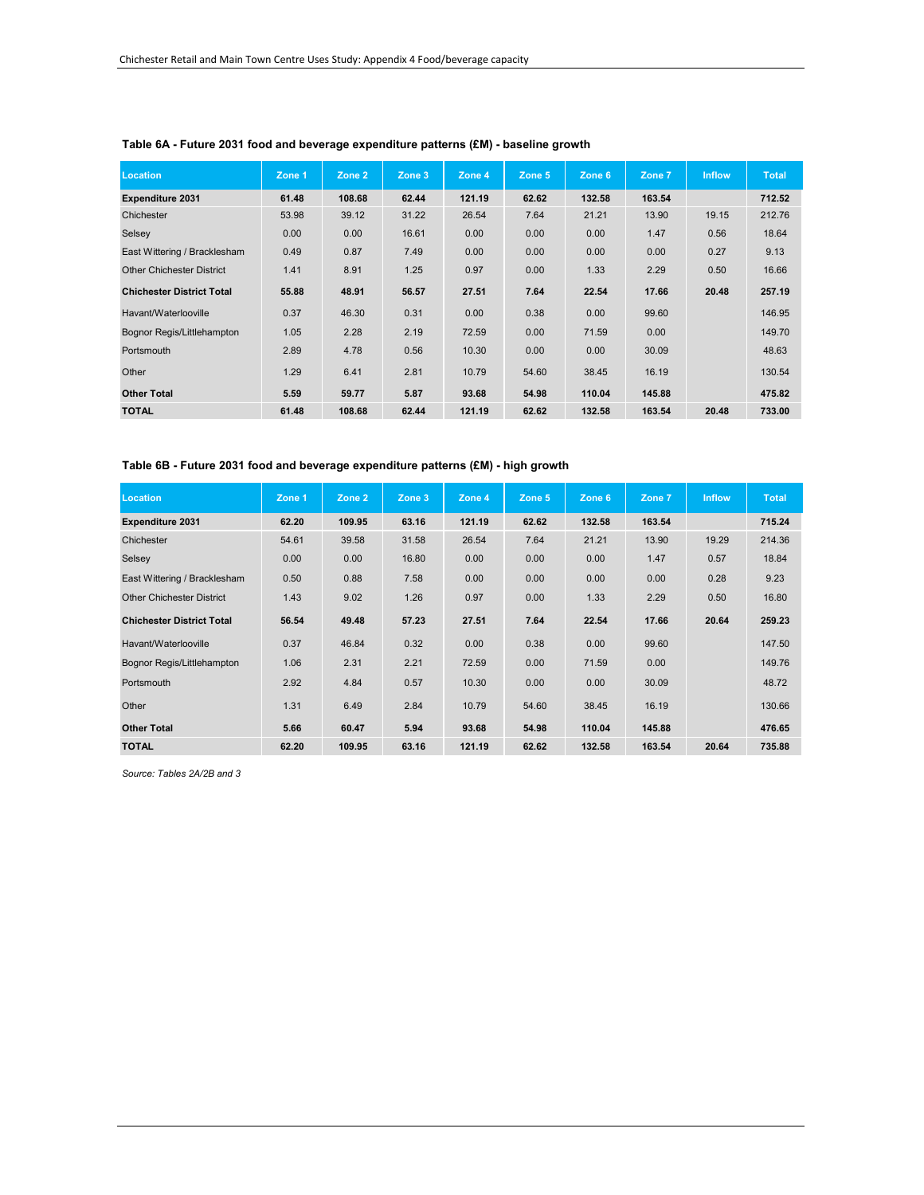**Table 6A - Future 2031 food and beverage expenditure patterns (£M) - baseline growth**

| Location | Zone 1 | Zone 2 | Zone 3 | Zone 4 | Zone 5 | Zone 6 | Zone 7 | Inflow | Total |
|---|---|---|---|---|---|---|---|---|---|
| **Expenditure 2031** | **61.48** | **108.68** | **62.44** | **121.19** | **62.62** | **132.58** | **163.54** | | **712.52** |
| Chichester | 53.98 | 39.12 | 31.22 | 26.54 | 7.64 | 21.21 | 13.90 | 19.15 | 212.76 |
| Selsey | 0.00 | 0.00 | 16.61 | 0.00 | 0.00 | 0.00 | 1.47 | 0.56 | 18.64 |
| East Wittering / Bracklesham | 0.49 | 0.87 | 7.49 | 0.00 | 0.00 | 0.00 | 0.00 | 0.27 | 9.13 |
| Other Chichester District | 1.41 | 8.91 | 1.25 | 0.97 | 0.00 | 1.33 | 2.29 | 0.50 | 16.66 |
| **Chichester District Total** | **55.88** | **48.91** | **56.57** | **27.51** | **7.64** | **22.54** | **17.66** | **20.48** | **257.19** |
| Havant/Waterlooville | 0.37 | 46.30 | 0.31 | 0.00 | 0.38 | 0.00 | 99.60 | | 146.95 |
| Bognor Regis/Littlehampton | 1.05 | 2.28 | 2.19 | 72.59 | 0.00 | 71.59 | 0.00 | | 149.70 |
| Portsmouth | 2.89 | 4.78 | 0.56 | 10.30 | 0.00 | 0.00 | 30.09 | | 48.63 |
| Other | 1.29 | 6.41 | 2.81 | 10.79 | 54.60 | 38.45 | 16.19 | | 130.54 |
| **Other Total** | **5.59** | **59.77** | **5.87** | **93.68** | **54.98** | **110.04** | **145.88** | | **475.82** |
| **TOTAL** | **61.48** | **108.68** | **62.44** | **121.19** | **62.62** | **132.58** | **163.54** | **20.48** | **733.00** |

**Table 6B - Future 2031 food and beverage expenditure patterns (£M) - high growth**

| Location | Zone 1 | Zone 2 | Zone 3 | Zone 4 | Zone 5 | Zone 6 | Zone 7 | Inflow | Total |
|---|---|---|---|---|---|---|---|---|---|
| **Expenditure 2031** | **62.20** | **109.95** | **63.16** | **121.19** | **62.62** | **132.58** | **163.54** | | **715.24** |
| Chichester | 54.61 | 39.58 | 31.58 | 26.54 | 7.64 | 21.21 | 13.90 | 19.29 | 214.36 |
| Selsey | 0.00 | 0.00 | 16.80 | 0.00 | 0.00 | 0.00 | 1.47 | 0.57 | 18.84 |
| East Wittering / Bracklesham | 0.50 | 0.88 | 7.58 | 0.00 | 0.00 | 0.00 | 0.00 | 0.28 | 9.23 |
| Other Chichester District | 1.43 | 9.02 | 1.26 | 0.97 | 0.00 | 1.33 | 2.29 | 0.50 | 16.80 |
| **Chichester District Total** | **56.54** | **49.48** | **57.23** | **27.51** | **7.64** | **22.54** | **17.66** | **20.64** | **259.23** |
| Havant/Waterlooville | 0.37 | 46.84 | 0.32 | 0.00 | 0.38 | 0.00 | 99.60 | | 147.50 |
| Bognor Regis/Littlehampton | 1.06 | 2.31 | 2.21 | 72.59 | 0.00 | 71.59 | 0.00 | | 149.76 |
| Portsmouth | 2.92 | 4.84 | 0.57 | 10.30 | 0.00 | 0.00 | 30.09 | | 48.72 |
| Other | 1.31 | 6.49 | 2.84 | 10.79 | 54.60 | 38.45 | 16.19 | | 130.66 |
| **Other Total** | **5.66** | **60.47** | **5.94** | **93.68** | **54.98** | **110.04** | **145.88** | | **476.65** |
| **TOTAL** | **62.20** | **109.95** | **63.16** | **121.19** | **62.62** | **132.58** | **163.54** | **20.64** | **735.88** |

*Source: Tables 2A/2B and 3*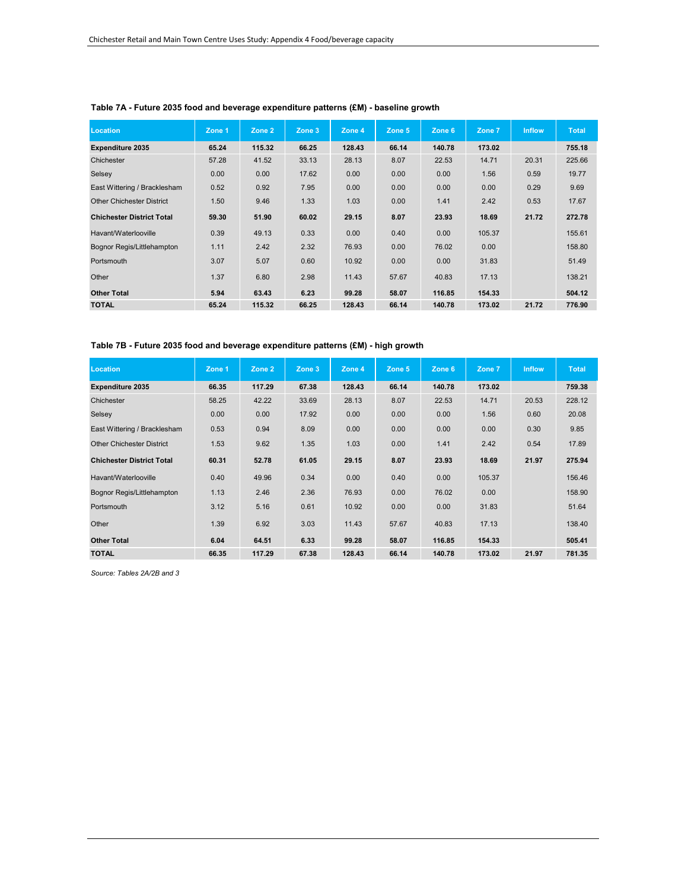### Table 7A - Future 2035 food and beverage expenditure patterns (£M) - baseline growth

| Location | Zone 1 | Zone 2 | Zone 3 | Zone 4 | Zone 5 | Zone 6 | Zone 7 | Inflow | Total |
|---|---|---|---|---|---|---|---|---|---|
| **Expenditure 2035** | **65.24** | **115.32** | **66.25** | **128.43** | **66.14** | **140.78** | **173.02** | | **755.18** |
| Chichester | 57.28 | 41.52 | 33.13 | 28.13 | 8.07 | 22.53 | 14.71 | 20.31 | 225.66 |
| Selsey | 0.00 | 0.00 | 17.62 | 0.00 | 0.00 | 0.00 | 1.56 | 0.59 | 19.77 |
| East Wittering / Bracklesham | 0.52 | 0.92 | 7.95 | 0.00 | 0.00 | 0.00 | 0.00 | 0.29 | 9.69 |
| Other Chichester District | 1.50 | 9.46 | 1.33 | 1.03 | 0.00 | 1.41 | 2.42 | 0.53 | 17.67 |
| **Chichester District Total** | **59.30** | **51.90** | **60.02** | **29.15** | **8.07** | **23.93** | **18.69** | **21.72** | **272.78** |
| Havant/Waterlooville | 0.39 | 49.13 | 0.33 | 0.00 | 0.40 | 0.00 | 105.37 | | 155.61 |
| Bognor Regis/Littlehampton | 1.11 | 2.42 | 2.32 | 76.93 | 0.00 | 76.02 | 0.00 | | 158.80 |
| Portsmouth | 3.07 | 5.07 | 0.60 | 10.92 | 0.00 | 0.00 | 31.83 | | 51.49 |
| Other | 1.37 | 6.80 | 2.98 | 11.43 | 57.67 | 40.83 | 17.13 | | 138.21 |
| **Other Total** | **5.94** | **63.43** | **6.23** | **99.28** | **58.07** | **116.85** | **154.33** | | **504.12** |
| **TOTAL** | **65.24** | **115.32** | **66.25** | **128.43** | **66.14** | **140.78** | **173.02** | **21.72** | **776.90** |

### Table 7B - Future 2035 food and beverage expenditure patterns (£M) - high growth

| Location | Zone 1 | Zone 2 | Zone 3 | Zone 4 | Zone 5 | Zone 6 | Zone 7 | Inflow | Total |
|---|---|---|---|---|---|---|---|---|---|
| **Expenditure 2035** | **66.35** | **117.29** | **67.38** | **128.43** | **66.14** | **140.78** | **173.02** | | **759.38** |
| Chichester | 58.25 | 42.22 | 33.69 | 28.13 | 8.07 | 22.53 | 14.71 | 20.53 | 228.12 |
| Selsey | 0.00 | 0.00 | 17.92 | 0.00 | 0.00 | 0.00 | 1.56 | 0.60 | 20.08 |
| East Wittering / Bracklesham | 0.53 | 0.94 | 8.09 | 0.00 | 0.00 | 0.00 | 0.00 | 0.30 | 9.85 |
| Other Chichester District | 1.53 | 9.62 | 1.35 | 1.03 | 0.00 | 1.41 | 2.42 | 0.54 | 17.89 |
| **Chichester District Total** | **60.31** | **52.78** | **61.05** | **29.15** | **8.07** | **23.93** | **18.69** | **21.97** | **275.94** |
| Havant/Waterlooville | 0.40 | 49.96 | 0.34 | 0.00 | 0.40 | 0.00 | 105.37 | | 156.46 |
| Bognor Regis/Littlehampton | 1.13 | 2.46 | 2.36 | 76.93 | 0.00 | 76.02 | 0.00 | | 158.90 |
| Portsmouth | 3.12 | 5.16 | 0.61 | 10.92 | 0.00 | 0.00 | 31.83 | | 51.64 |
| Other | 1.39 | 6.92 | 3.03 | 11.43 | 57.67 | 40.83 | 17.13 | | 138.40 |
| **Other Total** | **6.04** | **64.51** | **6.33** | **99.28** | **58.07** | **116.85** | **154.33** | | **505.41** |
| **TOTAL** | **66.35** | **117.29** | **67.38** | **128.43** | **66.14** | **140.78** | **173.02** | **21.97** | **781.35** |

*Source: Tables 2A/2B and 3*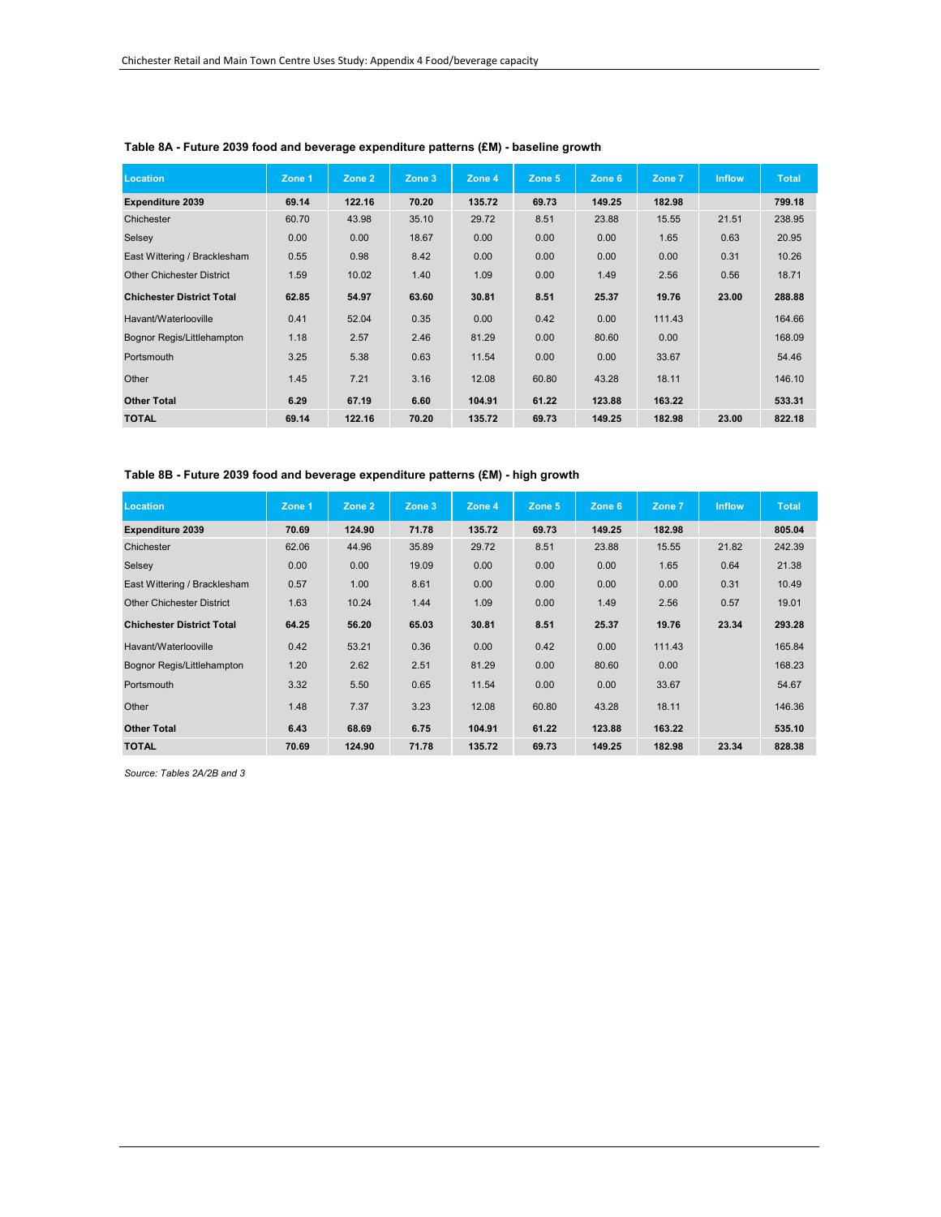**Table 8A - Future 2039 food and beverage expenditure patterns (£M) - baseline growth**

| Location | Zone 1 | Zone 2 | Zone 3 | Zone 4 | Zone 5 | Zone 6 | Zone 7 | Inflow | Total |
|---|---|---|---|---|---|---|---|---|---|
| **Expenditure 2039** | **69.14** | **122.16** | **70.20** | **135.72** | **69.73** | **149.25** | **182.98** | | **799.18** |
| Chichester | 60.70 | 43.98 | 35.10 | 29.72 | 8.51 | 23.88 | 15.55 | 21.51 | 238.95 |
| Selsey | 0.00 | 0.00 | 18.67 | 0.00 | 0.00 | 0.00 | 1.65 | 0.63 | 20.95 |
| East Wittering / Bracklesham | 0.55 | 0.98 | 8.42 | 0.00 | 0.00 | 0.00 | 0.00 | 0.31 | 10.26 |
| Other Chichester District | 1.59 | 10.02 | 1.40 | 1.09 | 0.00 | 1.49 | 2.56 | 0.56 | 18.71 |
| **Chichester District Total** | **62.85** | **54.97** | **63.60** | **30.81** | **8.51** | **25.37** | **19.76** | **23.00** | **288.88** |
| Havant/Waterlooville | 0.41 | 52.04 | 0.35 | 0.00 | 0.42 | 0.00 | 111.43 | | 164.66 |
| Bognor Regis/Littlehampton | 1.18 | 2.57 | 2.46 | 81.29 | 0.00 | 80.60 | 0.00 | | 168.09 |
| Portsmouth | 3.25 | 5.38 | 0.63 | 11.54 | 0.00 | 0.00 | 33.67 | | 54.46 |
| Other | 1.45 | 7.21 | 3.16 | 12.08 | 60.80 | 43.28 | 18.11 | | 146.10 |
| **Other Total** | **6.29** | **67.19** | **6.60** | **104.91** | **61.22** | **123.88** | **163.22** | | **533.31** |
| **TOTAL** | **69.14** | **122.16** | **70.20** | **135.72** | **69.73** | **149.25** | **182.98** | **23.00** | **822.18** |

**Table 8B - Future 2039 food and beverage expenditure patterns (£M) - high growth**

| Location | Zone 1 | Zone 2 | Zone 3 | Zone 4 | Zone 5 | Zone 6 | Zone 7 | Inflow | Total |
|---|---|---|---|---|---|---|---|---|---|
| **Expenditure 2039** | **70.69** | **124.90** | **71.78** | **135.72** | **69.73** | **149.25** | **182.98** | | **805.04** |
| Chichester | 62.06 | 44.96 | 35.89 | 29.72 | 8.51 | 23.88 | 15.55 | 21.82 | 242.39 |
| Selsey | 0.00 | 0.00 | 19.09 | 0.00 | 0.00 | 0.00 | 1.65 | 0.64 | 21.38 |
| East Wittering / Bracklesham | 0.57 | 1.00 | 8.61 | 0.00 | 0.00 | 0.00 | 0.00 | 0.31 | 10.49 |
| Other Chichester District | 1.63 | 10.24 | 1.44 | 1.09 | 0.00 | 1.49 | 2.56 | 0.57 | 19.01 |
| **Chichester District Total** | **64.25** | **56.20** | **65.03** | **30.81** | **8.51** | **25.37** | **19.76** | **23.34** | **293.28** |
| Havant/Waterlooville | 0.42 | 53.21 | 0.36 | 0.00 | 0.42 | 0.00 | 111.43 | | 165.84 |
| Bognor Regis/Littlehampton | 1.20 | 2.62 | 2.51 | 81.29 | 0.00 | 80.60 | 0.00 | | 168.23 |
| Portsmouth | 3.32 | 5.50 | 0.65 | 11.54 | 0.00 | 0.00 | 33.67 | | 54.67 |
| Other | 1.48 | 7.37 | 3.23 | 12.08 | 60.80 | 43.28 | 18.11 | | 146.36 |
| **Other Total** | **6.43** | **68.69** | **6.75** | **104.91** | **61.22** | **123.88** | **163.22** | | **535.10** |
| **TOTAL** | **70.69** | **124.90** | **71.78** | **135.72** | **69.73** | **149.25** | **182.98** | **23.34** | **828.38** |

*Source: Tables 2A/2B and 3*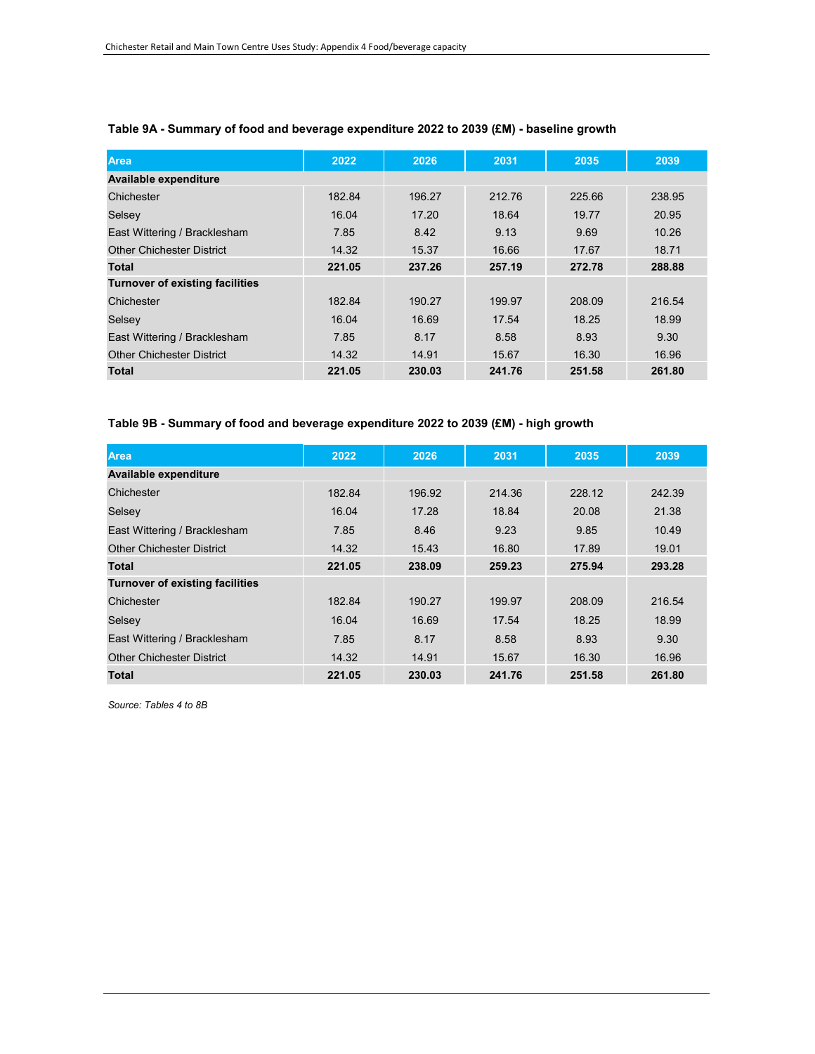**Table 9A - Summary of food and beverage expenditure 2022 to 2039 (£M) - baseline growth**

| Area | 2022 | 2026 | 2031 | 2035 | 2039 |
|---|---|---|---|---|---|
| **Available expenditure** | | | | | |
| Chichester | 182.84 | 196.27 | 212.76 | 225.66 | 238.95 |
| Selsey | 16.04 | 17.20 | 18.64 | 19.77 | 20.95 |
| East Wittering / Bracklesham | 7.85 | 8.42 | 9.13 | 9.69 | 10.26 |
| Other Chichester District | 14.32 | 15.37 | 16.66 | 17.67 | 18.71 |
| **Total** | **221.05** | **237.26** | **257.19** | **272.78** | **288.88** |
| **Turnover of existing facilities** | | | | | |
| Chichester | 182.84 | 190.27 | 199.97 | 208.09 | 216.54 |
| Selsey | 16.04 | 16.69 | 17.54 | 18.25 | 18.99 |
| East Wittering / Bracklesham | 7.85 | 8.17 | 8.58 | 8.93 | 9.30 |
| Other Chichester District | 14.32 | 14.91 | 15.67 | 16.30 | 16.96 |
| **Total** | **221.05** | **230.03** | **241.76** | **251.58** | **261.80** |

**Table 9B - Summary of food and beverage expenditure 2022 to 2039 (£M) - high growth**

| Area | 2022 | 2026 | 2031 | 2035 | 2039 |
|---|---|---|---|---|---|
| **Available expenditure** | | | | | |
| Chichester | 182.84 | 196.92 | 214.36 | 228.12 | 242.39 |
| Selsey | 16.04 | 17.28 | 18.84 | 20.08 | 21.38 |
| East Wittering / Bracklesham | 7.85 | 8.46 | 9.23 | 9.85 | 10.49 |
| Other Chichester District | 14.32 | 15.43 | 16.80 | 17.89 | 19.01 |
| **Total** | **221.05** | **238.09** | **259.23** | **275.94** | **293.28** |
| **Turnover of existing facilities** | | | | | |
| Chichester | 182.84 | 190.27 | 199.97 | 208.09 | 216.54 |
| Selsey | 16.04 | 16.69 | 17.54 | 18.25 | 18.99 |
| East Wittering / Bracklesham | 7.85 | 8.17 | 8.58 | 8.93 | 9.30 |
| Other Chichester District | 14.32 | 14.91 | 15.67 | 16.30 | 16.96 |
| **Total** | **221.05** | **230.03** | **241.76** | **251.58** | **261.80** |

*Source: Tables 4 to 8B*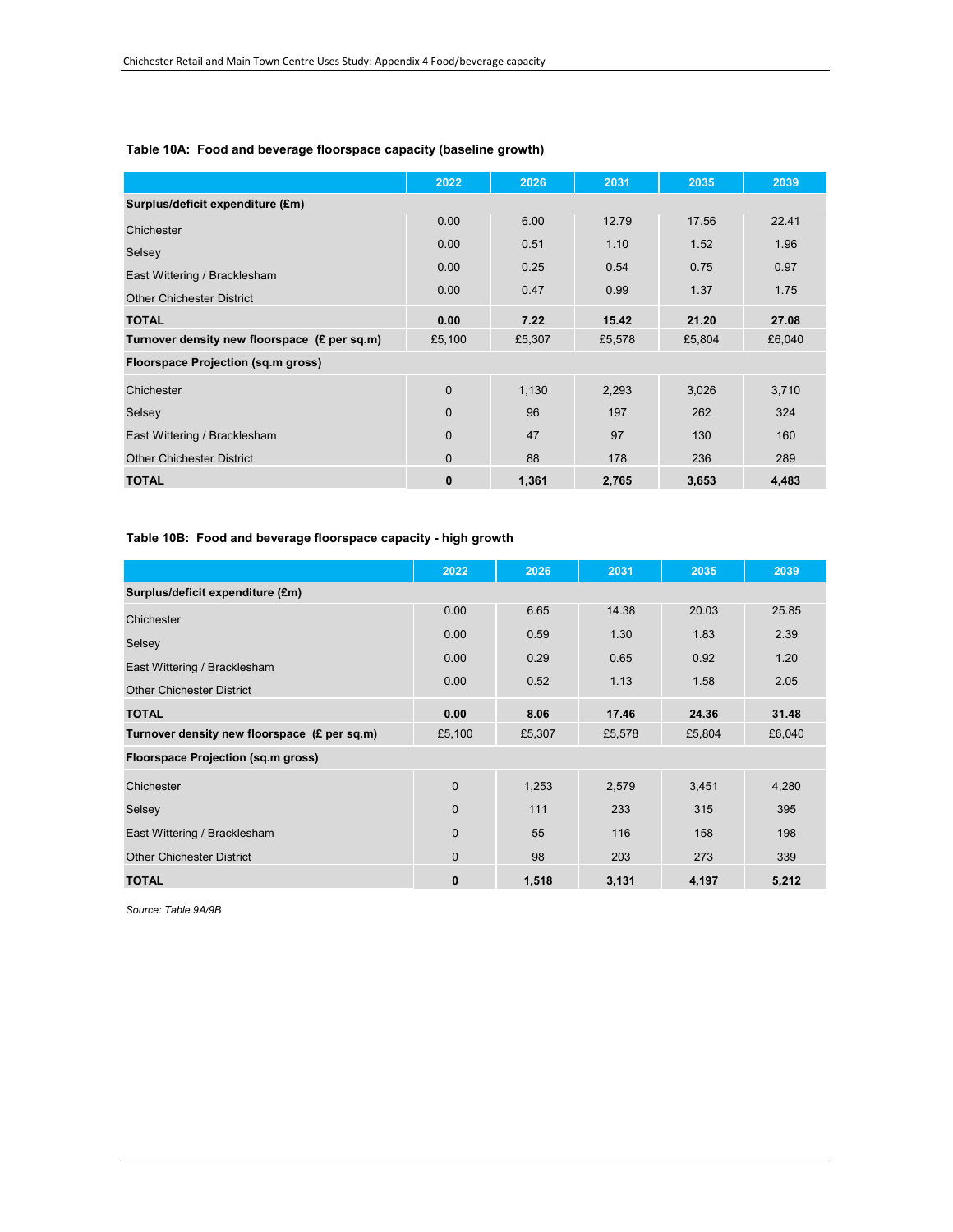**Table 10A: Food and beverage floorspace capacity (baseline growth)**

| | 2022 | 2026 | 2031 | 2035 | 2039 |
|---|---|---|---|---|---|
| **Surplus/deficit expenditure (£m)** | | | | | |
| Chichester | 0.00 | 6.00 | 12.79 | 17.56 | 22.41 |
| Selsey | 0.00 | 0.51 | 1.10 | 1.52 | 1.96 |
| East Wittering / Bracklesham | 0.00 | 0.25 | 0.54 | 0.75 | 0.97 |
| Other Chichester District | 0.00 | 0.47 | 0.99 | 1.37 | 1.75 |
| **TOTAL** | **0.00** | **7.22** | **15.42** | **21.20** | **27.08** |
| **Turnover density new floorspace (£ per sq.m)** | £5,100 | £5,307 | £5,578 | £5,804 | £6,040 |
| **Floorspace Projection (sq.m gross)** | | | | | |
| Chichester | 0 | 1,130 | 2,293 | 3,026 | 3,710 |
| Selsey | 0 | 96 | 197 | 262 | 324 |
| East Wittering / Bracklesham | 0 | 47 | 97 | 130 | 160 |
| Other Chichester District | 0 | 88 | 178 | 236 | 289 |
| **TOTAL** | **0** | **1,361** | **2,765** | **3,653** | **4,483** |

**Table 10B: Food and beverage floorspace capacity - high growth**

| | 2022 | 2026 | 2031 | 2035 | 2039 |
|---|---|---|---|---|---|
| **Surplus/deficit expenditure (£m)** | | | | | |
| Chichester | 0.00 | 6.65 | 14.38 | 20.03 | 25.85 |
| Selsey | 0.00 | 0.59 | 1.30 | 1.83 | 2.39 |
| East Wittering / Bracklesham | 0.00 | 0.29 | 0.65 | 0.92 | 1.20 |
| Other Chichester District | 0.00 | 0.52 | 1.13 | 1.58 | 2.05 |
| **TOTAL** | **0.00** | **8.06** | **17.46** | **24.36** | **31.48** |
| **Turnover density new floorspace (£ per sq.m)** | £5,100 | £5,307 | £5,578 | £5,804 | £6,040 |
| **Floorspace Projection (sq.m gross)** | | | | | |
| Chichester | 0 | 1,253 | 2,579 | 3,451 | 4,280 |
| Selsey | 0 | 111 | 233 | 315 | 395 |
| East Wittering / Bracklesham | 0 | 55 | 116 | 158 | 198 |
| Other Chichester District | 0 | 98 | 203 | 273 | 339 |
| **TOTAL** | **0** | **1,518** | **3,131** | **4,197** | **5,212** |

*Source: Table 9A/9B*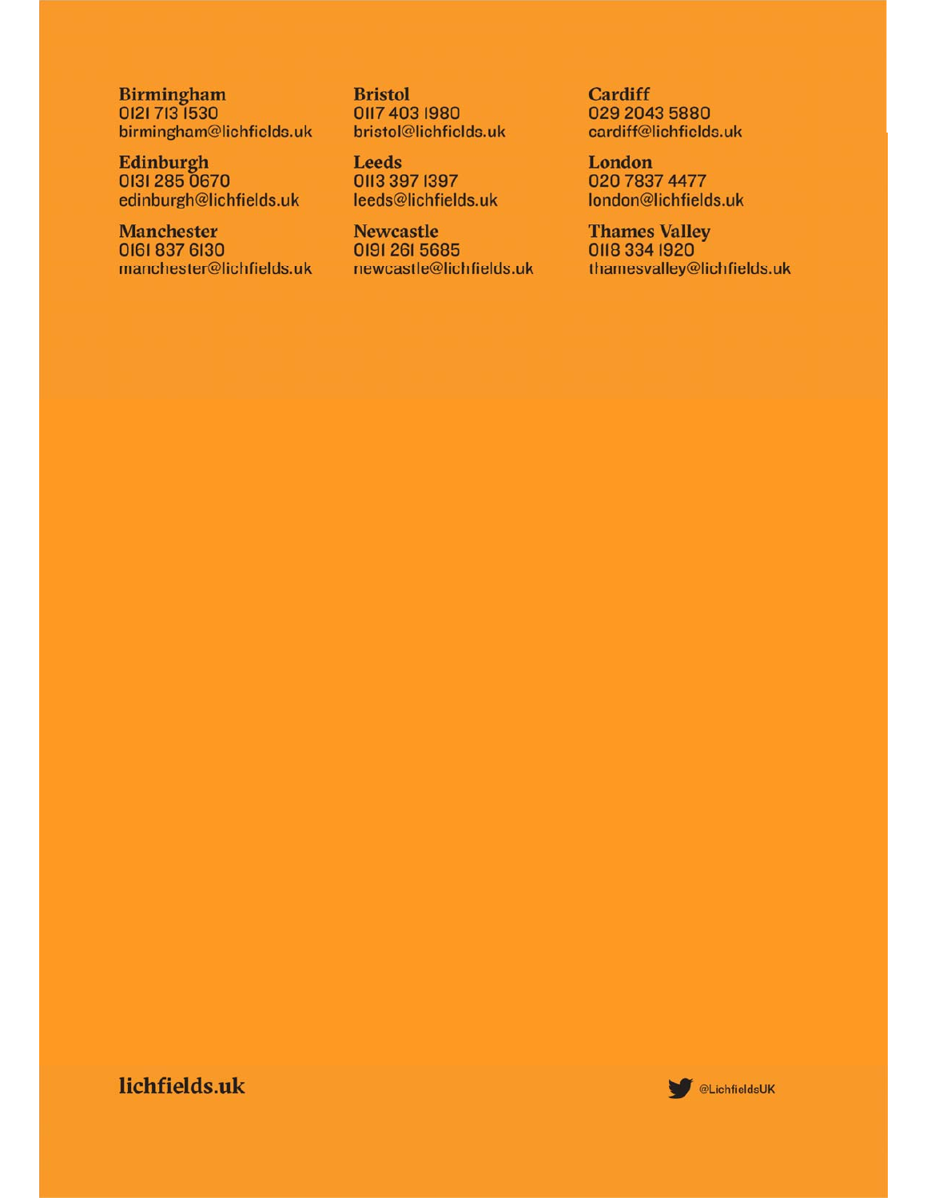**Birmingham**
0121 713 1530
birmingham@lichfields.uk

**Bristol**
0117 403 1980
bristol@lichfields.uk

**Cardiff**
029 2043 5880
cardiff@lichfields.uk

**Edinburgh**
0131 285 0670
edinburgh@lichfields.uk

**Leeds**
0113 397 1397
leeds@lichfields.uk

**London**
020 7837 4477
london@lichfields.uk

**Manchester**
0161 837 6130
manchester@lichfields.uk

**Newcastle**
0191 261 5685
newcastle@lichfields.uk

**Thames Valley**
0118 334 1920
thamesvalley@lichfields.uk

**lichfields.uk**

@LichfieldsUK